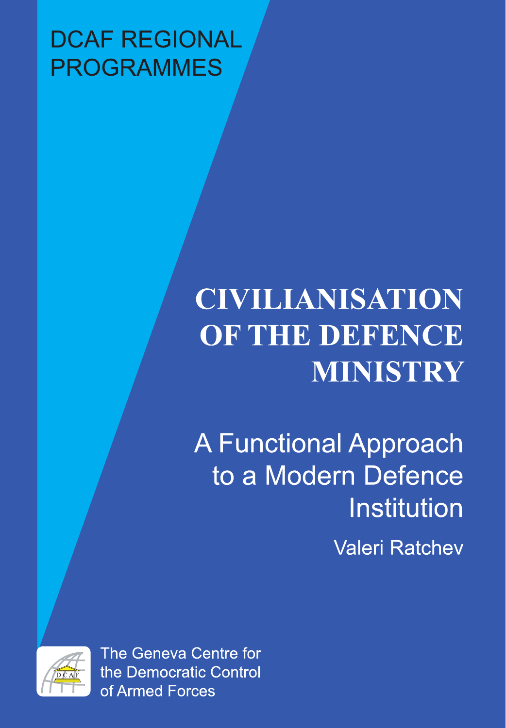DCAF REGIONAL PROGRAMMES

# CIVILIANISATION OF THE DEFENCE MINISTRY

## A Functional Approach to a Modern Defence Institution

Valeri Ratchev

The Geneva Centre for the Democratic Control of Armed Forces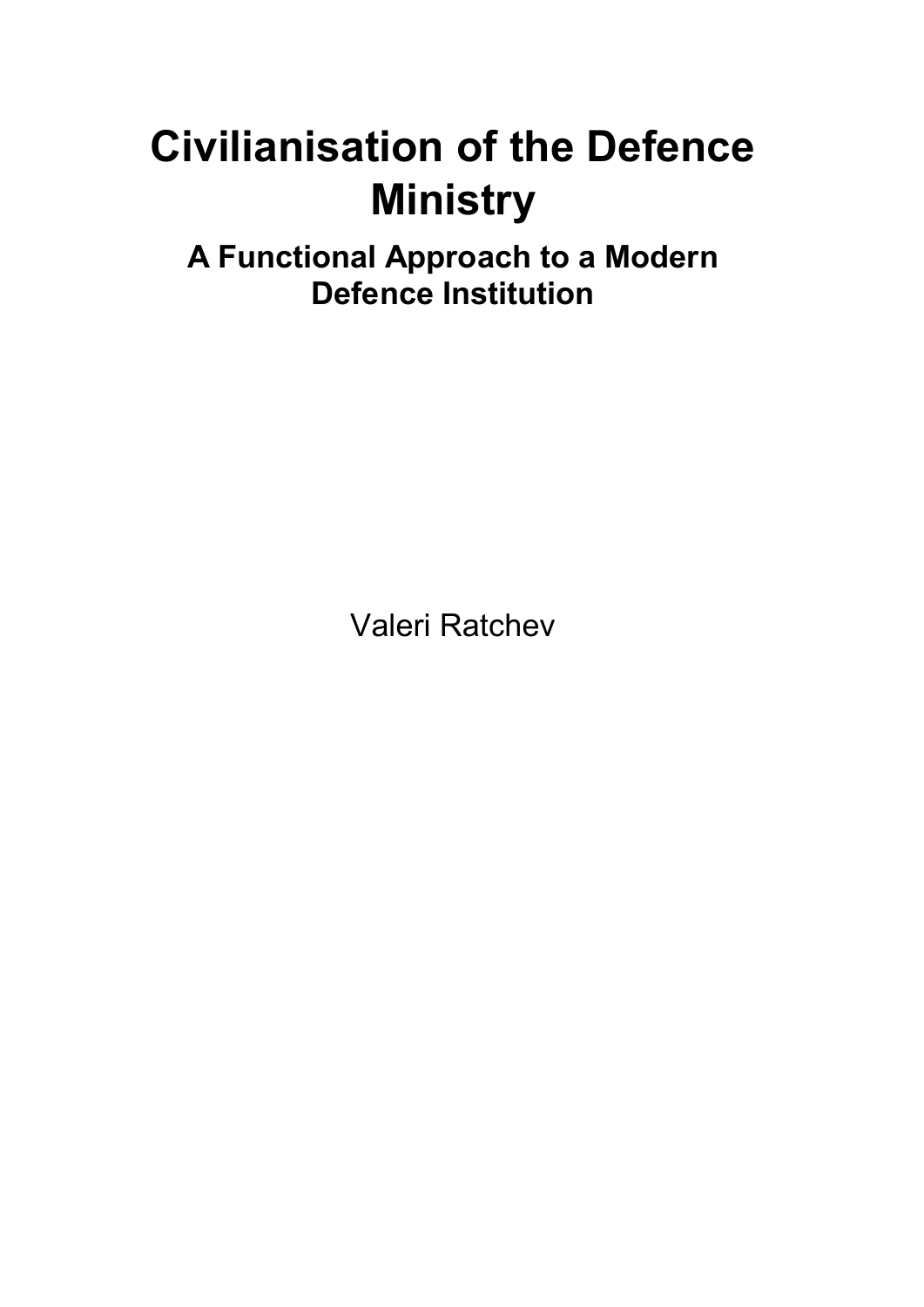# Civilianisation of the Defence Ministry

## A Functional Approach to a Modern Defence Institution

Valeri Ratchev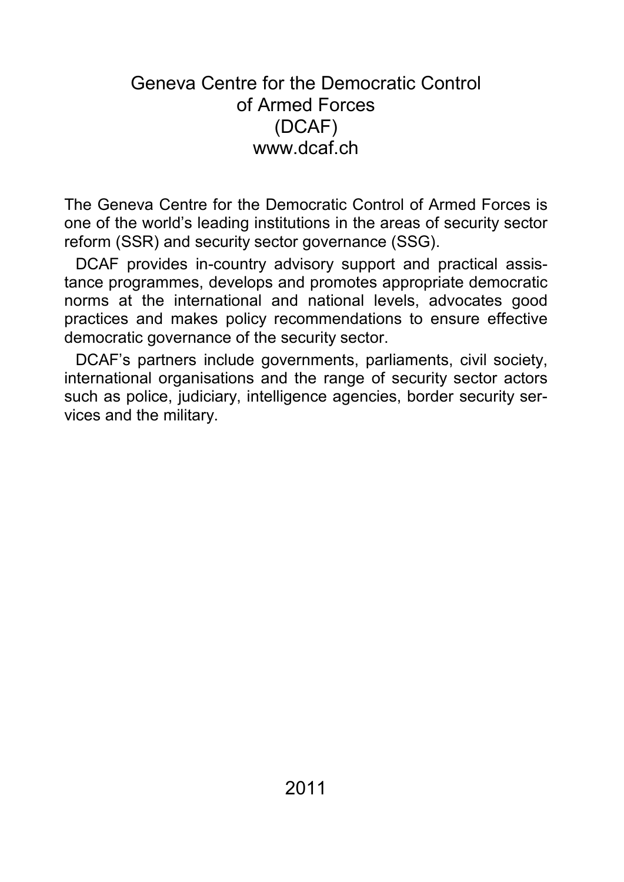# Geneva Centre for the Democratic Control of Armed Forces (DCAF)

www.dcaf.ch

The Geneva Centre for the Democratic Control of Armed Forces is one of the world's leading institutions in the areas of security sector reform (SSR) and security sector governance (SSG).

DCAF provides in-country advisory support and practical assistance programmes, develops and promotes appropriate democratic norms at the international and national levels, advocates good practices and makes policy recommendations to ensure effective democratic governance of the security sector.

DCAF's partners include governments, parliaments, civil society, international organisations and the range of security sector actors such as police, judiciary, intelligence agencies, border security services and the military.

2011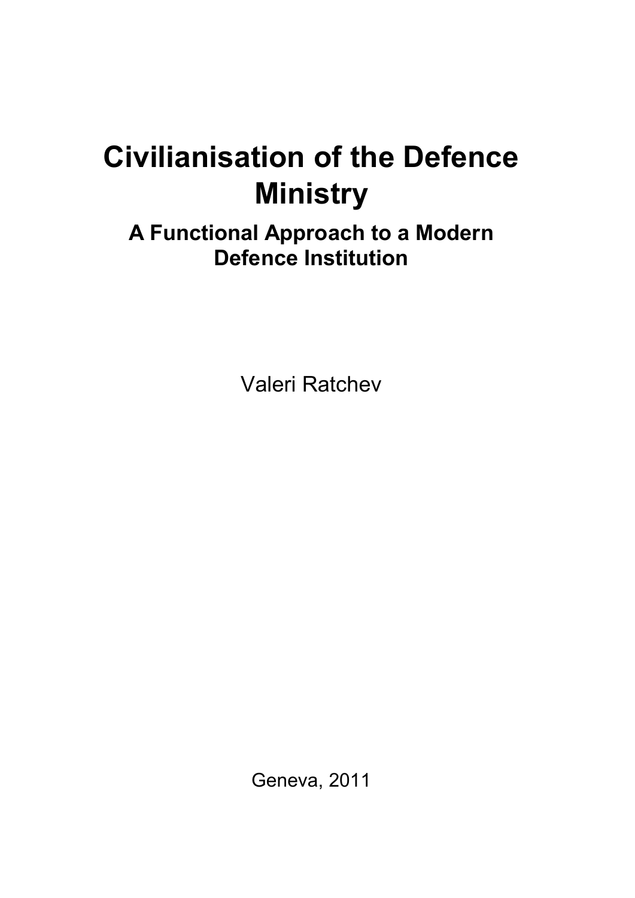# Civilianisation of the Defence Ministry

### A Functional Approach to a Modern Defence Institution

Valeri Ratchev

Geneva, 2011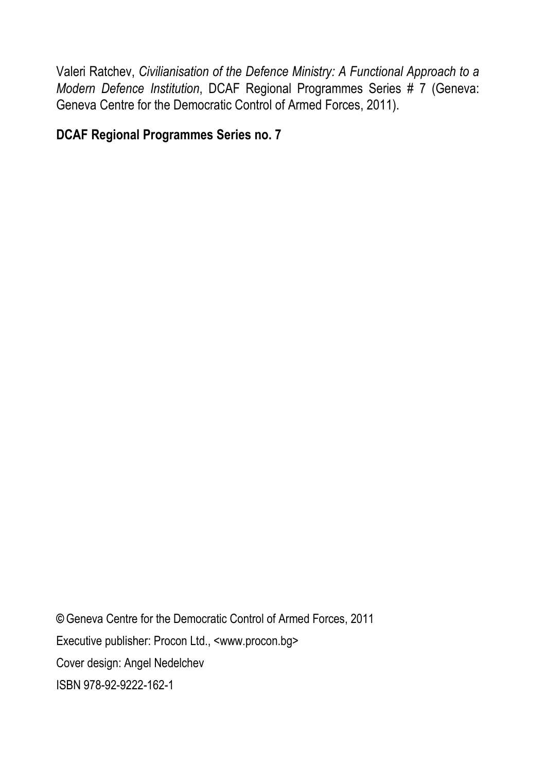Valeri Ratchev, *Civilianisation of the Defence Ministry: A Functional Approach to a Modern Defence Institution*, DCAF Regional Programmes Series # 7 (Geneva: Geneva Centre for the Democratic Control of Armed Forces, 2011).

**DCAF Regional Programmes Series no. 7**

© Geneva Centre for the Democratic Control of Armed Forces, 2011

Executive publisher: Procon Ltd., <www.procon.bg>

Cover design: Angel Nedelchev

ISBN 978-92-9222-162-1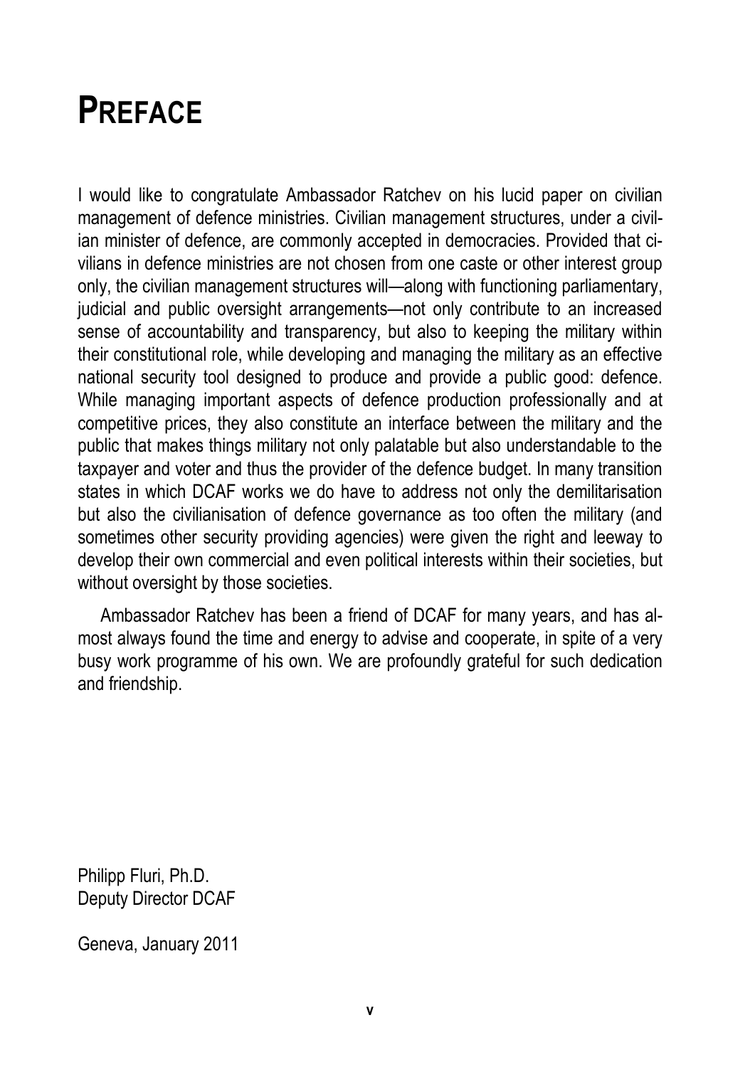# PREFACE

I would like to congratulate Ambassador Ratchev on his lucid paper on civilian management of defence ministries. Civilian management structures, under a civilian minister of defence, are commonly accepted in democracies. Provided that civilians in defence ministries are not chosen from one caste or other interest group only, the civilian management structures will—along with functioning parliamentary, judicial and public oversight arrangements—not only contribute to an increased sense of accountability and transparency, but also to keeping the military within their constitutional role, while developing and managing the military as an effective national security tool designed to produce and provide a public good: defence. While managing important aspects of defence production professionally and at competitive prices, they also constitute an interface between the military and the public that makes things military not only palatable but also understandable to the taxpayer and voter and thus the provider of the defence budget. In many transition states in which DCAF works we do have to address not only the demilitarisation but also the civilianisation of defence governance as too often the military (and sometimes other security providing agencies) were given the right and leeway to develop their own commercial and even political interests within their societies, but without oversight by those societies.

Ambassador Ratchev has been a friend of DCAF for many years, and has almost always found the time and energy to advise and cooperate, in spite of a very busy work programme of his own. We are profoundly grateful for such dedication and friendship.

Philipp Fluri, Ph.D.
Deputy Director DCAF

Geneva, January 2011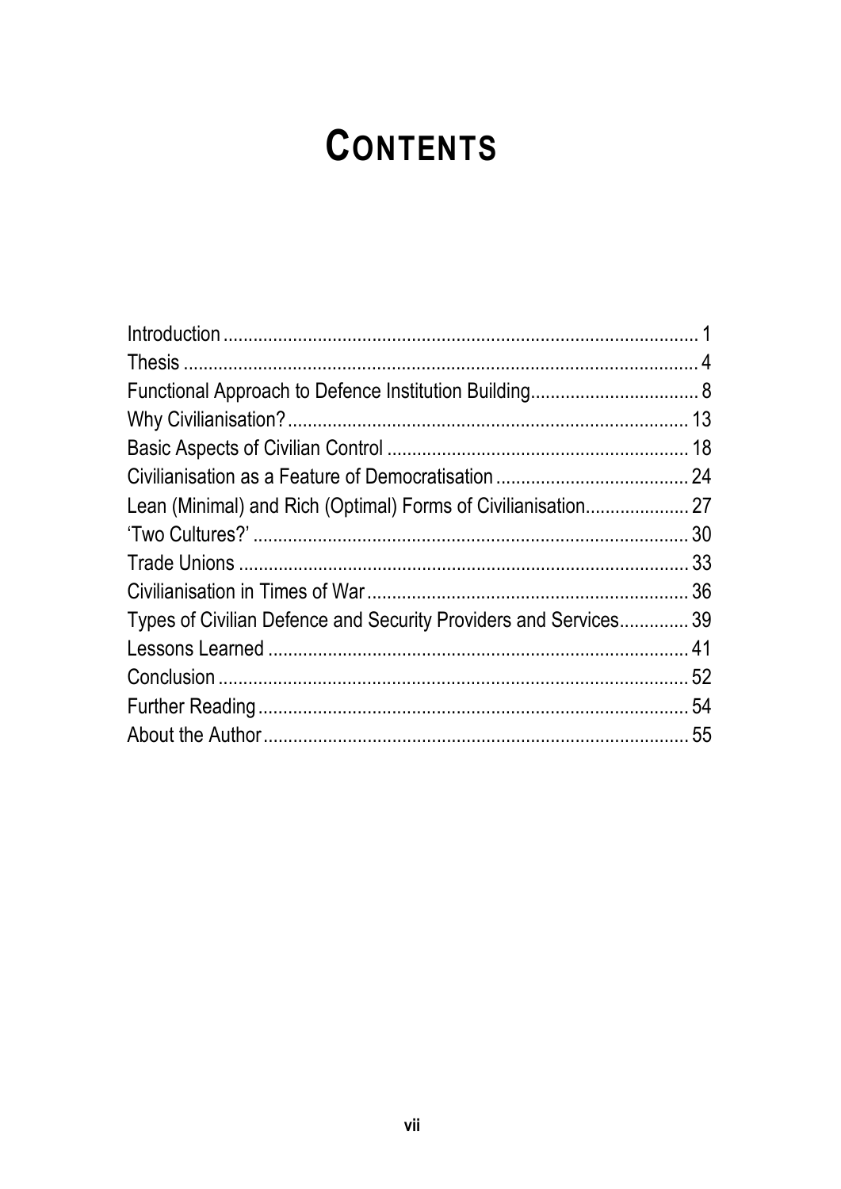# CONTENTS

| | |
|---|---|
| Introduction | 1 |
| Thesis | 4 |
| Functional Approach to Defence Institution Building | 8 |
| Why Civilianisation? | 13 |
| Basic Aspects of Civilian Control | 18 |
| Civilianisation as a Feature of Democratisation | 24 |
| Lean (Minimal) and Rich (Optimal) Forms of Civilianisation | 27 |
| 'Two Cultures?' | 30 |
| Trade Unions | 33 |
| Civilianisation in Times of War | 36 |
| Types of Civilian Defence and Security Providers and Services | 39 |
| Lessons Learned | 41 |
| Conclusion | 52 |
| Further Reading | 54 |
| About the Author | 55 |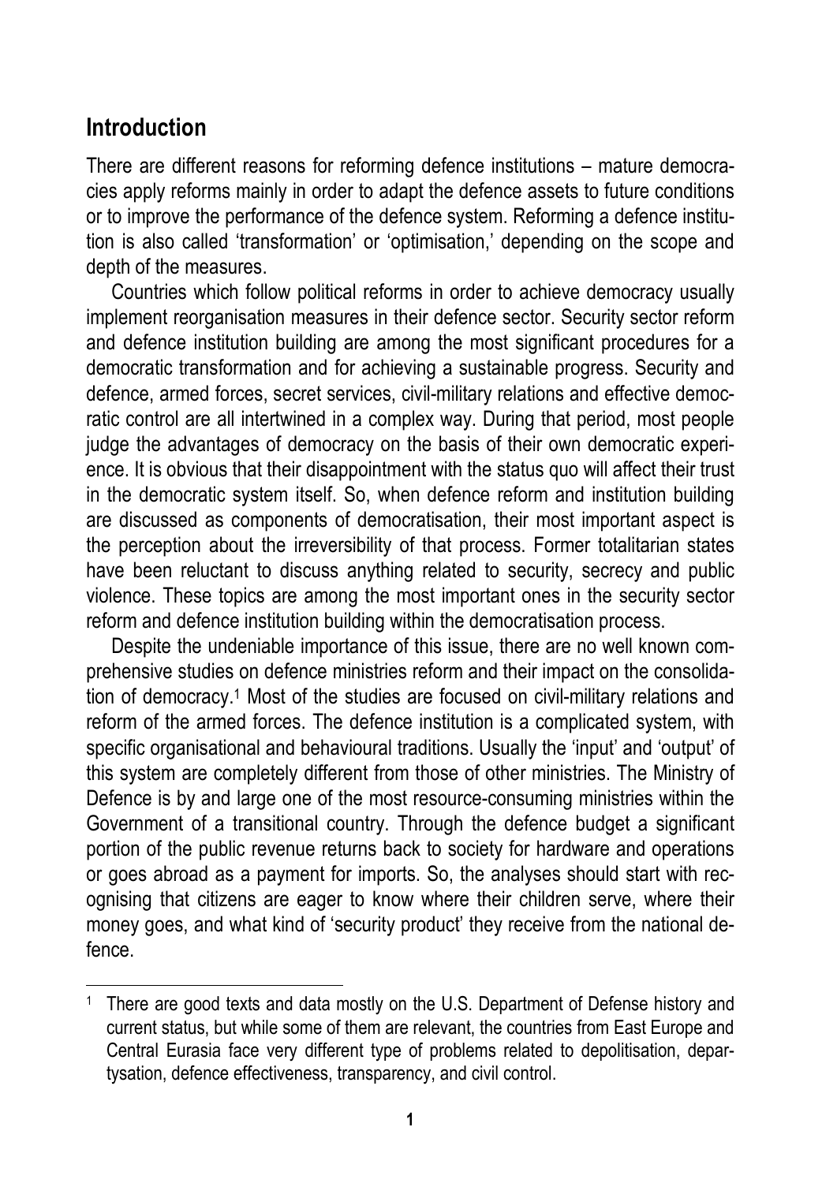## Introduction

There are different reasons for reforming defence institutions – mature democracies apply reforms mainly in order to adapt the defence assets to future conditions or to improve the performance of the defence system. Reforming a defence institution is also called 'transformation' or 'optimisation,' depending on the scope and depth of the measures.

Countries which follow political reforms in order to achieve democracy usually implement reorganisation measures in their defence sector. Security sector reform and defence institution building are among the most significant procedures for a democratic transformation and for achieving a sustainable progress. Security and defence, armed forces, secret services, civil-military relations and effective democratic control are all intertwined in a complex way. During that period, most people judge the advantages of democracy on the basis of their own democratic experience. It is obvious that their disappointment with the status quo will affect their trust in the democratic system itself. So, when defence reform and institution building are discussed as components of democratisation, their most important aspect is the perception about the irreversibility of that process. Former totalitarian states have been reluctant to discuss anything related to security, secrecy and public violence. These topics are among the most important ones in the security sector reform and defence institution building within the democratisation process.

Despite the undeniable importance of this issue, there are no well known comprehensive studies on defence ministries reform and their impact on the consolidation of democracy.[1] Most of the studies are focused on civil-military relations and reform of the armed forces. The defence institution is a complicated system, with specific organisational and behavioural traditions. Usually the 'input' and 'output' of this system are completely different from those of other ministries. The Ministry of Defence is by and large one of the most resource-consuming ministries within the Government of a transitional country. Through the defence budget a significant portion of the public revenue returns back to society for hardware and operations or goes abroad as a payment for imports. So, the analyses should start with recognising that citizens are eager to know where their children serve, where their money goes, and what kind of 'security product' they receive from the national defence.

---

[1] There are good texts and data mostly on the U.S. Department of Defense history and current status, but while some of them are relevant, the countries from East Europe and Central Eurasia face very different type of problems related to depolitisation, departysation, defence effectiveness, transparency, and civil control.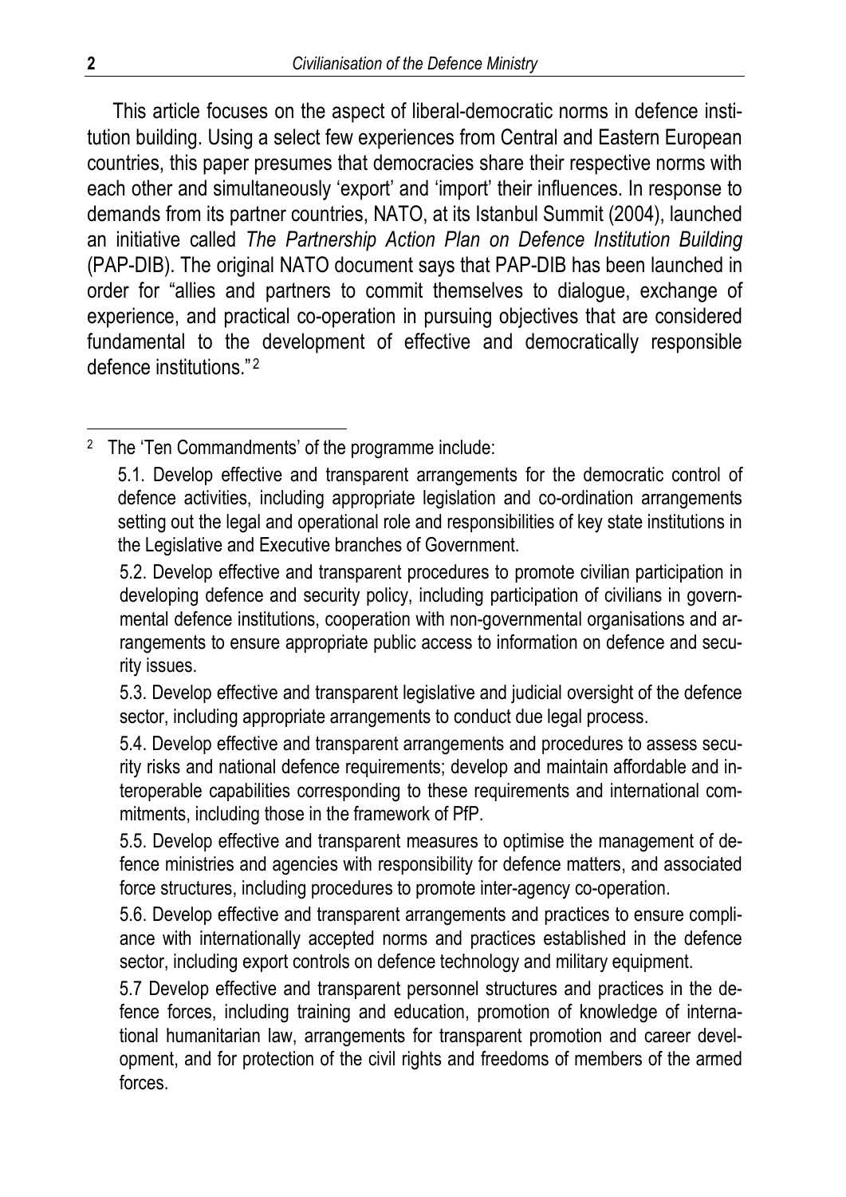This article focuses on the aspect of liberal-democratic norms in defence institution building. Using a select few experiences from Central and Eastern European countries, this paper presumes that democracies share their respective norms with each other and simultaneously 'export' and 'import' their influences. In response to demands from its partner countries, NATO, at its Istanbul Summit (2004), launched an initiative called *The Partnership Action Plan on Defence Institution Building* (PAP-DIB). The original NATO document says that PAP-DIB has been launched in order for "allies and partners to commit themselves to dialogue, exchange of experience, and practical co-operation in pursuing objectives that are considered fundamental to the development of effective and democratically responsible defence institutions."[2]

---

[2] The 'Ten Commandments' of the programme include:

5.1. Develop effective and transparent arrangements for the democratic control of defence activities, including appropriate legislation and co-ordination arrangements setting out the legal and operational role and responsibilities of key state institutions in the Legislative and Executive branches of Government.

5.2. Develop effective and transparent procedures to promote civilian participation in developing defence and security policy, including participation of civilians in governmental defence institutions, cooperation with non-governmental organisations and arrangements to ensure appropriate public access to information on defence and security issues.

5.3. Develop effective and transparent legislative and judicial oversight of the defence sector, including appropriate arrangements to conduct due legal process.

5.4. Develop effective and transparent arrangements and procedures to assess security risks and national defence requirements; develop and maintain affordable and interoperable capabilities corresponding to these requirements and international commitments, including those in the framework of PfP.

5.5. Develop effective and transparent measures to optimise the management of defence ministries and agencies with responsibility for defence matters, and associated force structures, including procedures to promote inter-agency co-operation.

5.6. Develop effective and transparent arrangements and practices to ensure compliance with internationally accepted norms and practices established in the defence sector, including export controls on defence technology and military equipment.

5.7 Develop effective and transparent personnel structures and practices in the defence forces, including training and education, promotion of knowledge of international humanitarian law, arrangements for transparent promotion and career development, and for protection of the civil rights and freedoms of members of the armed forces.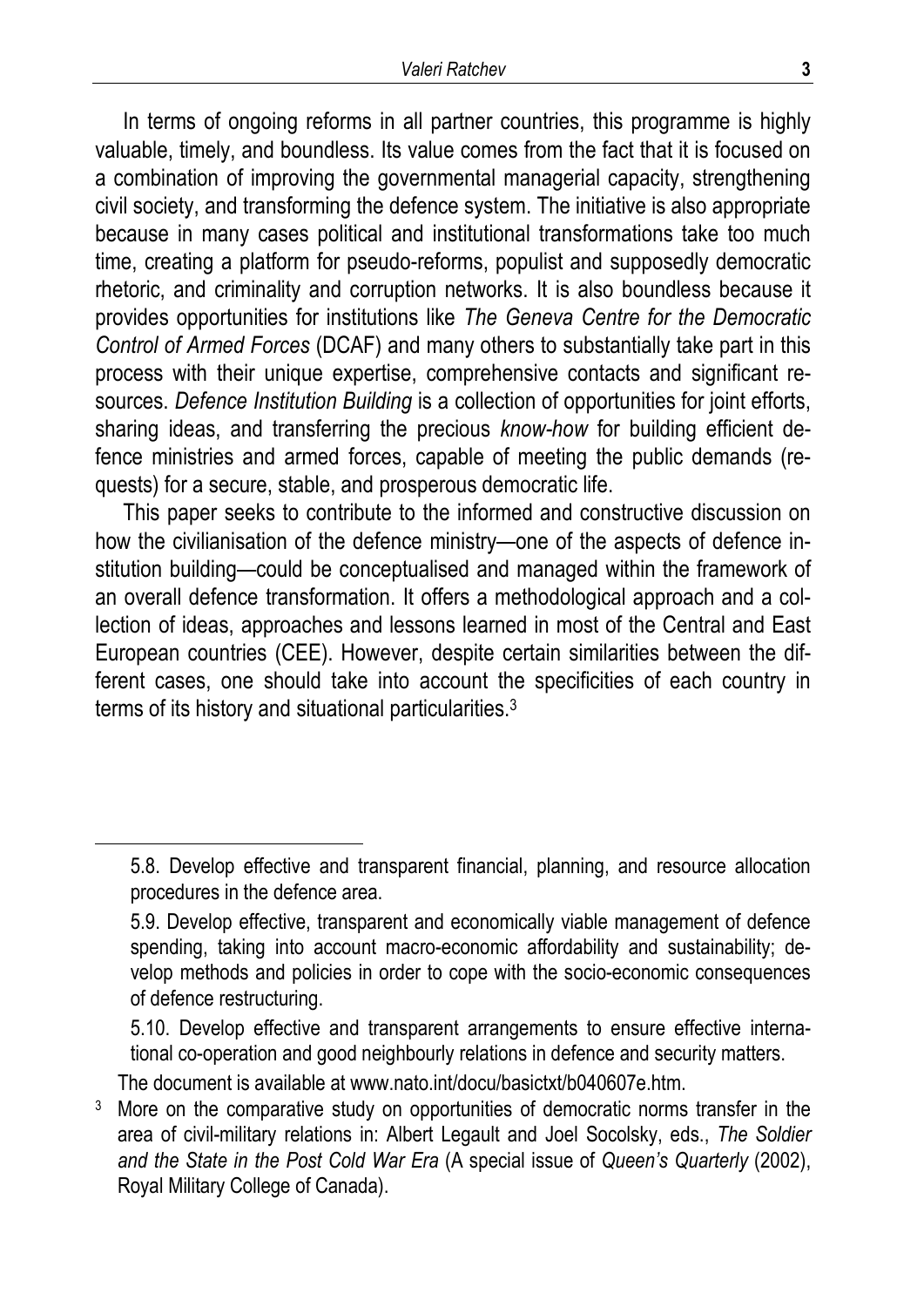In terms of ongoing reforms in all partner countries, this programme is highly valuable, timely, and boundless. Its value comes from the fact that it is focused on a combination of improving the governmental managerial capacity, strengthening civil society, and transforming the defence system. The initiative is also appropriate because in many cases political and institutional transformations take too much time, creating a platform for pseudo-reforms, populist and supposedly democratic rhetoric, and criminality and corruption networks. It is also boundless because it provides opportunities for institutions like *The Geneva Centre for the Democratic Control of Armed Forces* (DCAF) and many others to substantially take part in this process with their unique expertise, comprehensive contacts and significant resources. *Defence Institution Building* is a collection of opportunities for joint efforts, sharing ideas, and transferring the precious *know-how* for building efficient defence ministries and armed forces, capable of meeting the public demands (requests) for a secure, stable, and prosperous democratic life.

This paper seeks to contribute to the informed and constructive discussion on how the civilianisation of the defence ministry—one of the aspects of defence institution building—could be conceptualised and managed within the framework of an overall defence transformation. It offers a methodological approach and a collection of ideas, approaches and lessons learned in most of the Central and East European countries (CEE). However, despite certain similarities between the different cases, one should take into account the specificities of each country in terms of its history and situational particularities.[3]

---

5.8. Develop effective and transparent financial, planning, and resource allocation procedures in the defence area.

5.9. Develop effective, transparent and economically viable management of defence spending, taking into account macro-economic affordability and sustainability; develop methods and policies in order to cope with the socio-economic consequences of defence restructuring.

5.10. Develop effective and transparent arrangements to ensure effective international co-operation and good neighbourly relations in defence and security matters.

The document is available at www.nato.int/docu/basictxt/b040607e.htm.

[3] More on the comparative study on opportunities of democratic norms transfer in the area of civil-military relations in: Albert Legault and Joel Socolsky, eds., *The Soldier and the State in the Post Cold War Era* (A special issue of *Queen's Quarterly* (2002), Royal Military College of Canada).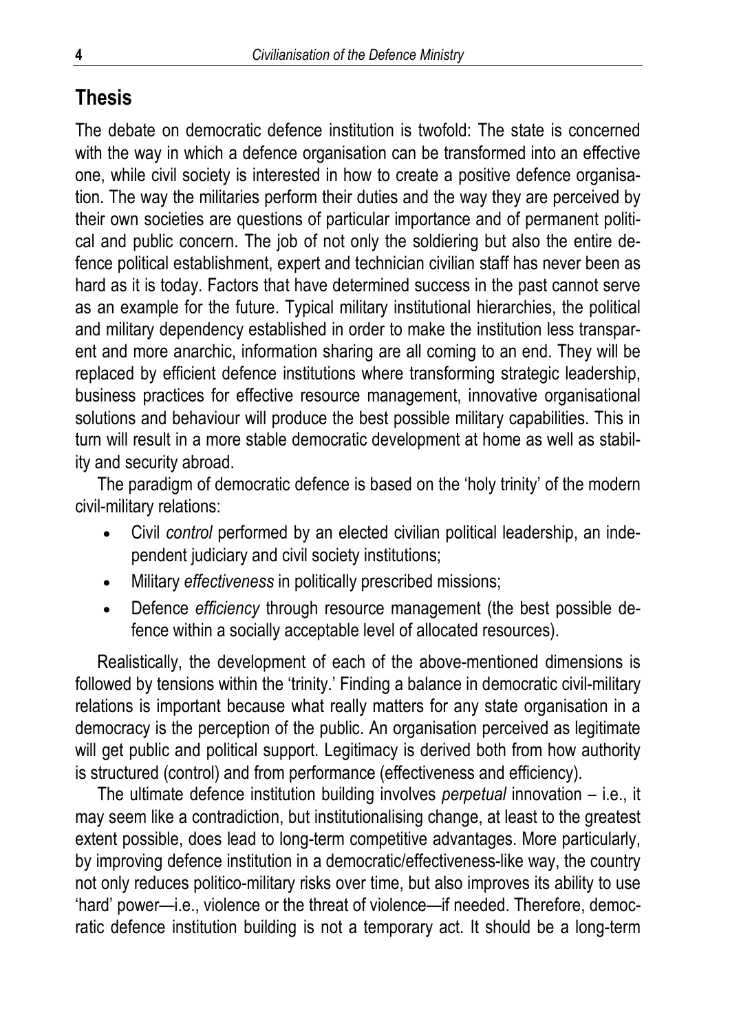## Thesis

The debate on democratic defence institution is twofold: The state is concerned with the way in which a defence organisation can be transformed into an effective one, while civil society is interested in how to create a positive defence organisation. The way the militaries perform their duties and the way they are perceived by their own societies are questions of particular importance and of permanent political and public concern. The job of not only the soldiering but also the entire defence political establishment, expert and technician civilian staff has never been as hard as it is today. Factors that have determined success in the past cannot serve as an example for the future. Typical military institutional hierarchies, the political and military dependency established in order to make the institution less transparent and more anarchic, information sharing are all coming to an end. They will be replaced by efficient defence institutions where transforming strategic leadership, business practices for effective resource management, innovative organisational solutions and behaviour will produce the best possible military capabilities. This in turn will result in a more stable democratic development at home as well as stability and security abroad.

The paradigm of democratic defence is based on the 'holy trinity' of the modern civil-military relations:

- Civil *control* performed by an elected civilian political leadership, an independent judiciary and civil society institutions;
- Military *effectiveness* in politically prescribed missions;
- Defence *efficiency* through resource management (the best possible defence within a socially acceptable level of allocated resources).

Realistically, the development of each of the above-mentioned dimensions is followed by tensions within the 'trinity.' Finding a balance in democratic civil-military relations is important because what really matters for any state organisation in a democracy is the perception of the public. An organisation perceived as legitimate will get public and political support. Legitimacy is derived both from how authority is structured (control) and from performance (effectiveness and efficiency).

The ultimate defence institution building involves *perpetual* innovation – i.e., it may seem like a contradiction, but institutionalising change, at least to the greatest extent possible, does lead to long-term competitive advantages. More particularly, by improving defence institution in a democratic/effectiveness-like way, the country not only reduces politico-military risks over time, but also improves its ability to use 'hard' power—i.e., violence or the threat of violence—if needed. Therefore, democratic defence institution building is not a temporary act. It should be a long-term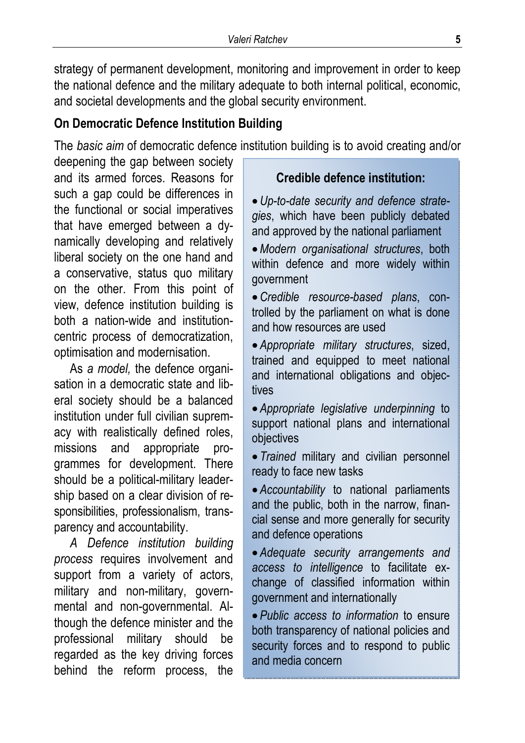strategy of permanent development, monitoring and improvement in order to keep the national defence and the military adequate to both internal political, economic, and societal developments and the global security environment.

### On Democratic Defence Institution Building

The *basic aim* of democratic defence institution building is to avoid creating and/or deepening the gap between society and its armed forces. Reasons for such a gap could be differences in the functional or social imperatives that have emerged between a dynamically developing and relatively liberal society on the one hand and a conservative, status quo military on the other. From this point of view, defence institution building is both a nation-wide and institution-centric process of democratization, optimisation and modernisation.

As *a model,* the defence organisation in a democratic state and liberal society should be a balanced institution under full civilian supremacy with realistically defined roles, missions and appropriate programmes for development. There should be a political-military leadership based on a clear division of responsibilities, professionalism, transparency and accountability.

*A Defence institution building process* requires involvement and support from a variety of actors, military and non-military, governmental and non-governmental. Although the defence minister and the professional military should be regarded as the key driving forces behind the reform process, the

**Credible defence institution:**

- *Up-to-date security and defence strategies*, which have been publicly debated and approved by the national parliament
- *Modern organisational structures*, both within defence and more widely within government
- *Credible resource-based plans*, controlled by the parliament on what is done and how resources are used
- *Appropriate military structures*, sized, trained and equipped to meet national and international obligations and objectives
- *Appropriate legislative underpinning* to support national plans and international objectives
- *Trained* military and civilian personnel ready to face new tasks
- *Accountability* to national parliaments and the public, both in the narrow, financial sense and more generally for security and defence operations
- *Adequate security arrangements and access to intelligence* to facilitate exchange of classified information within government and internationally
- *Public access to information* to ensure both transparency of national policies and security forces and to respond to public and media concern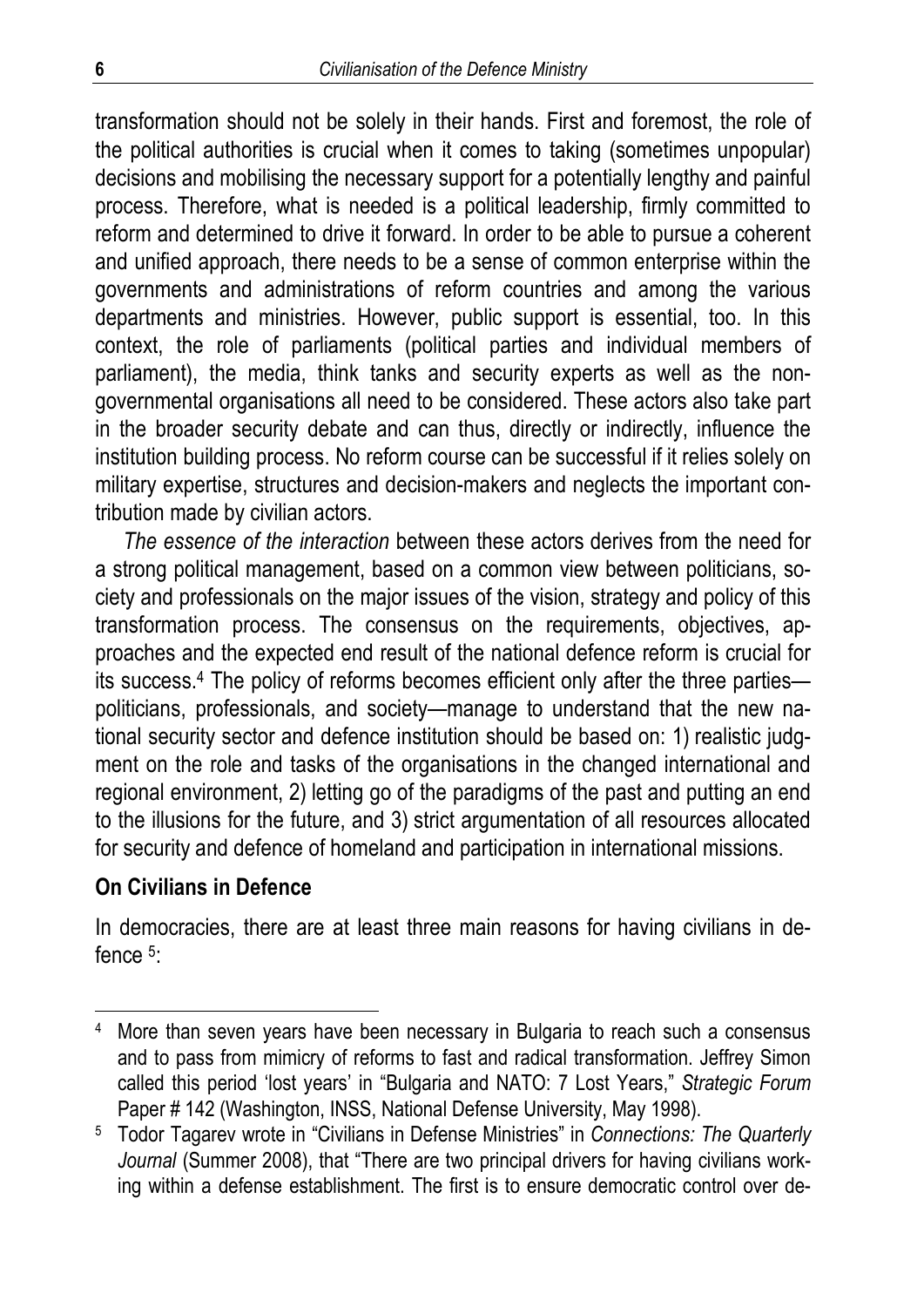transformation should not be solely in their hands. First and foremost, the role of the political authorities is crucial when it comes to taking (sometimes unpopular) decisions and mobilising the necessary support for a potentially lengthy and painful process. Therefore, what is needed is a political leadership, firmly committed to reform and determined to drive it forward. In order to be able to pursue a coherent and unified approach, there needs to be a sense of common enterprise within the governments and administrations of reform countries and among the various departments and ministries. However, public support is essential, too. In this context, the role of parliaments (political parties and individual members of parliament), the media, think tanks and security experts as well as the non-governmental organisations all need to be considered. These actors also take part in the broader security debate and can thus, directly or indirectly, influence the institution building process. No reform course can be successful if it relies solely on military expertise, structures and decision-makers and neglects the important contribution made by civilian actors.

*The essence of the interaction* between these actors derives from the need for a strong political management, based on a common view between politicians, society and professionals on the major issues of the vision, strategy and policy of this transformation process. The consensus on the requirements, objectives, approaches and the expected end result of the national defence reform is crucial for its success.[4] The policy of reforms becomes efficient only after the three parties—politicians, professionals, and society—manage to understand that the new national security sector and defence institution should be based on: 1) realistic judgment on the role and tasks of the organisations in the changed international and regional environment, 2) letting go of the paradigms of the past and putting an end to the illusions for the future, and 3) strict argumentation of all resources allocated for security and defence of homeland and participation in international missions.

### On Civilians in Defence

In democracies, there are at least three main reasons for having civilians in defence [5]:

---

[4] More than seven years have been necessary in Bulgaria to reach such a consensus and to pass from mimicry of reforms to fast and radical transformation. Jeffrey Simon called this period 'lost years' in "Bulgaria and NATO: 7 Lost Years," *Strategic Forum* Paper # 142 (Washington, INSS, National Defense University, May 1998).

[5] Todor Tagarev wrote in "Civilians in Defense Ministries" in *Connections: The Quarterly Journal* (Summer 2008), that "There are two principal drivers for having civilians working within a defense establishment. The first is to ensure democratic control over de-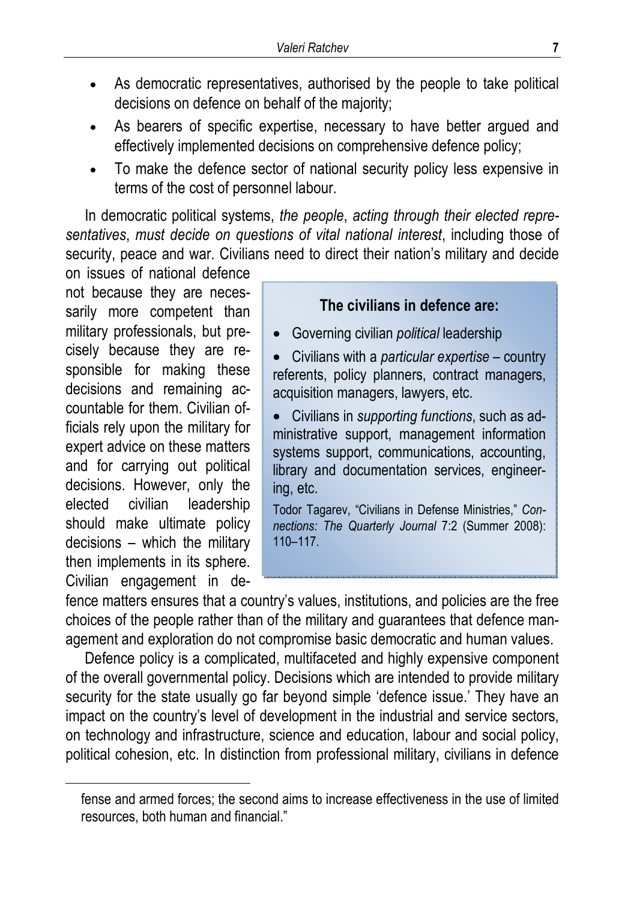- As democratic representatives, authorised by the people to take political decisions on defence on behalf of the majority;
- As bearers of specific expertise, necessary to have better argued and effectively implemented decisions on comprehensive defence policy;
- To make the defence sector of national security policy less expensive in terms of the cost of personnel labour.

In democratic political systems, *the people*, *acting through their elected representatives*, *must decide on questions of vital national interest*, including those of security, peace and war. Civilians need to direct their nation's military and decide on issues of national defence not because they are necessarily more competent than military professionals, but precisely because they are responsible for making these decisions and remaining accountable for them. Civilian officials rely upon the military for expert advice on these matters and for carrying out political decisions. However, only the elected civilian leadership should make ultimate policy decisions – which the military then implements in its sphere. Civilian engagement in defence matters ensures that a country's values, institutions, and policies are the free choices of the people rather than of the military and guarantees that defence management and exploration do not compromise basic democratic and human values.

> **The civilians in defence are:**
>
> - Governing civilian *political* leadership
> - Civilians with a *particular expertise* – country referents, policy planners, contract managers, acquisition managers, lawyers, etc.
> - Civilians in *supporting functions*, such as administrative support, management information systems support, communications, accounting, library and documentation services, engineering, etc.
>
> Todor Tagarev, "Civilians in Defense Ministries," *Connections: The Quarterly Journal* 7:2 (Summer 2008): 110–117.

Defence policy is a complicated, multifaceted and highly expensive component of the overall governmental policy. Decisions which are intended to provide military security for the state usually go far beyond simple 'defence issue.' They have an impact on the country's level of development in the industrial and service sectors, on technology and infrastructure, science and education, labour and social policy, political cohesion, etc. In distinction from professional military, civilians in defence

---

fense and armed forces; the second aims to increase effectiveness in the use of limited resources, both human and financial."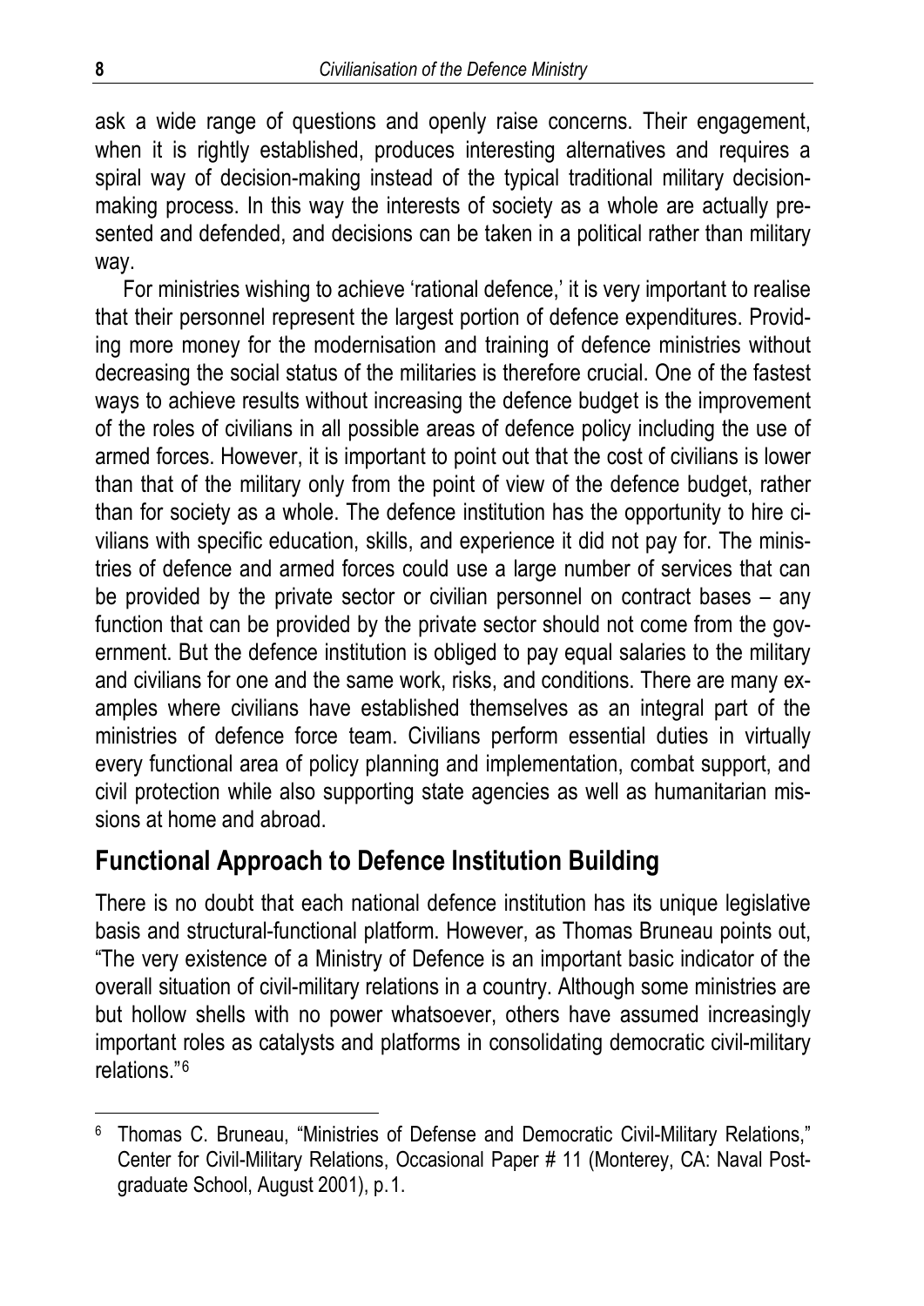ask a wide range of questions and openly raise concerns. Their engagement, when it is rightly established, produces interesting alternatives and requires a spiral way of decision-making instead of the typical traditional military decision-making process. In this way the interests of society as a whole are actually presented and defended, and decisions can be taken in a political rather than military way.

For ministries wishing to achieve 'rational defence,' it is very important to realise that their personnel represent the largest portion of defence expenditures. Providing more money for the modernisation and training of defence ministries without decreasing the social status of the militaries is therefore crucial. One of the fastest ways to achieve results without increasing the defence budget is the improvement of the roles of civilians in all possible areas of defence policy including the use of armed forces. However, it is important to point out that the cost of civilians is lower than that of the military only from the point of view of the defence budget, rather than for society as a whole. The defence institution has the opportunity to hire civilians with specific education, skills, and experience it did not pay for. The ministries of defence and armed forces could use a large number of services that can be provided by the private sector or civilian personnel on contract bases – any function that can be provided by the private sector should not come from the government. But the defence institution is obliged to pay equal salaries to the military and civilians for one and the same work, risks, and conditions. There are many examples where civilians have established themselves as an integral part of the ministries of defence force team. Civilians perform essential duties in virtually every functional area of policy planning and implementation, combat support, and civil protection while also supporting state agencies as well as humanitarian missions at home and abroad.

## Functional Approach to Defence Institution Building

There is no doubt that each national defence institution has its unique legislative basis and structural-functional platform. However, as Thomas Bruneau points out, "The very existence of a Ministry of Defence is an important basic indicator of the overall situation of civil-military relations in a country. Although some ministries are but hollow shells with no power whatsoever, others have assumed increasingly important roles as catalysts and platforms in consolidating democratic civil-military relations."[6]

---

[6] Thomas C. Bruneau, "Ministries of Defense and Democratic Civil-Military Relations," Center for Civil-Military Relations, Occasional Paper # 11 (Monterey, CA: Naval Postgraduate School, August 2001), p. 1.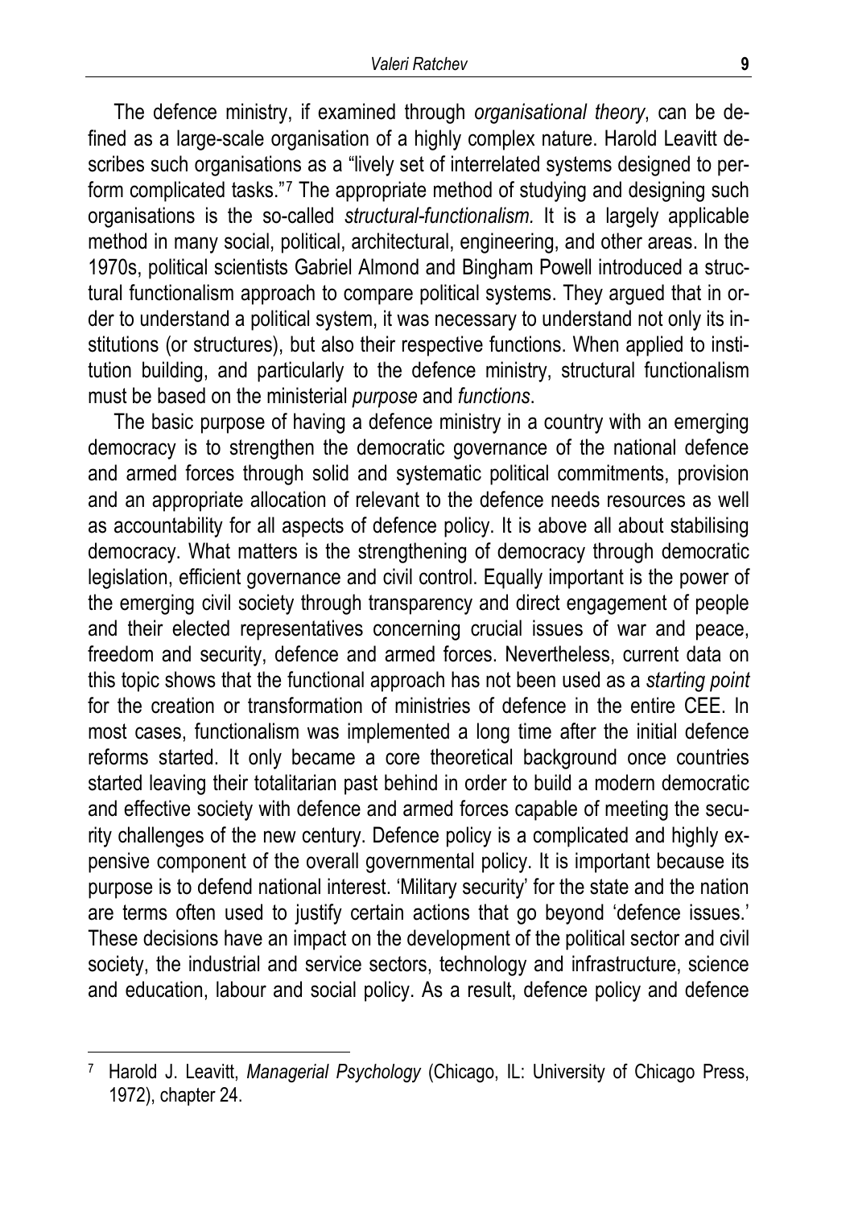The defence ministry, if examined through *organisational theory*, can be defined as a large-scale organisation of a highly complex nature. Harold Leavitt describes such organisations as a "lively set of interrelated systems designed to perform complicated tasks."[7] The appropriate method of studying and designing such organisations is the so-called *structural-functionalism.* It is a largely applicable method in many social, political, architectural, engineering, and other areas. In the 1970s, political scientists Gabriel Almond and Bingham Powell introduced a structural functionalism approach to compare political systems. They argued that in order to understand a political system, it was necessary to understand not only its institutions (or structures), but also their respective functions. When applied to institution building, and particularly to the defence ministry, structural functionalism must be based on the ministerial *purpose* and *functions*.

The basic purpose of having a defence ministry in a country with an emerging democracy is to strengthen the democratic governance of the national defence and armed forces through solid and systematic political commitments, provision and an appropriate allocation of relevant to the defence needs resources as well as accountability for all aspects of defence policy. It is above all about stabilising democracy. What matters is the strengthening of democracy through democratic legislation, efficient governance and civil control. Equally important is the power of the emerging civil society through transparency and direct engagement of people and their elected representatives concerning crucial issues of war and peace, freedom and security, defence and armed forces. Nevertheless, current data on this topic shows that the functional approach has not been used as a *starting point* for the creation or transformation of ministries of defence in the entire CEE. In most cases, functionalism was implemented a long time after the initial defence reforms started. It only became a core theoretical background once countries started leaving their totalitarian past behind in order to build a modern democratic and effective society with defence and armed forces capable of meeting the security challenges of the new century. Defence policy is a complicated and highly expensive component of the overall governmental policy. It is important because its purpose is to defend national interest. 'Military security' for the state and the nation are terms often used to justify certain actions that go beyond 'defence issues.' These decisions have an impact on the development of the political sector and civil society, the industrial and service sectors, technology and infrastructure, science and education, labour and social policy. As a result, defence policy and defence

---

[7] Harold J. Leavitt, *Managerial Psychology* (Chicago, IL: University of Chicago Press, 1972), chapter 24.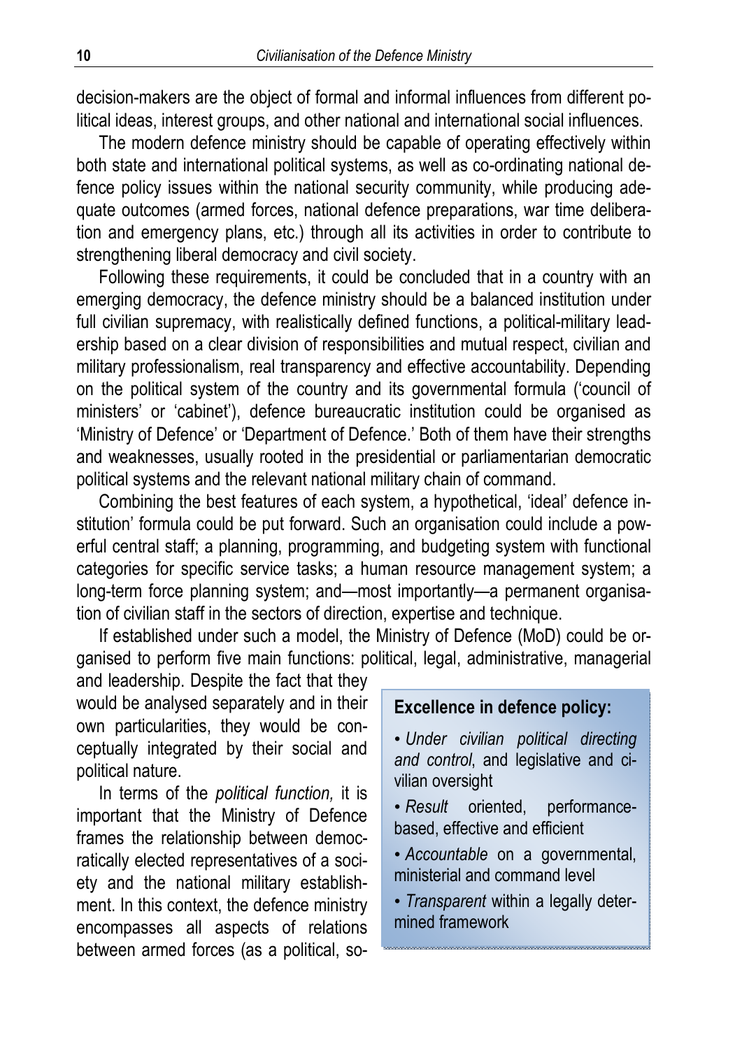decision-makers are the object of formal and informal influences from different political ideas, interest groups, and other national and international social influences.

The modern defence ministry should be capable of operating effectively within both state and international political systems, as well as co-ordinating national defence policy issues within the national security community, while producing adequate outcomes (armed forces, national defence preparations, war time deliberation and emergency plans, etc.) through all its activities in order to contribute to strengthening liberal democracy and civil society.

Following these requirements, it could be concluded that in a country with an emerging democracy, the defence ministry should be a balanced institution under full civilian supremacy, with realistically defined functions, a political-military leadership based on a clear division of responsibilities and mutual respect, civilian and military professionalism, real transparency and effective accountability. Depending on the political system of the country and its governmental formula ('council of ministers' or 'cabinet'), defence bureaucratic institution could be organised as 'Ministry of Defence' or 'Department of Defence.' Both of them have their strengths and weaknesses, usually rooted in the presidential or parliamentarian democratic political systems and the relevant national military chain of command.

Combining the best features of each system, a hypothetical, 'ideal' defence institution' formula could be put forward. Such an organisation could include a powerful central staff; a planning, programming, and budgeting system with functional categories for specific service tasks; a human resource management system; a long-term force planning system; and—most importantly—a permanent organisation of civilian staff in the sectors of direction, expertise and technique.

If established under such a model, the Ministry of Defence (MoD) could be organised to perform five main functions: political, legal, administrative, managerial and leadership. Despite the fact that they would be analysed separately and in their own particularities, they would be conceptually integrated by their social and political nature.

In terms of the *political function,* it is important that the Ministry of Defence frames the relationship between democratically elected representatives of a society and the national military establishment. In this context, the defence ministry encompasses all aspects of relations between armed forces (as a political, so-

> **Excellence in defence policy:**
>
> - *Under civilian political directing and control*, and legislative and civilian oversight
> - *Result* oriented, performance-based, effective and efficient
> - *Accountable* on a governmental, ministerial and command level
> - *Transparent* within a legally determined framework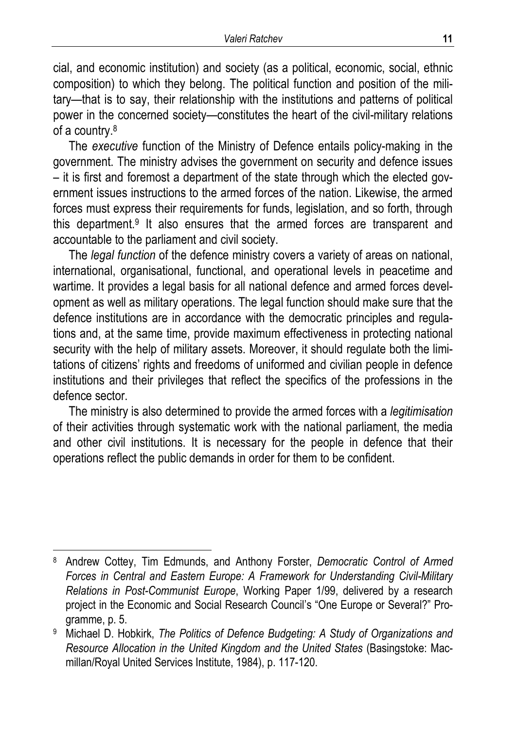cial, and economic institution) and society (as a political, economic, social, ethnic composition) to which they belong. The political function and position of the military—that is to say, their relationship with the institutions and patterns of political power in the concerned society—constitutes the heart of the civil-military relations of a country.[8]

The *executive* function of the Ministry of Defence entails policy-making in the government. The ministry advises the government on security and defence issues – it is first and foremost a department of the state through which the elected government issues instructions to the armed forces of the nation. Likewise, the armed forces must express their requirements for funds, legislation, and so forth, through this department.[9] It also ensures that the armed forces are transparent and accountable to the parliament and civil society.

The *legal function* of the defence ministry covers a variety of areas on national, international, organisational, functional, and operational levels in peacetime and wartime. It provides a legal basis for all national defence and armed forces development as well as military operations. The legal function should make sure that the defence institutions are in accordance with the democratic principles and regulations and, at the same time, provide maximum effectiveness in protecting national security with the help of military assets. Moreover, it should regulate both the limitations of citizens' rights and freedoms of uniformed and civilian people in defence institutions and their privileges that reflect the specifics of the professions in the defence sector.

The ministry is also determined to provide the armed forces with a *legitimisation* of their activities through systematic work with the national parliament, the media and other civil institutions. It is necessary for the people in defence that their operations reflect the public demands in order for them to be confident.

---

[8] Andrew Cottey, Tim Edmunds, and Anthony Forster, *Democratic Control of Armed Forces in Central and Eastern Europe: A Framework for Understanding Civil-Military Relations in Post-Communist Europe*, Working Paper 1/99, delivered by a research project in the Economic and Social Research Council's "One Europe or Several?" Programme, p. 5.

[9] Michael D. Hobkirk, *The Politics of Defence Budgeting: A Study of Organizations and Resource Allocation in the United Kingdom and the United States* (Basingstoke: Macmillan/Royal United Services Institute, 1984), p. 117-120.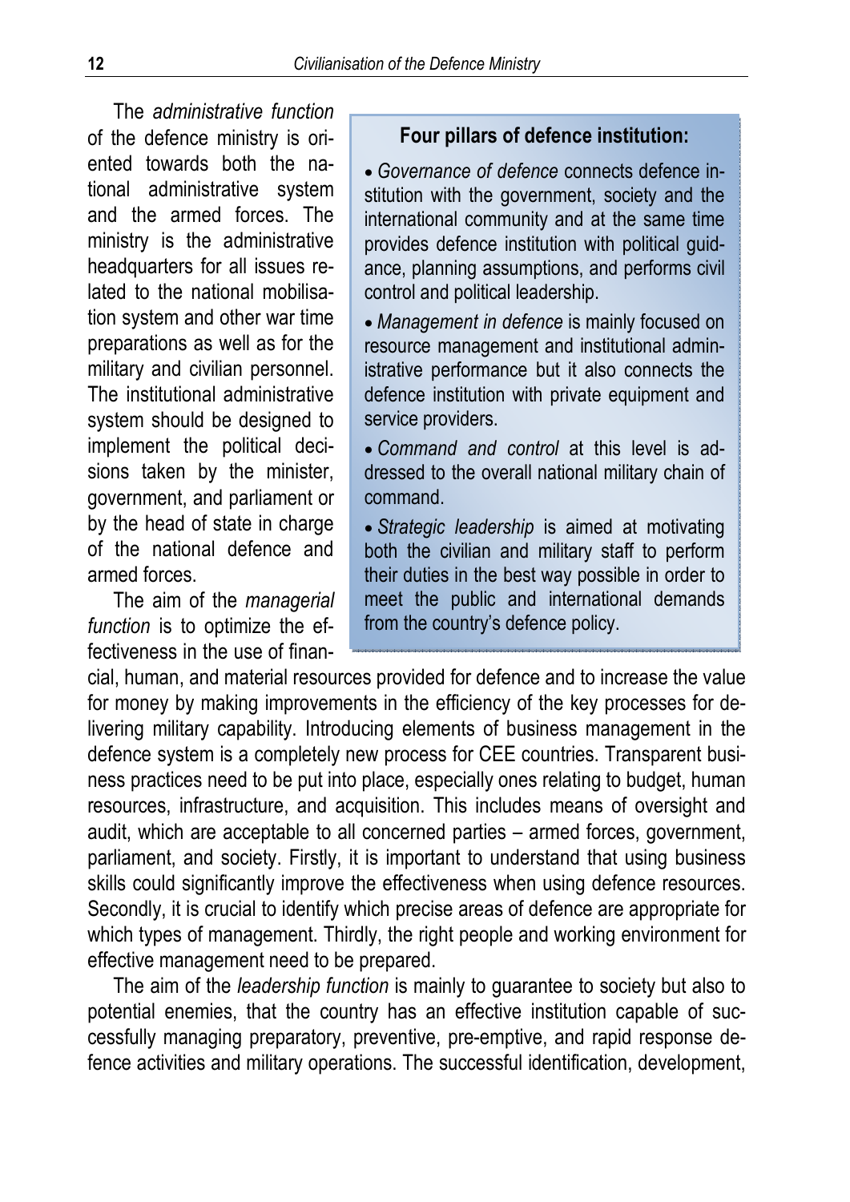The *administrative function* of the defence ministry is oriented towards both the national administrative system and the armed forces. The ministry is the administrative headquarters for all issues related to the national mobilisation system and other war time preparations as well as for the military and civilian personnel. The institutional administrative system should be designed to implement the political decisions taken by the minister, government, and parliament or by the head of state in charge of the national defence and armed forces.

> **Four pillars of defence institution:**
>
> - *Governance of defence* connects defence institution with the government, society and the international community and at the same time provides defence institution with political guidance, planning assumptions, and performs civil control and political leadership.
> - *Management in defence* is mainly focused on resource management and institutional administrative performance but it also connects the defence institution with private equipment and service providers.
> - *Command and control* at this level is addressed to the overall national military chain of command.
> - *Strategic leadership* is aimed at motivating both the civilian and military staff to perform their duties in the best way possible in order to meet the public and international demands from the country's defence policy.

The aim of the *managerial function* is to optimize the effectiveness in the use of financial, human, and material resources provided for defence and to increase the value for money by making improvements in the efficiency of the key processes for delivering military capability. Introducing elements of business management in the defence system is a completely new process for CEE countries. Transparent business practices need to be put into place, especially ones relating to budget, human resources, infrastructure, and acquisition. This includes means of oversight and audit, which are acceptable to all concerned parties – armed forces, government, parliament, and society. Firstly, it is important to understand that using business skills could significantly improve the effectiveness when using defence resources. Secondly, it is crucial to identify which precise areas of defence are appropriate for which types of management. Thirdly, the right people and working environment for effective management need to be prepared.

The aim of the *leadership function* is mainly to guarantee to society but also to potential enemies, that the country has an effective institution capable of successfully managing preparatory, preventive, pre-emptive, and rapid response defence activities and military operations. The successful identification, development,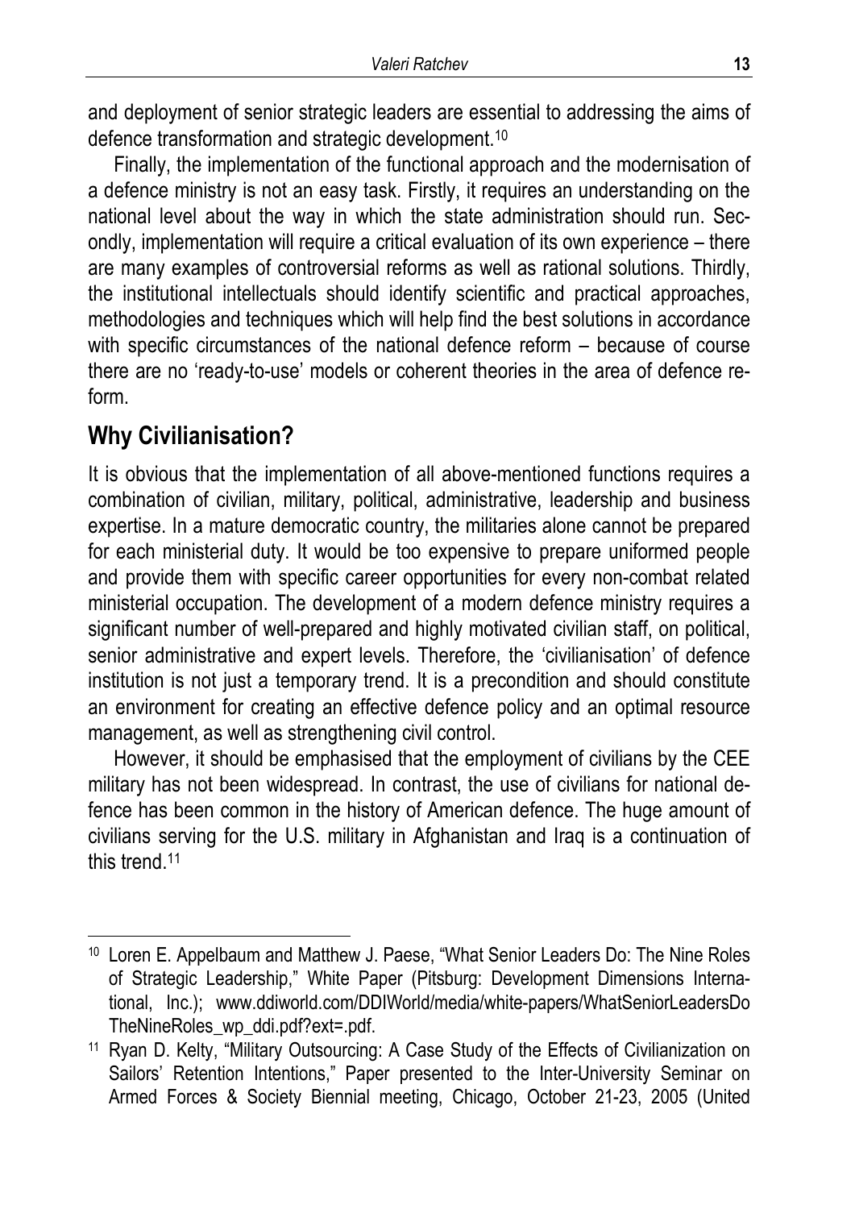and deployment of senior strategic leaders are essential to addressing the aims of defence transformation and strategic development.[10]

Finally, the implementation of the functional approach and the modernisation of a defence ministry is not an easy task. Firstly, it requires an understanding on the national level about the way in which the state administration should run. Secondly, implementation will require a critical evaluation of its own experience – there are many examples of controversial reforms as well as rational solutions. Thirdly, the institutional intellectuals should identify scientific and practical approaches, methodologies and techniques which will help find the best solutions in accordance with specific circumstances of the national defence reform – because of course there are no 'ready-to-use' models or coherent theories in the area of defence reform.

## Why Civilianisation?

It is obvious that the implementation of all above-mentioned functions requires a combination of civilian, military, political, administrative, leadership and business expertise. In a mature democratic country, the militaries alone cannot be prepared for each ministerial duty. It would be too expensive to prepare uniformed people and provide them with specific career opportunities for every non-combat related ministerial occupation. The development of a modern defence ministry requires a significant number of well-prepared and highly motivated civilian staff, on political, senior administrative and expert levels. Therefore, the 'civilianisation' of defence institution is not just a temporary trend. It is a precondition and should constitute an environment for creating an effective defence policy and an optimal resource management, as well as strengthening civil control.

However, it should be emphasised that the employment of civilians by the CEE military has not been widespread. In contrast, the use of civilians for national defence has been common in the history of American defence. The huge amount of civilians serving for the U.S. military in Afghanistan and Iraq is a continuation of this trend.[11]

---

[10] Loren E. Appelbaum and Matthew J. Paese, "What Senior Leaders Do: The Nine Roles of Strategic Leadership," White Paper (Pitsburg: Development Dimensions International, Inc.); www.ddiworld.com/DDIWorld/media/white-papers/WhatSeniorLeadersDoTheNineRoles_wp_ddi.pdf?ext=.pdf.

[11] Ryan D. Kelty, "Military Outsourcing: A Case Study of the Effects of Civilianization on Sailors' Retention Intentions," Paper presented to the Inter-University Seminar on Armed Forces & Society Biennial meeting, Chicago, October 21-23, 2005 (United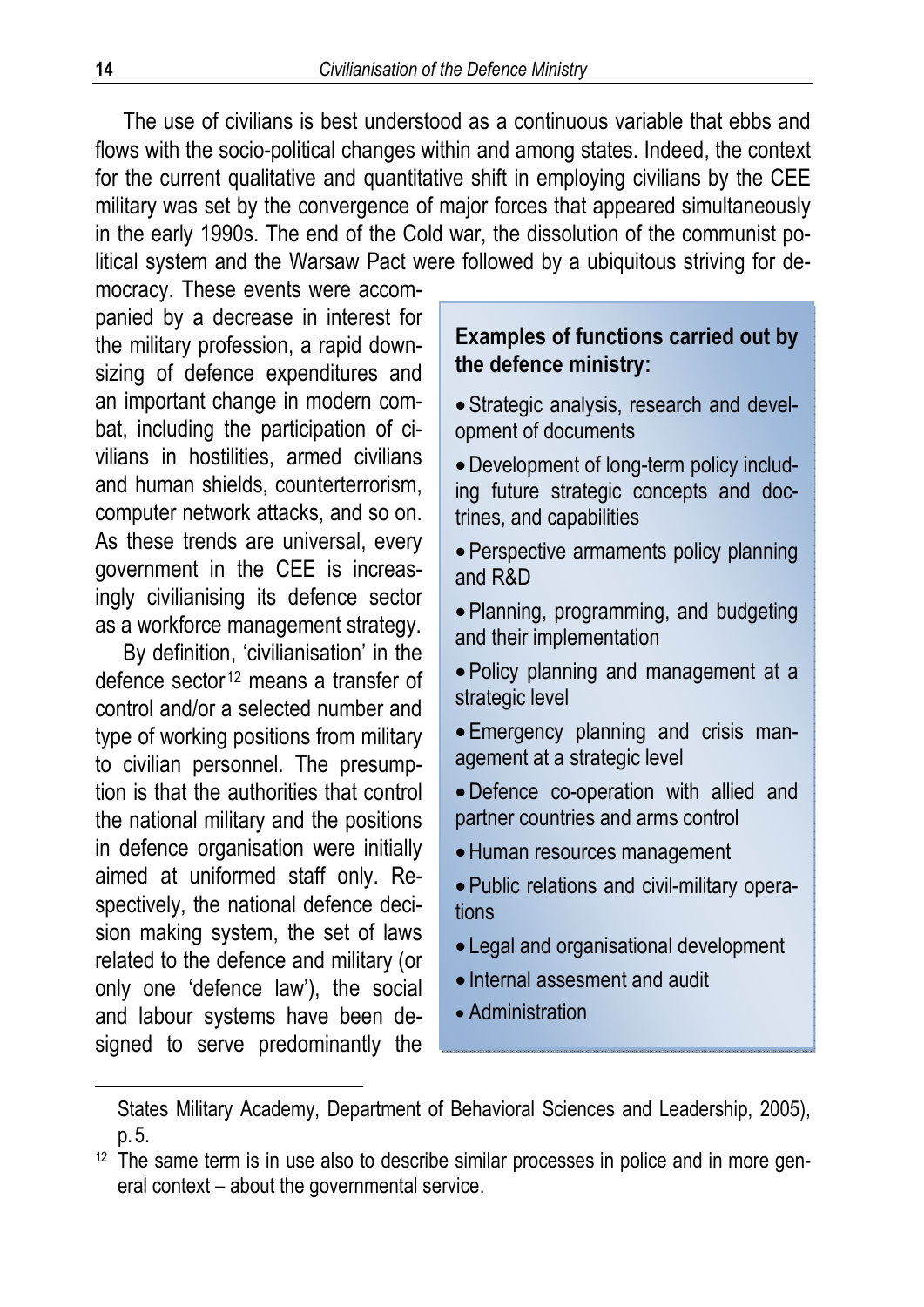The use of civilians is best understood as a continuous variable that ebbs and flows with the socio-political changes within and among states. Indeed, the context for the current qualitative and quantitative shift in employing civilians by the CEE military was set by the convergence of major forces that appeared simultaneously in the early 1990s. The end of the Cold war, the dissolution of the communist political system and the Warsaw Pact were followed by a ubiquitous striving for democracy. These events were accompanied by a decrease in interest for the military profession, a rapid downsizing of defence expenditures and an important change in modern combat, including the participation of civilians in hostilities, armed civilians and human shields, counterterrorism, computer network attacks, and so on. As these trends are universal, every government in the CEE is increasingly civilianising its defence sector as a workforce management strategy.

By definition, 'civilianisation' in the defence sector[12] means a transfer of control and/or a selected number and type of working positions from military to civilian personnel. The presumption is that the authorities that control the national military and the positions in defence organisation were initially aimed at uniformed staff only. Respectively, the national defence decision making system, the set of laws related to the defence and military (or only one 'defence law'), the social and labour systems have been designed to serve predominantly the

**Examples of functions carried out by the defence ministry:**

- Strategic analysis, research and development of documents
- Development of long-term policy including future strategic concepts and doctrines, and capabilities
- Perspective armaments policy planning and R&D
- Planning, programming, and budgeting and their implementation
- Policy planning and management at a strategic level
- Emergency planning and crisis management at a strategic level
- Defence co-operation with allied and partner countries and arms control
- Human resources management
- Public relations and civil-military operations
- Legal and organisational development
- Internal assesment and audit
- Administration

---

States Military Academy, Department of Behavioral Sciences and Leadership, 2005), p. 5.

[12] The same term is in use also to describe similar processes in police and in more general context – about the governmental service.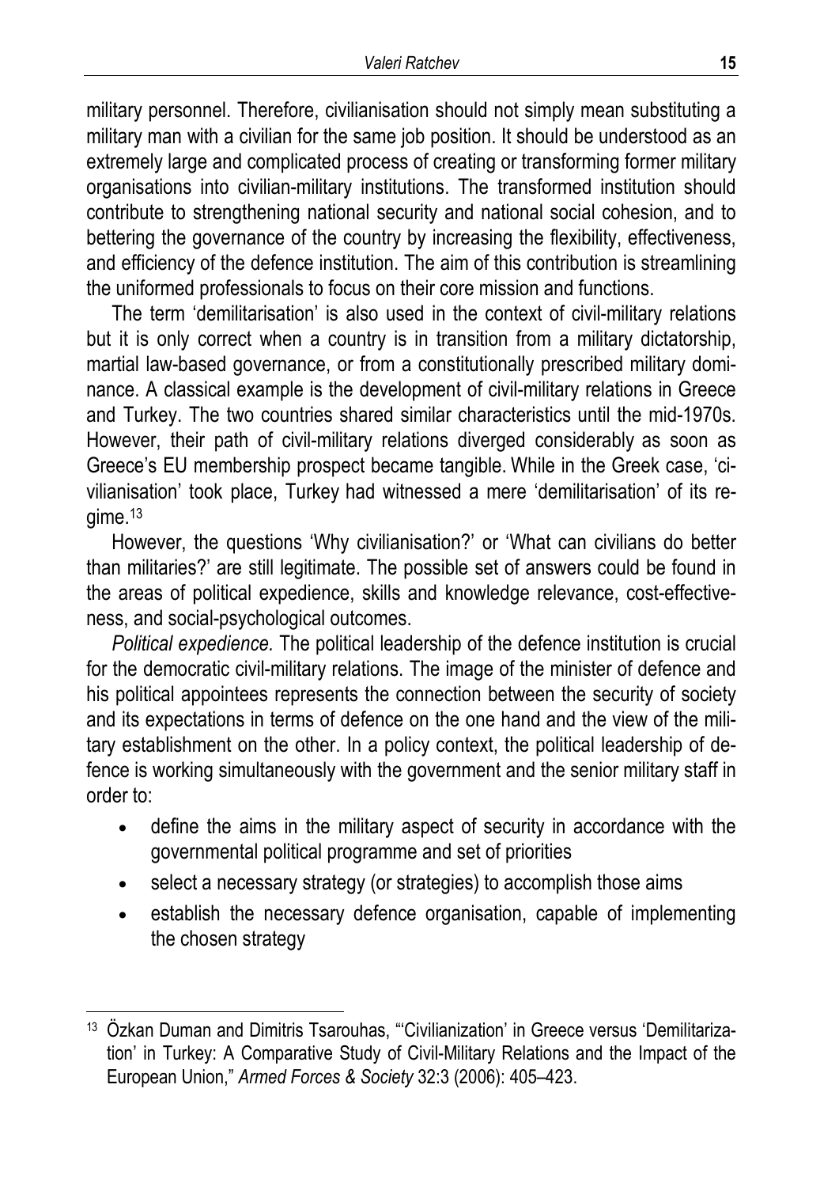military personnel. Therefore, civilianisation should not simply mean substituting a military man with a civilian for the same job position. It should be understood as an extremely large and complicated process of creating or transforming former military organisations into civilian-military institutions. The transformed institution should contribute to strengthening national security and national social cohesion, and to bettering the governance of the country by increasing the flexibility, effectiveness, and efficiency of the defence institution. The aim of this contribution is streamlining the uniformed professionals to focus on their core mission and functions.

The term 'demilitarisation' is also used in the context of civil-military relations but it is only correct when a country is in transition from a military dictatorship, martial law-based governance, or from a constitutionally prescribed military dominance. A classical example is the development of civil-military relations in Greece and Turkey. The two countries shared similar characteristics until the mid-1970s. However, their path of civil-military relations diverged considerably as soon as Greece's EU membership prospect became tangible. While in the Greek case, 'civilianisation' took place, Turkey had witnessed a mere 'demilitarisation' of its regime.[13]

However, the questions 'Why civilianisation?' or 'What can civilians do better than militaries?' are still legitimate. The possible set of answers could be found in the areas of political expedience, skills and knowledge relevance, cost-effectiveness, and social-psychological outcomes.

*Political expedience.* The political leadership of the defence institution is crucial for the democratic civil-military relations. The image of the minister of defence and his political appointees represents the connection between the security of society and its expectations in terms of defence on the one hand and the view of the military establishment on the other. In a policy context, the political leadership of defence is working simultaneously with the government and the senior military staff in order to:

- define the aims in the military aspect of security in accordance with the governmental political programme and set of priorities
- select a necessary strategy (or strategies) to accomplish those aims
- establish the necessary defence organisation, capable of implementing the chosen strategy

---

[13] Özkan Duman and Dimitris Tsarouhas, "'Civilianization' in Greece versus 'Demilitarization' in Turkey: A Comparative Study of Civil-Military Relations and the Impact of the European Union," *Armed Forces & Society* 32:3 (2006): 405–423.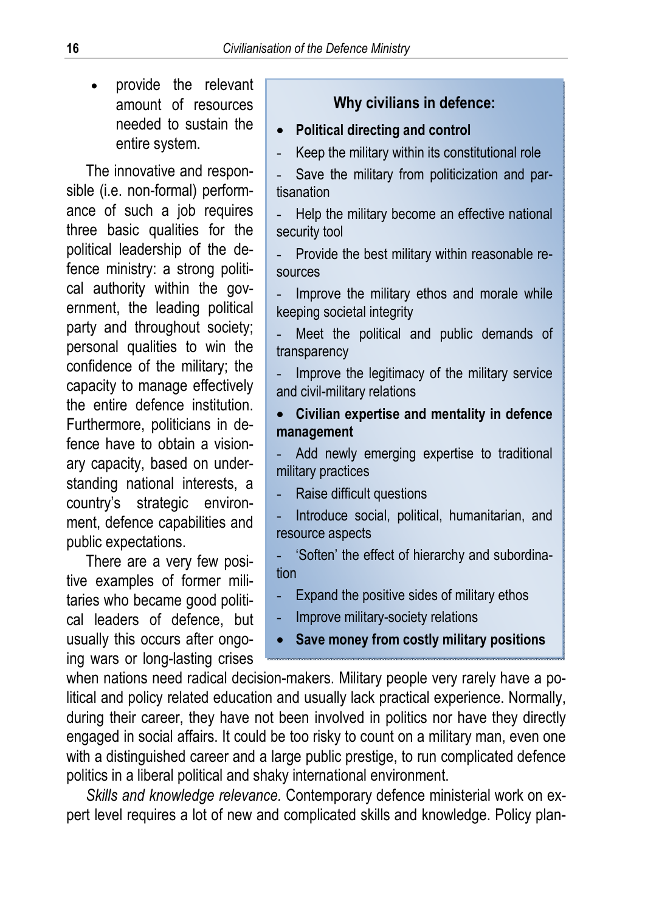- provide the relevant amount of resources needed to sustain the entire system.

The innovative and responsible (i.e. non-formal) performance of such a job requires three basic qualities for the political leadership of the defence ministry: a strong political authority within the government, the leading political party and throughout society; personal qualities to win the confidence of the military; the capacity to manage effectively the entire defence institution. Furthermore, politicians in defence have to obtain a visionary capacity, based on understanding national interests, a country's strategic environment, defence capabilities and public expectations.

> **Why civilians in defence:**
>
> - **Political directing and control**
>   - Keep the military within its constitutional role
>   - Save the military from politicization and partisanation
>   - Help the military become an effective national security tool
>   - Provide the best military within reasonable resources
>   - Improve the military ethos and morale while keeping societal integrity
>   - Meet the political and public demands of transparency
>   - Improve the legitimacy of the military service and civil-military relations
> - **Civilian expertise and mentality in defence management**
>   - Add newly emerging expertise to traditional military practices
>   - Raise difficult questions
>   - Introduce social, political, humanitarian, and resource aspects
>   - 'Soften' the effect of hierarchy and subordination
>   - Expand the positive sides of military ethos
>   - Improve military-society relations
> - **Save money from costly military positions**

There are a very few positive examples of former militaries who became good political leaders of defence, but usually this occurs after ongoing wars or long-lasting crises when nations need radical decision-makers. Military people very rarely have a political and policy related education and usually lack practical experience. Normally, during their career, they have not been involved in politics nor have they directly engaged in social affairs. It could be too risky to count on a military man, even one with a distinguished career and a large public prestige, to run complicated defence politics in a liberal political and shaky international environment.

*Skills and knowledge relevance.* Contemporary defence ministerial work on expert level requires a lot of new and complicated skills and knowledge. Policy plan-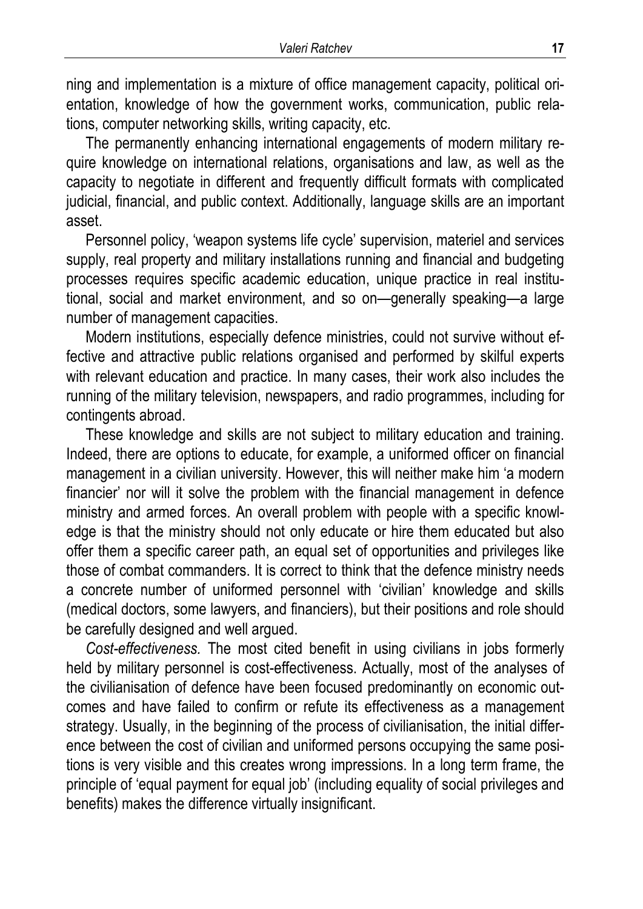ning and implementation is a mixture of office management capacity, political orientation, knowledge of how the government works, communication, public relations, computer networking skills, writing capacity, etc.

The permanently enhancing international engagements of modern military require knowledge on international relations, organisations and law, as well as the capacity to negotiate in different and frequently difficult formats with complicated judicial, financial, and public context. Additionally, language skills are an important asset.

Personnel policy, 'weapon systems life cycle' supervision, materiel and services supply, real property and military installations running and financial and budgeting processes requires specific academic education, unique practice in real institutional, social and market environment, and so on—generally speaking—a large number of management capacities.

Modern institutions, especially defence ministries, could not survive without effective and attractive public relations organised and performed by skilful experts with relevant education and practice. In many cases, their work also includes the running of the military television, newspapers, and radio programmes, including for contingents abroad.

These knowledge and skills are not subject to military education and training. Indeed, there are options to educate, for example, a uniformed officer on financial management in a civilian university. However, this will neither make him 'a modern financier' nor will it solve the problem with the financial management in defence ministry and armed forces. An overall problem with people with a specific knowledge is that the ministry should not only educate or hire them educated but also offer them a specific career path, an equal set of opportunities and privileges like those of combat commanders. It is correct to think that the defence ministry needs a concrete number of uniformed personnel with 'civilian' knowledge and skills (medical doctors, some lawyers, and financiers), but their positions and role should be carefully designed and well argued.

*Cost-effectiveness.* The most cited benefit in using civilians in jobs formerly held by military personnel is cost-effectiveness. Actually, most of the analyses of the civilianisation of defence have been focused predominantly on economic outcomes and have failed to confirm or refute its effectiveness as a management strategy. Usually, in the beginning of the process of civilianisation, the initial difference between the cost of civilian and uniformed persons occupying the same positions is very visible and this creates wrong impressions. In a long term frame, the principle of 'equal payment for equal job' (including equality of social privileges and benefits) makes the difference virtually insignificant.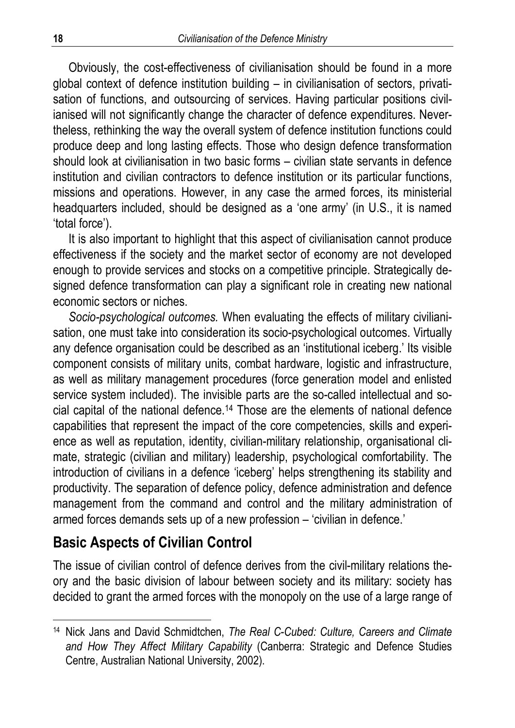Obviously, the cost-effectiveness of civilianisation should be found in a more global context of defence institution building – in civilianisation of sectors, privatisation of functions, and outsourcing of services. Having particular positions civilianised will not significantly change the character of defence expenditures. Nevertheless, rethinking the way the overall system of defence institution functions could produce deep and long lasting effects. Those who design defence transformation should look at civilianisation in two basic forms – civilian state servants in defence institution and civilian contractors to defence institution or its particular functions, missions and operations. However, in any case the armed forces, its ministerial headquarters included, should be designed as a 'one army' (in U.S., it is named 'total force').

It is also important to highlight that this aspect of civilianisation cannot produce effectiveness if the society and the market sector of economy are not developed enough to provide services and stocks on a competitive principle. Strategically designed defence transformation can play a significant role in creating new national economic sectors or niches.

*Socio-psychological outcomes.* When evaluating the effects of military civilianisation, one must take into consideration its socio-psychological outcomes. Virtually any defence organisation could be described as an 'institutional iceberg.' Its visible component consists of military units, combat hardware, logistic and infrastructure, as well as military management procedures (force generation model and enlisted service system included). The invisible parts are the so-called intellectual and social capital of the national defence.[14] Those are the elements of national defence capabilities that represent the impact of the core competencies, skills and experience as well as reputation, identity, civilian-military relationship, organisational climate, strategic (civilian and military) leadership, psychological comfortability. The introduction of civilians in a defence 'iceberg' helps strengthening its stability and productivity. The separation of defence policy, defence administration and defence management from the command and control and the military administration of armed forces demands sets up of a new profession – 'civilian in defence.'

## Basic Aspects of Civilian Control

The issue of civilian control of defence derives from the civil-military relations theory and the basic division of labour between society and its military: society has decided to grant the armed forces with the monopoly on the use of a large range of

---

[14] Nick Jans and David Schmidtchen, *The Real C-Cubed: Culture, Careers and Climate and How They Affect Military Capability* (Canberra: Strategic and Defence Studies Centre, Australian National University, 2002).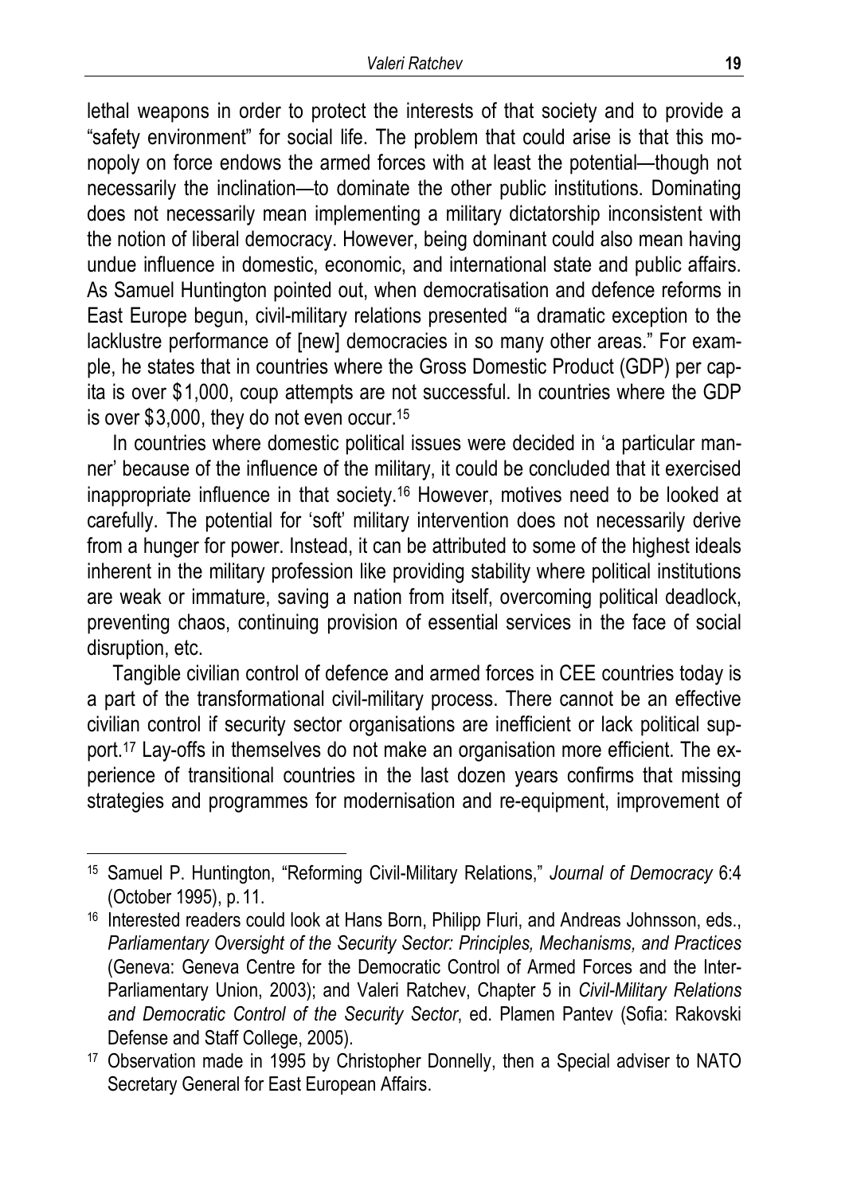lethal weapons in order to protect the interests of that society and to provide a "safety environment" for social life. The problem that could arise is that this monopoly on force endows the armed forces with at least the potential—though not necessarily the inclination—to dominate the other public institutions. Dominating does not necessarily mean implementing a military dictatorship inconsistent with the notion of liberal democracy. However, being dominant could also mean having undue influence in domestic, economic, and international state and public affairs. As Samuel Huntington pointed out, when democratisation and defence reforms in East Europe begun, civil-military relations presented "a dramatic exception to the lacklustre performance of [new] democracies in so many other areas." For example, he states that in countries where the Gross Domestic Product (GDP) per capita is over $1,000, coup attempts are not successful. In countries where the GDP is over $3,000, they do not even occur.[15]

In countries where domestic political issues were decided in 'a particular manner' because of the influence of the military, it could be concluded that it exercised inappropriate influence in that society.[16] However, motives need to be looked at carefully. The potential for 'soft' military intervention does not necessarily derive from a hunger for power. Instead, it can be attributed to some of the highest ideals inherent in the military profession like providing stability where political institutions are weak or immature, saving a nation from itself, overcoming political deadlock, preventing chaos, continuing provision of essential services in the face of social disruption, etc.

Tangible civilian control of defence and armed forces in CEE countries today is a part of the transformational civil-military process. There cannot be an effective civilian control if security sector organisations are inefficient or lack political support.[17] Lay-offs in themselves do not make an organisation more efficient. The experience of transitional countries in the last dozen years confirms that missing strategies and programmes for modernisation and re-equipment, improvement of

---

[15] Samuel P. Huntington, "Reforming Civil-Military Relations," *Journal of Democracy* 6:4 (October 1995), p. 11.

[16] Interested readers could look at Hans Born, Philipp Fluri, and Andreas Johnsson, eds., *Parliamentary Oversight of the Security Sector: Principles, Mechanisms, and Practices* (Geneva: Geneva Centre for the Democratic Control of Armed Forces and the Inter-Parliamentary Union, 2003); and Valeri Ratchev, Chapter 5 in *Civil-Military Relations and Democratic Control of the Security Sector*, ed. Plamen Pantev (Sofia: Rakovski Defense and Staff College, 2005).

[17] Observation made in 1995 by Christopher Donnelly, then a Special adviser to NATO Secretary General for East European Affairs.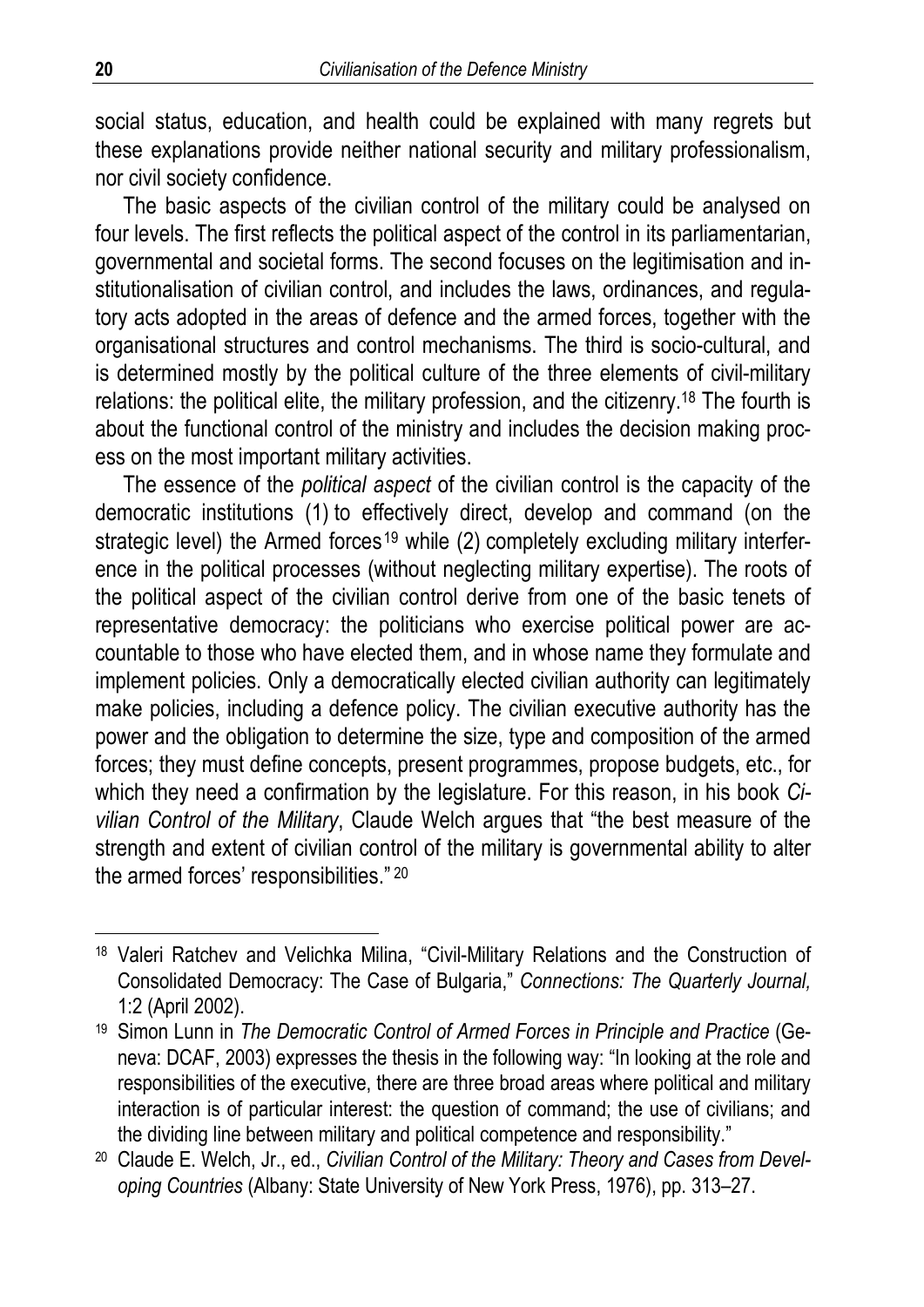social status, education, and health could be explained with many regrets but these explanations provide neither national security and military professionalism, nor civil society confidence.

The basic aspects of the civilian control of the military could be analysed on four levels. The first reflects the political aspect of the control in its parliamentarian, governmental and societal forms. The second focuses on the legitimisation and institutionalisation of civilian control, and includes the laws, ordinances, and regulatory acts adopted in the areas of defence and the armed forces, together with the organisational structures and control mechanisms. The third is socio-cultural, and is determined mostly by the political culture of the three elements of civil-military relations: the political elite, the military profession, and the citizenry.[18] The fourth is about the functional control of the ministry and includes the decision making process on the most important military activities.

The essence of the *political aspect* of the civilian control is the capacity of the democratic institutions (1) to effectively direct, develop and command (on the strategic level) the Armed forces[19] while (2) completely excluding military interference in the political processes (without neglecting military expertise). The roots of the political aspect of the civilian control derive from one of the basic tenets of representative democracy: the politicians who exercise political power are accountable to those who have elected them, and in whose name they formulate and implement policies. Only a democratically elected civilian authority can legitimately make policies, including a defence policy. The civilian executive authority has the power and the obligation to determine the size, type and composition of the armed forces; they must define concepts, present programmes, propose budgets, etc., for which they need a confirmation by the legislature. For this reason, in his book *Civilian Control of the Military*, Claude Welch argues that "the best measure of the strength and extent of civilian control of the military is governmental ability to alter the armed forces' responsibilities."[20]

---

[18] Valeri Ratchev and Velichka Milina, "Civil-Military Relations and the Construction of Consolidated Democracy: The Case of Bulgaria," *Connections: The Quarterly Journal,* 1:2 (April 2002).

[19] Simon Lunn in *The Democratic Control of Armed Forces in Principle and Practice* (Geneva: DCAF, 2003) expresses the thesis in the following way: "In looking at the role and responsibilities of the executive, there are three broad areas where political and military interaction is of particular interest: the question of command; the use of civilians; and the dividing line between military and political competence and responsibility."

[20] Claude E. Welch, Jr., ed., *Civilian Control of the Military: Theory and Cases from Developing Countries* (Albany: State University of New York Press, 1976), pp. 313–27.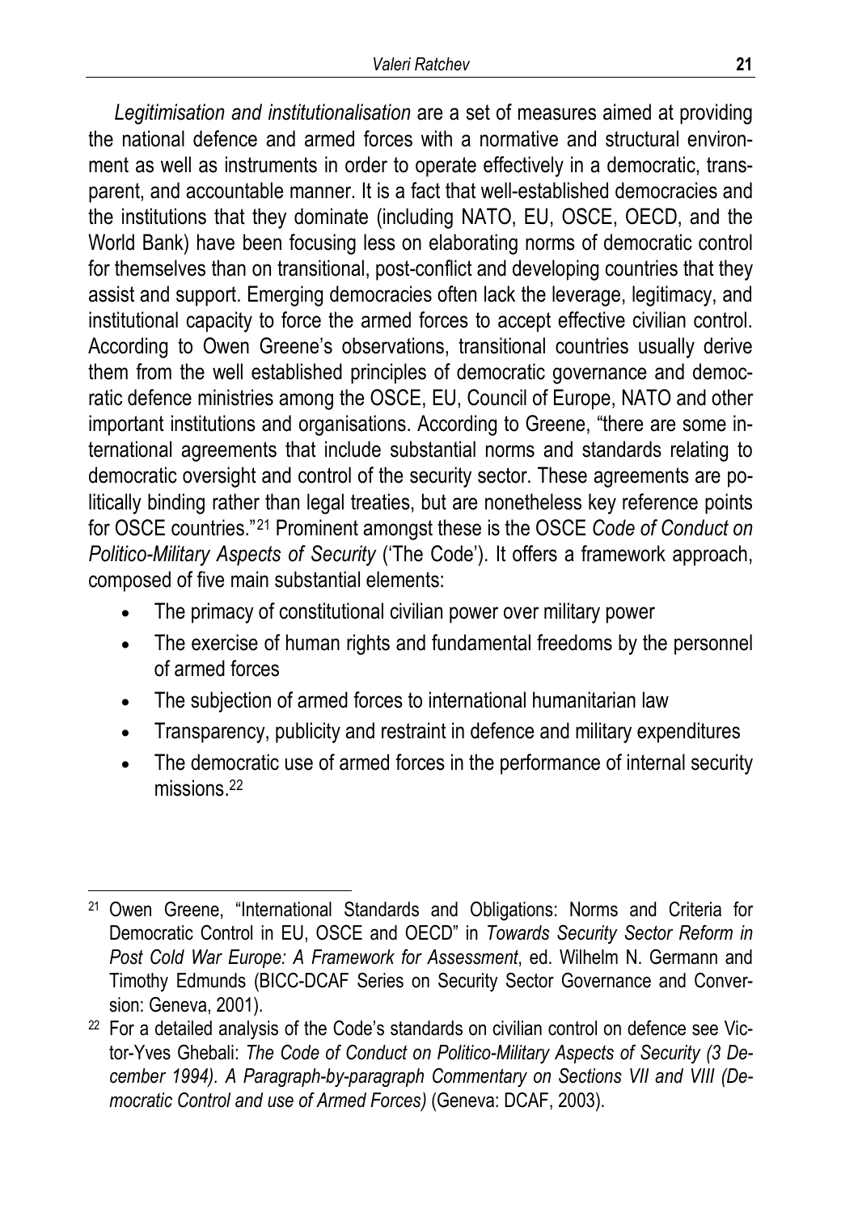*Legitimisation and institutionalisation* are a set of measures aimed at providing the national defence and armed forces with a normative and structural environment as well as instruments in order to operate effectively in a democratic, transparent, and accountable manner. It is a fact that well-established democracies and the institutions that they dominate (including NATO, EU, OSCE, OECD, and the World Bank) have been focusing less on elaborating norms of democratic control for themselves than on transitional, post-conflict and developing countries that they assist and support. Emerging democracies often lack the leverage, legitimacy, and institutional capacity to force the armed forces to accept effective civilian control. According to Owen Greene's observations, transitional countries usually derive them from the well established principles of democratic governance and democratic defence ministries among the OSCE, EU, Council of Europe, NATO and other important institutions and organisations. According to Greene, "there are some international agreements that include substantial norms and standards relating to democratic oversight and control of the security sector. These agreements are politically binding rather than legal treaties, but are nonetheless key reference points for OSCE countries."[21] Prominent amongst these is the OSCE *Code of Conduct on Politico-Military Aspects of Security* ('The Code'). It offers a framework approach, composed of five main substantial elements:

- The primacy of constitutional civilian power over military power
- The exercise of human rights and fundamental freedoms by the personnel of armed forces
- The subjection of armed forces to international humanitarian law
- Transparency, publicity and restraint in defence and military expenditures
- The democratic use of armed forces in the performance of internal security missions.[22]

---

[21] Owen Greene, "International Standards and Obligations: Norms and Criteria for Democratic Control in EU, OSCE and OECD" in *Towards Security Sector Reform in Post Cold War Europe: A Framework for Assessment*, ed. Wilhelm N. Germann and Timothy Edmunds (BICC-DCAF Series on Security Sector Governance and Conversion: Geneva, 2001).

[22] For a detailed analysis of the Code's standards on civilian control on defence see Victor-Yves Ghebali: *The Code of Conduct on Politico-Military Aspects of Security (3 December 1994). A Paragraph-by-paragraph Commentary on Sections VII and VIII (Democratic Control and use of Armed Forces)* (Geneva: DCAF, 2003).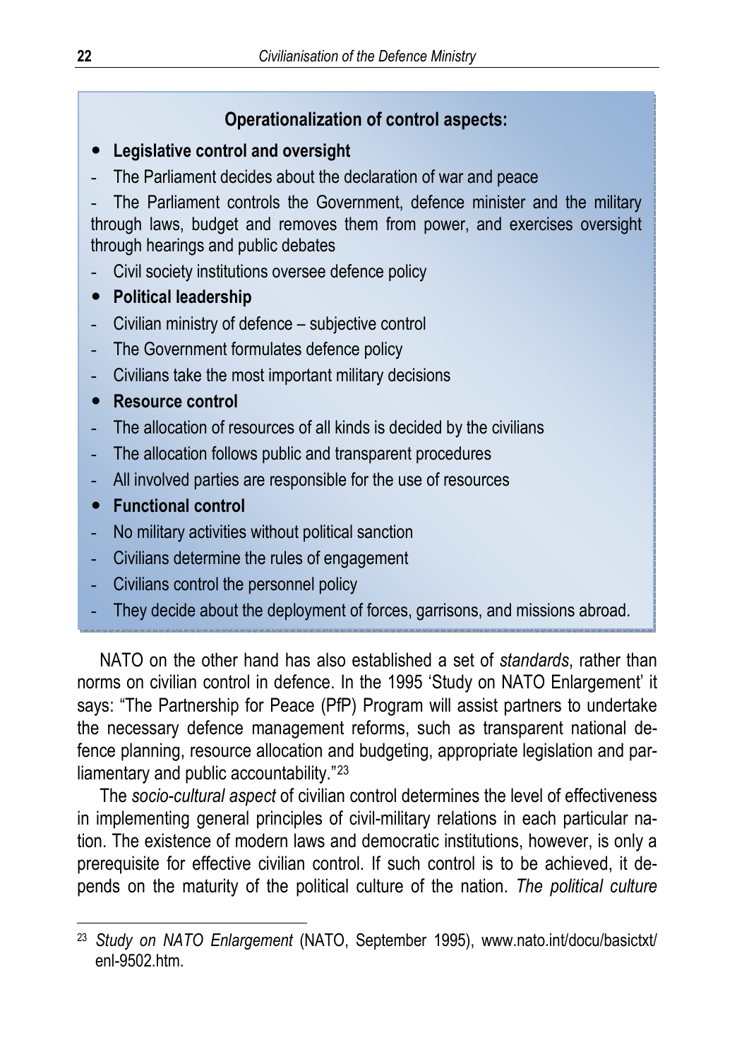**Operationalization of control aspects:**

- **Legislative control and oversight**

- The Parliament decides about the declaration of war and peace
- The Parliament controls the Government, defence minister and the military through laws, budget and removes them from power, and exercises oversight through hearings and public debates
- Civil society institutions oversee defence policy

- **Political leadership**

- Civilian ministry of defence – subjective control
- The Government formulates defence policy
- Civilians take the most important military decisions

- **Resource control**

- The allocation of resources of all kinds is decided by the civilians
- The allocation follows public and transparent procedures
- All involved parties are responsible for the use of resources

- **Functional control**

- No military activities without political sanction
- Civilians determine the rules of engagement
- Civilians control the personnel policy
- They decide about the deployment of forces, garrisons, and missions abroad.

NATO on the other hand has also established a set of *standards*, rather than norms on civilian control in defence. In the 1995 'Study on NATO Enlargement' it says: "The Partnership for Peace (PfP) Program will assist partners to undertake the necessary defence management reforms, such as transparent national defence planning, resource allocation and budgeting, appropriate legislation and parliamentary and public accountability."[23]

The *socio-cultural aspect* of civilian control determines the level of effectiveness in implementing general principles of civil-military relations in each particular nation. The existence of modern laws and democratic institutions, however, is only a prerequisite for effective civilian control. If such control is to be achieved, it depends on the maturity of the political culture of the nation. *The political culture*

[23] *Study on NATO Enlargement* (NATO, September 1995), www.nato.int/docu/basictxt/enl-9502.htm.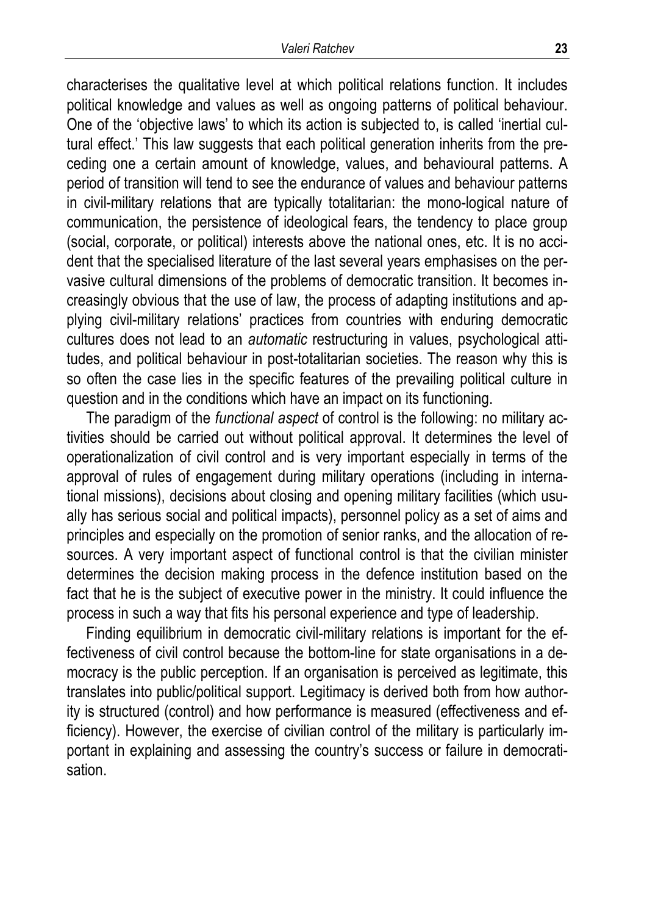characterises the qualitative level at which political relations function. It includes political knowledge and values as well as ongoing patterns of political behaviour. One of the 'objective laws' to which its action is subjected to, is called 'inertial cultural effect.' This law suggests that each political generation inherits from the preceding one a certain amount of knowledge, values, and behavioural patterns. A period of transition will tend to see the endurance of values and behaviour patterns in civil-military relations that are typically totalitarian: the mono-logical nature of communication, the persistence of ideological fears, the tendency to place group (social, corporate, or political) interests above the national ones, etc. It is no accident that the specialised literature of the last several years emphasises on the pervasive cultural dimensions of the problems of democratic transition. It becomes increasingly obvious that the use of law, the process of adapting institutions and applying civil-military relations' practices from countries with enduring democratic cultures does not lead to an *automatic* restructuring in values, psychological attitudes, and political behaviour in post-totalitarian societies. The reason why this is so often the case lies in the specific features of the prevailing political culture in question and in the conditions which have an impact on its functioning.

The paradigm of the *functional aspect* of control is the following: no military activities should be carried out without political approval. It determines the level of operationalization of civil control and is very important especially in terms of the approval of rules of engagement during military operations (including in international missions), decisions about closing and opening military facilities (which usually has serious social and political impacts), personnel policy as a set of aims and principles and especially on the promotion of senior ranks, and the allocation of resources. A very important aspect of functional control is that the civilian minister determines the decision making process in the defence institution based on the fact that he is the subject of executive power in the ministry. It could influence the process in such a way that fits his personal experience and type of leadership.

Finding equilibrium in democratic civil-military relations is important for the effectiveness of civil control because the bottom-line for state organisations in a democracy is the public perception. If an organisation is perceived as legitimate, this translates into public/political support. Legitimacy is derived both from how authority is structured (control) and how performance is measured (effectiveness and efficiency). However, the exercise of civilian control of the military is particularly important in explaining and assessing the country's success or failure in democratisation.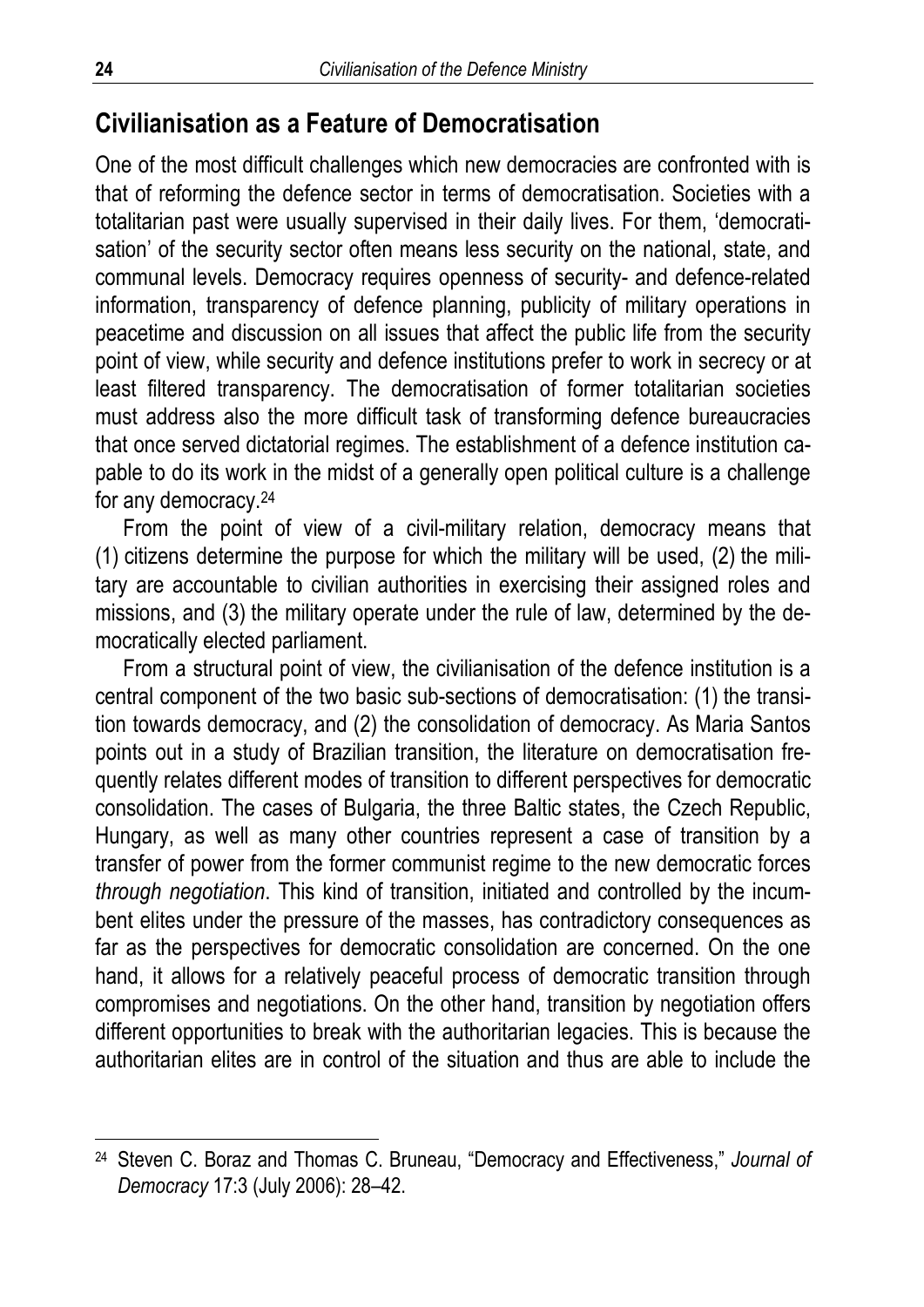## Civilianisation as a Feature of Democratisation

One of the most difficult challenges which new democracies are confronted with is that of reforming the defence sector in terms of democratisation. Societies with a totalitarian past were usually supervised in their daily lives. For them, 'democratisation' of the security sector often means less security on the national, state, and communal levels. Democracy requires openness of security- and defence-related information, transparency of defence planning, publicity of military operations in peacetime and discussion on all issues that affect the public life from the security point of view, while security and defence institutions prefer to work in secrecy or at least filtered transparency. The democratisation of former totalitarian societies must address also the more difficult task of transforming defence bureaucracies that once served dictatorial regimes. The establishment of a defence institution capable to do its work in the midst of a generally open political culture is a challenge for any democracy.[24]

From the point of view of a civil-military relation, democracy means that (1) citizens determine the purpose for which the military will be used, (2) the military are accountable to civilian authorities in exercising their assigned roles and missions, and (3) the military operate under the rule of law, determined by the democratically elected parliament.

From a structural point of view, the civilianisation of the defence institution is a central component of the two basic sub-sections of democratisation: (1) the transition towards democracy, and (2) the consolidation of democracy. As Maria Santos points out in a study of Brazilian transition, the literature on democratisation frequently relates different modes of transition to different perspectives for democratic consolidation. The cases of Bulgaria, the three Baltic states, the Czech Republic, Hungary, as well as many other countries represent a case of transition by a transfer of power from the former communist regime to the new democratic forces *through negotiation*. This kind of transition, initiated and controlled by the incumbent elites under the pressure of the masses, has contradictory consequences as far as the perspectives for democratic consolidation are concerned. On the one hand, it allows for a relatively peaceful process of democratic transition through compromises and negotiations. On the other hand, transition by negotiation offers different opportunities to break with the authoritarian legacies. This is because the authoritarian elites are in control of the situation and thus are able to include the

[24] Steven C. Boraz and Thomas C. Bruneau, "Democracy and Effectiveness," *Journal of Democracy* 17:3 (July 2006): 28–42.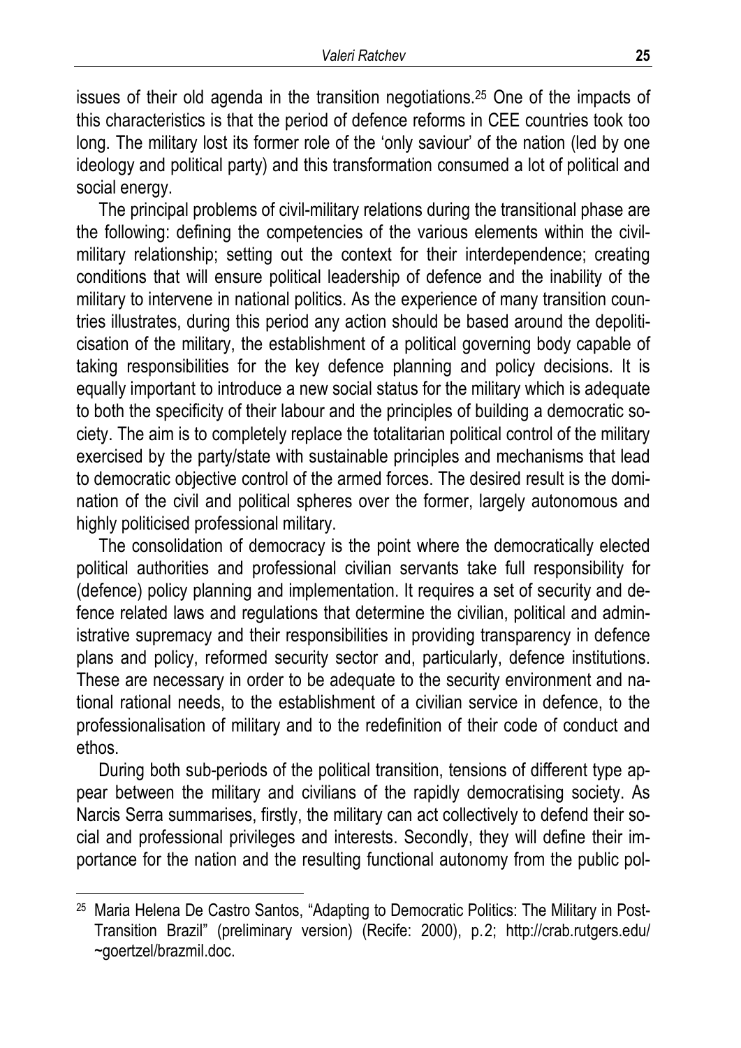issues of their old agenda in the transition negotiations.[25] One of the impacts of this characteristics is that the period of defence reforms in CEE countries took too long. The military lost its former role of the 'only saviour' of the nation (led by one ideology and political party) and this transformation consumed a lot of political and social energy.

The principal problems of civil-military relations during the transitional phase are the following: defining the competencies of the various elements within the civil-military relationship; setting out the context for their interdependence; creating conditions that will ensure political leadership of defence and the inability of the military to intervene in national politics. As the experience of many transition countries illustrates, during this period any action should be based around the depoliticisation of the military, the establishment of a political governing body capable of taking responsibilities for the key defence planning and policy decisions. It is equally important to introduce a new social status for the military which is adequate to both the specificity of their labour and the principles of building a democratic society. The aim is to completely replace the totalitarian political control of the military exercised by the party/state with sustainable principles and mechanisms that lead to democratic objective control of the armed forces. The desired result is the domination of the civil and political spheres over the former, largely autonomous and highly politicised professional military.

The consolidation of democracy is the point where the democratically elected political authorities and professional civilian servants take full responsibility for (defence) policy planning and implementation. It requires a set of security and defence related laws and regulations that determine the civilian, political and administrative supremacy and their responsibilities in providing transparency in defence plans and policy, reformed security sector and, particularly, defence institutions. These are necessary in order to be adequate to the security environment and national rational needs, to the establishment of a civilian service in defence, to the professionalisation of military and to the redefinition of their code of conduct and ethos.

During both sub-periods of the political transition, tensions of different type appear between the military and civilians of the rapidly democratising society. As Narcis Serra summarises, firstly, the military can act collectively to defend their social and professional privileges and interests. Secondly, they will define their importance for the nation and the resulting functional autonomy from the public pol-

---

[25] Maria Helena De Castro Santos, "Adapting to Democratic Politics: The Military in Post-Transition Brazil" (preliminary version) (Recife: 2000), p. 2; http://crab.rutgers.edu/~goertzel/brazmil.doc.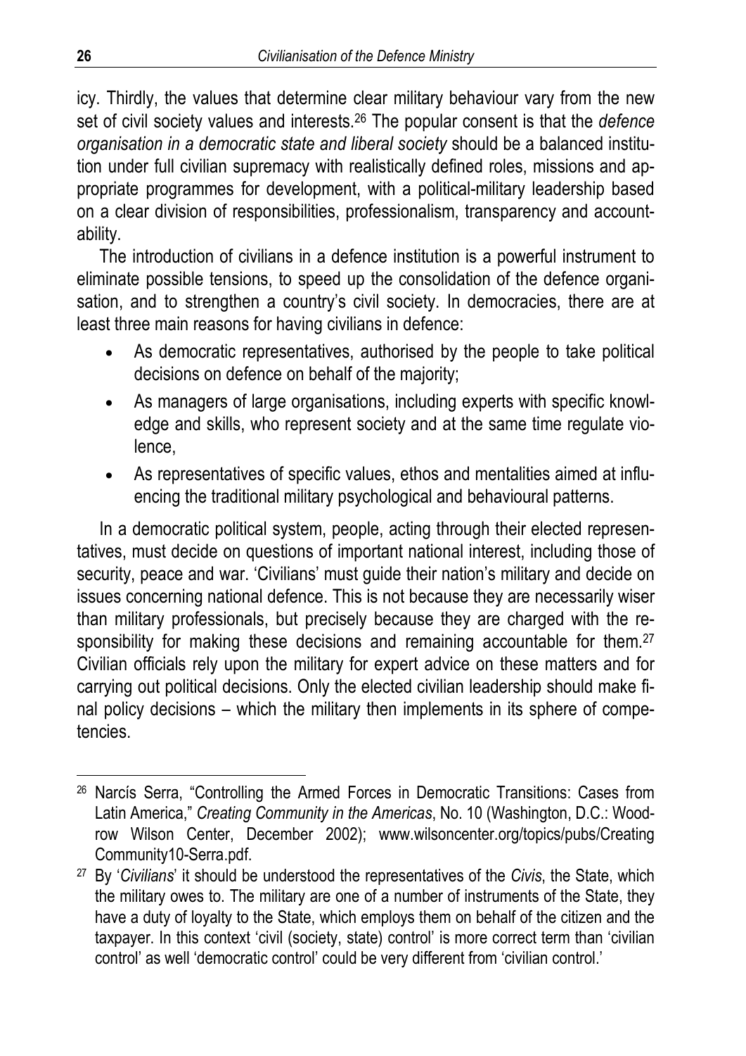icy. Thirdly, the values that determine clear military behaviour vary from the new set of civil society values and interests.[26] The popular consent is that the *defence organisation in a democratic state and liberal society* should be a balanced institution under full civilian supremacy with realistically defined roles, missions and appropriate programmes for development, with a political-military leadership based on a clear division of responsibilities, professionalism, transparency and accountability.

The introduction of civilians in a defence institution is a powerful instrument to eliminate possible tensions, to speed up the consolidation of the defence organisation, and to strengthen a country's civil society. In democracies, there are at least three main reasons for having civilians in defence:

- As democratic representatives, authorised by the people to take political decisions on defence on behalf of the majority;
- As managers of large organisations, including experts with specific knowledge and skills, who represent society and at the same time regulate violence,
- As representatives of specific values, ethos and mentalities aimed at influencing the traditional military psychological and behavioural patterns.

In a democratic political system, people, acting through their elected representatives, must decide on questions of important national interest, including those of security, peace and war. 'Civilians' must guide their nation's military and decide on issues concerning national defence. This is not because they are necessarily wiser than military professionals, but precisely because they are charged with the responsibility for making these decisions and remaining accountable for them.[27] Civilian officials rely upon the military for expert advice on these matters and for carrying out political decisions. Only the elected civilian leadership should make final policy decisions – which the military then implements in its sphere of competencies.

---

[26] Narcís Serra, "Controlling the Armed Forces in Democratic Transitions: Cases from Latin America," *Creating Community in the Americas*, No. 10 (Washington, D.C.: Woodrow Wilson Center, December 2002); www.wilsoncenter.org/topics/pubs/CreatingCommunity10-Serra.pdf.

[27] By '*Civilians*' it should be understood the representatives of the *Civis*, the State, which the military owes to. The military are one of a number of instruments of the State, they have a duty of loyalty to the State, which employs them on behalf of the citizen and the taxpayer. In this context 'civil (society, state) control' is more correct term than 'civilian control' as well 'democratic control' could be very different from 'civilian control.'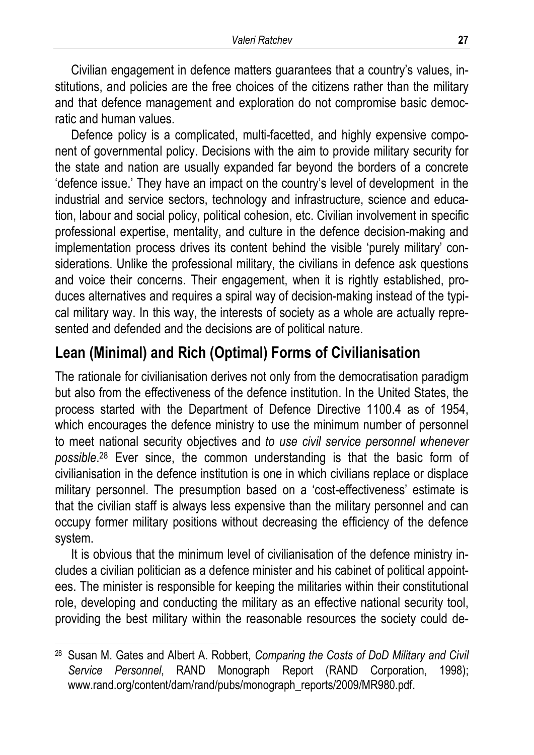Civilian engagement in defence matters guarantees that a country's values, institutions, and policies are the free choices of the citizens rather than the military and that defence management and exploration do not compromise basic democratic and human values.

Defence policy is a complicated, multi-facetted, and highly expensive component of governmental policy. Decisions with the aim to provide military security for the state and nation are usually expanded far beyond the borders of a concrete 'defence issue.' They have an impact on the country's level of development in the industrial and service sectors, technology and infrastructure, science and education, labour and social policy, political cohesion, etc. Civilian involvement in specific professional expertise, mentality, and culture in the defence decision-making and implementation process drives its content behind the visible 'purely military' considerations. Unlike the professional military, the civilians in defence ask questions and voice their concerns. Their engagement, when it is rightly established, produces alternatives and requires a spiral way of decision-making instead of the typical military way. In this way, the interests of society as a whole are actually represented and defended and the decisions are of political nature.

## Lean (Minimal) and Rich (Optimal) Forms of Civilianisation

The rationale for civilianisation derives not only from the democratisation paradigm but also from the effectiveness of the defence institution. In the United States, the process started with the Department of Defence Directive 1100.4 as of 1954, which encourages the defence ministry to use the minimum number of personnel to meet national security objectives and *to use civil service personnel whenever possible*.[28] Ever since, the common understanding is that the basic form of civilianisation in the defence institution is one in which civilians replace or displace military personnel. The presumption based on a 'cost-effectiveness' estimate is that the civilian staff is always less expensive than the military personnel and can occupy former military positions without decreasing the efficiency of the defence system.

It is obvious that the minimum level of civilianisation of the defence ministry includes a civilian politician as a defence minister and his cabinet of political appointees. The minister is responsible for keeping the militaries within their constitutional role, developing and conducting the military as an effective national security tool, providing the best military within the reasonable resources the society could de-

---

[28] Susan M. Gates and Albert A. Robbert, *Comparing the Costs of DoD Military and Civil Service Personnel*, RAND Monograph Report (RAND Corporation, 1998); www.rand.org/content/dam/rand/pubs/monograph_reports/2009/MR980.pdf.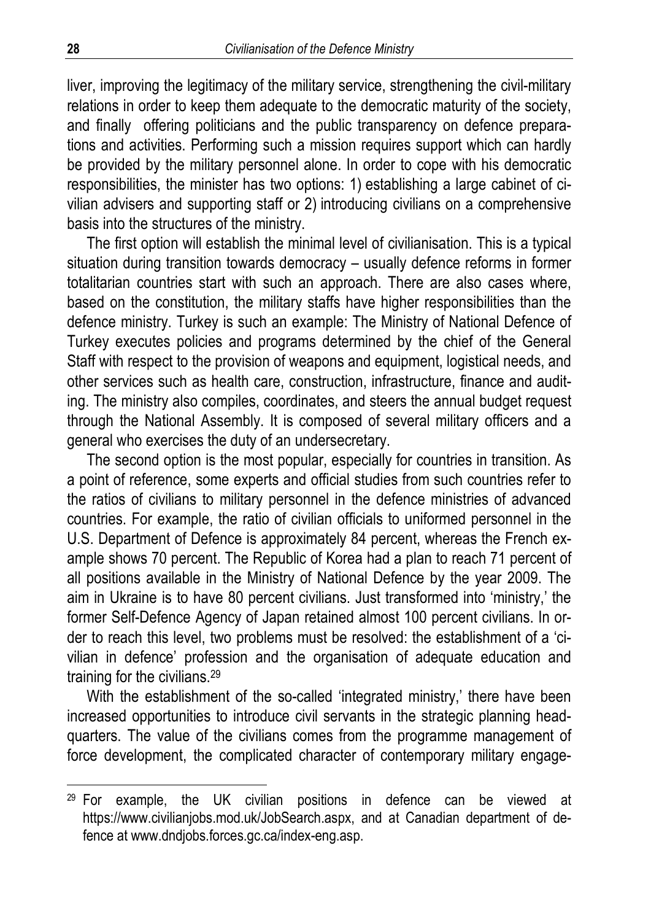liver, improving the legitimacy of the military service, strengthening the civil-military relations in order to keep them adequate to the democratic maturity of the society, and finally offering politicians and the public transparency on defence preparations and activities. Performing such a mission requires support which can hardly be provided by the military personnel alone. In order to cope with his democratic responsibilities, the minister has two options: 1) establishing a large cabinet of civilian advisers and supporting staff or 2) introducing civilians on a comprehensive basis into the structures of the ministry.

The first option will establish the minimal level of civilianisation. This is a typical situation during transition towards democracy – usually defence reforms in former totalitarian countries start with such an approach. There are also cases where, based on the constitution, the military staffs have higher responsibilities than the defence ministry. Turkey is such an example: The Ministry of National Defence of Turkey executes policies and programs determined by the chief of the General Staff with respect to the provision of weapons and equipment, logistical needs, and other services such as health care, construction, infrastructure, finance and auditing. The ministry also compiles, coordinates, and steers the annual budget request through the National Assembly. It is composed of several military officers and a general who exercises the duty of an undersecretary.

The second option is the most popular, especially for countries in transition. As a point of reference, some experts and official studies from such countries refer to the ratios of civilians to military personnel in the defence ministries of advanced countries. For example, the ratio of civilian officials to uniformed personnel in the U.S. Department of Defence is approximately 84 percent, whereas the French example shows 70 percent. The Republic of Korea had a plan to reach 71 percent of all positions available in the Ministry of National Defence by the year 2009. The aim in Ukraine is to have 80 percent civilians. Just transformed into 'ministry,' the former Self-Defence Agency of Japan retained almost 100 percent civilians. In order to reach this level, two problems must be resolved: the establishment of a 'civilian in defence' profession and the organisation of adequate education and training for the civilians.[29]

With the establishment of the so-called 'integrated ministry,' there have been increased opportunities to introduce civil servants in the strategic planning headquarters. The value of the civilians comes from the programme management of force development, the complicated character of contemporary military engage-

[29] For example, the UK civilian positions in defence can be viewed at https://www.civilianjobs.mod.uk/JobSearch.aspx, and at Canadian department of defence at www.dndjobs.forces.gc.ca/index-eng.asp.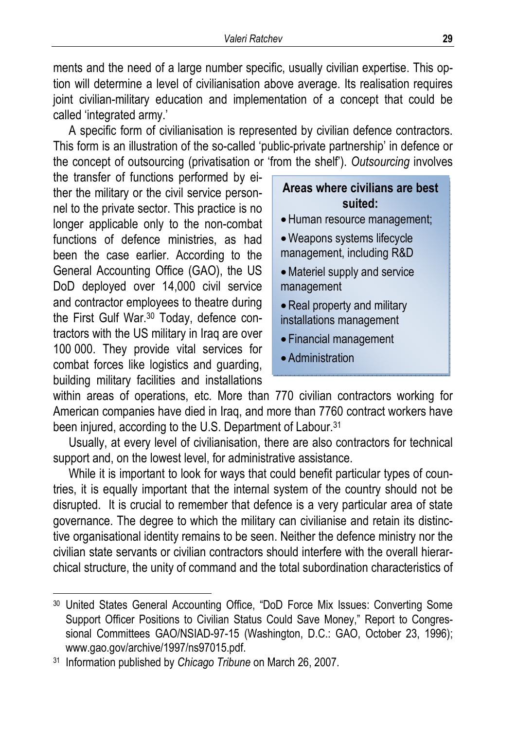ments and the need of a large number specific, usually civilian expertise. This option will determine a level of civilianisation above average. Its realisation requires joint civilian-military education and implementation of a concept that could be called 'integrated army.'

A specific form of civilianisation is represented by civilian defence contractors. This form is an illustration of the so-called 'public-private partnership' in defence or the concept of outsourcing (privatisation or 'from the shelf'). *Outsourcing* involves the transfer of functions performed by either the military or the civil service personnel to the private sector. This practice is no longer applicable only to the non-combat functions of defence ministries, as had been the case earlier. According to the General Accounting Office (GAO), the US DoD deployed over 14,000 civil service and contractor employees to theatre during the First Gulf War.[30] Today, defence contractors with the US military in Iraq are over 100 000. They provide vital services for combat forces like logistics and guarding, building military facilities and installations within areas of operations, etc. More than 770 civilian contractors working for American companies have died in Iraq, and more than 7760 contract workers have been injured, according to the U.S. Department of Labour.[31]

> **Areas where civilians are best suited:**
>
> - Human resource management;
> - Weapons systems lifecycle management, including R&D
> - Materiel supply and service management
> - Real property and military installations management
> - Financial management
> - Administration

Usually, at every level of civilianisation, there are also contractors for technical support and, on the lowest level, for administrative assistance.

While it is important to look for ways that could benefit particular types of countries, it is equally important that the internal system of the country should not be disrupted. It is crucial to remember that defence is a very particular area of state governance. The degree to which the military can civilianise and retain its distinctive organisational identity remains to be seen. Neither the defence ministry nor the civilian state servants or civilian contractors should interfere with the overall hierarchical structure, the unity of command and the total subordination characteristics of

---

[30] United States General Accounting Office, "DoD Force Mix Issues: Converting Some Support Officer Positions to Civilian Status Could Save Money," Report to Congressional Committees GAO/NSIAD-97-15 (Washington, D.C.: GAO, October 23, 1996); www.gao.gov/archive/1997/ns97015.pdf.

[31] Information published by *Chicago Tribune* on March 26, 2007.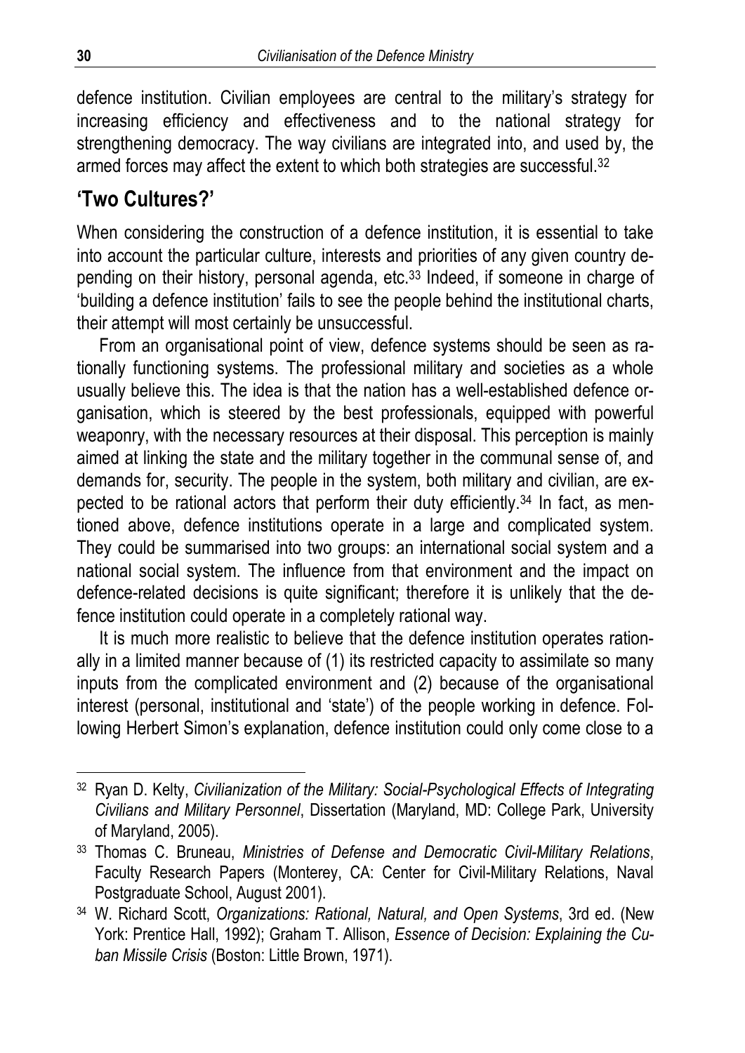defence institution. Civilian employees are central to the military's strategy for increasing efficiency and effectiveness and to the national strategy for strengthening democracy. The way civilians are integrated into, and used by, the armed forces may affect the extent to which both strategies are successful.[32]

## 'Two Cultures?'

When considering the construction of a defence institution, it is essential to take into account the particular culture, interests and priorities of any given country depending on their history, personal agenda, etc.[33] Indeed, if someone in charge of 'building a defence institution' fails to see the people behind the institutional charts, their attempt will most certainly be unsuccessful.

From an organisational point of view, defence systems should be seen as rationally functioning systems. The professional military and societies as a whole usually believe this. The idea is that the nation has a well-established defence organisation, which is steered by the best professionals, equipped with powerful weaponry, with the necessary resources at their disposal. This perception is mainly aimed at linking the state and the military together in the communal sense of, and demands for, security. The people in the system, both military and civilian, are expected to be rational actors that perform their duty efficiently.[34] In fact, as mentioned above, defence institutions operate in a large and complicated system. They could be summarised into two groups: an international social system and a national social system. The influence from that environment and the impact on defence-related decisions is quite significant; therefore it is unlikely that the defence institution could operate in a completely rational way.

It is much more realistic to believe that the defence institution operates rationally in a limited manner because of (1) its restricted capacity to assimilate so many inputs from the complicated environment and (2) because of the organisational interest (personal, institutional and 'state') of the people working in defence. Following Herbert Simon's explanation, defence institution could only come close to a

---

[32] Ryan D. Kelty, *Civilianization of the Military: Social-Psychological Effects of Integrating Civilians and Military Personnel*, Dissertation (Maryland, MD: College Park, University of Maryland, 2005).

[33] Thomas C. Bruneau, *Ministries of Defense and Democratic Civil-Military Relations*, Faculty Research Papers (Monterey, CA: Center for Civil-Military Relations, Naval Postgraduate School, August 2001).

[34] W. Richard Scott, *Organizations: Rational, Natural, and Open Systems*, 3rd ed. (New York: Prentice Hall, 1992); Graham T. Allison, *Essence of Decision: Explaining the Cuban Missile Crisis* (Boston: Little Brown, 1971).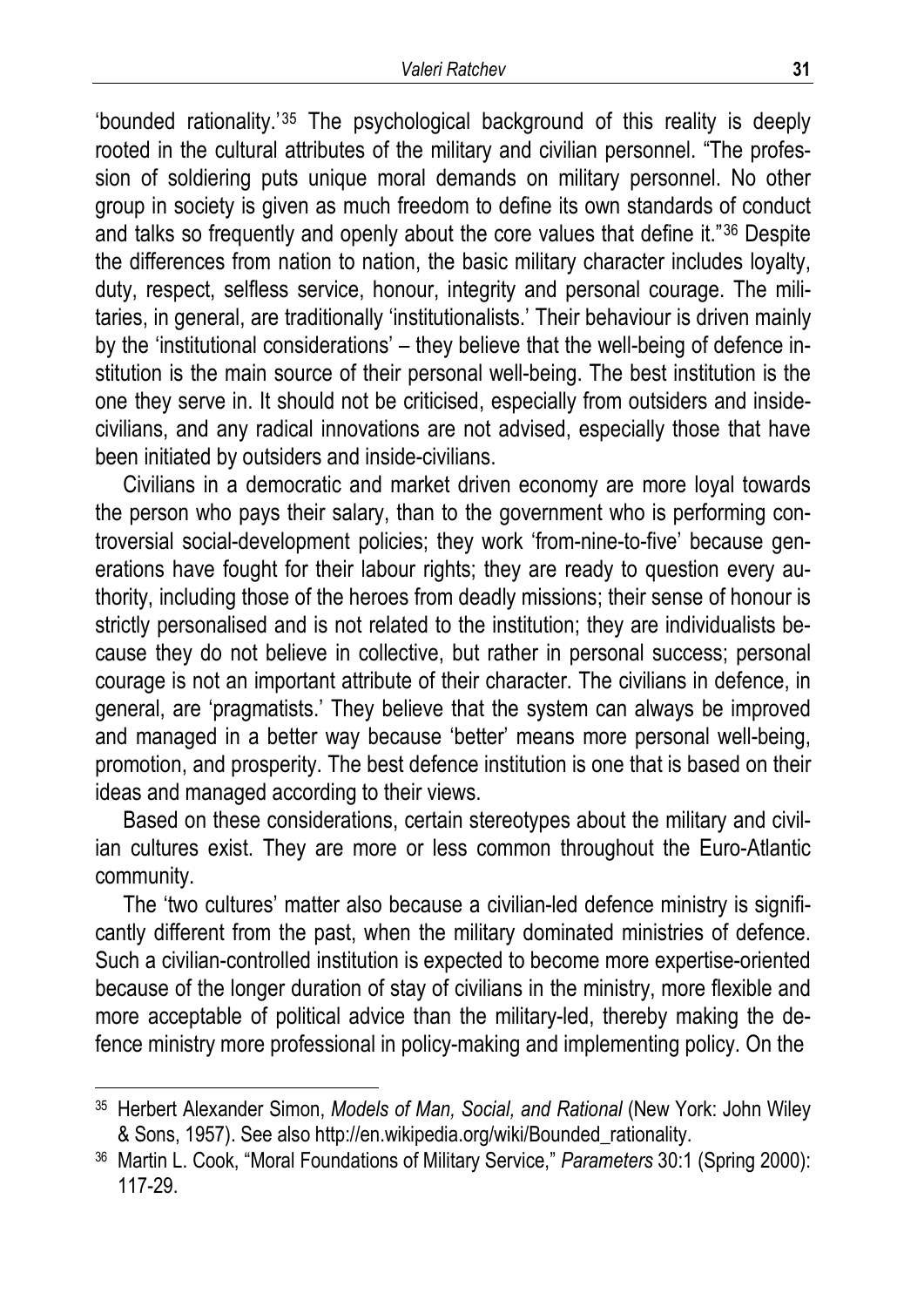'bounded rationality.'[35] The psychological background of this reality is deeply rooted in the cultural attributes of the military and civilian personnel. "The profession of soldiering puts unique moral demands on military personnel. No other group in society is given as much freedom to define its own standards of conduct and talks so frequently and openly about the core values that define it."[36] Despite the differences from nation to nation, the basic military character includes loyalty, duty, respect, selfless service, honour, integrity and personal courage. The militaries, in general, are traditionally 'institutionalists.' Their behaviour is driven mainly by the 'institutional considerations' – they believe that the well-being of defence institution is the main source of their personal well-being. The best institution is the one they serve in. It should not be criticised, especially from outsiders and inside-civilians, and any radical innovations are not advised, especially those that have been initiated by outsiders and inside-civilians.

Civilians in a democratic and market driven economy are more loyal towards the person who pays their salary, than to the government who is performing controversial social-development policies; they work 'from-nine-to-five' because generations have fought for their labour rights; they are ready to question every authority, including those of the heroes from deadly missions; their sense of honour is strictly personalised and is not related to the institution; they are individualists because they do not believe in collective, but rather in personal success; personal courage is not an important attribute of their character. The civilians in defence, in general, are 'pragmatists.' They believe that the system can always be improved and managed in a better way because 'better' means more personal well-being, promotion, and prosperity. The best defence institution is one that is based on their ideas and managed according to their views.

Based on these considerations, certain stereotypes about the military and civilian cultures exist. They are more or less common throughout the Euro-Atlantic community.

The 'two cultures' matter also because a civilian-led defence ministry is significantly different from the past, when the military dominated ministries of defence. Such a civilian-controlled institution is expected to become more expertise-oriented because of the longer duration of stay of civilians in the ministry, more flexible and more acceptable of political advice than the military-led, thereby making the defence ministry more professional in policy-making and implementing policy. On the

---

[35] Herbert Alexander Simon, *Models of Man, Social, and Rational* (New York: John Wiley & Sons, 1957). See also http://en.wikipedia.org/wiki/Bounded_rationality.

[36] Martin L. Cook, "Moral Foundations of Military Service," *Parameters* 30:1 (Spring 2000): 117-29.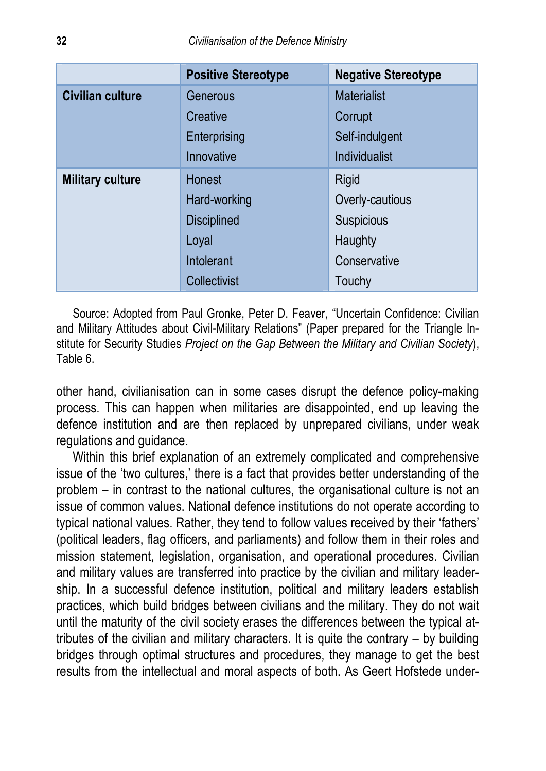| | Positive Stereotype | Negative Stereotype |
|---|---|---|
| **Civilian culture** | Generous<br>Creative<br>Enterprising<br>Innovative | Materialist<br>Corrupt<br>Self-indulgent<br>Individualist |
| **Military culture** | Honest<br>Hard-working<br>Disciplined<br>Loyal<br>Intolerant<br>Collectivist | Rigid<br>Overly-cautious<br>Suspicious<br>Haughty<br>Conservative<br>Touchy |

Source: Adopted from Paul Gronke, Peter D. Feaver, "Uncertain Confidence: Civilian and Military Attitudes about Civil-Military Relations" (Paper prepared for the Triangle Institute for Security Studies *Project on the Gap Between the Military and Civilian Society*), Table 6.

other hand, civilianisation can in some cases disrupt the defence policy-making process. This can happen when militaries are disappointed, end up leaving the defence institution and are then replaced by unprepared civilians, under weak regulations and guidance.

Within this brief explanation of an extremely complicated and comprehensive issue of the 'two cultures,' there is a fact that provides better understanding of the problem – in contrast to the national cultures, the organisational culture is not an issue of common values. National defence institutions do not operate according to typical national values. Rather, they tend to follow values received by their 'fathers' (political leaders, flag officers, and parliaments) and follow them in their roles and mission statement, legislation, organisation, and operational procedures. Civilian and military values are transferred into practice by the civilian and military leadership. In a successful defence institution, political and military leaders establish practices, which build bridges between civilians and the military. They do not wait until the maturity of the civil society erases the differences between the typical attributes of the civilian and military characters. It is quite the contrary – by building bridges through optimal structures and procedures, they manage to get the best results from the intellectual and moral aspects of both. As Geert Hofstede under-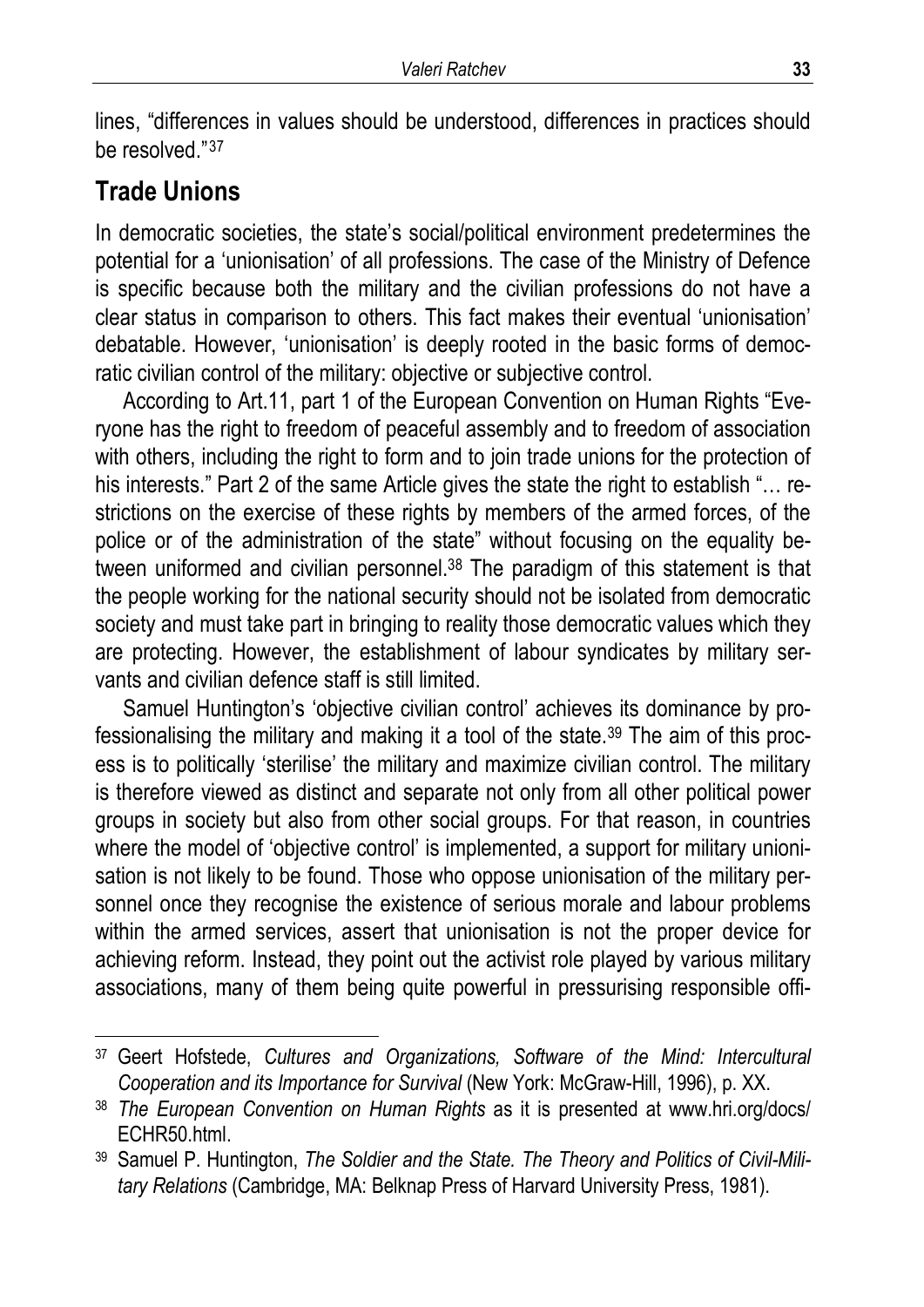lines, "differences in values should be understood, differences in practices should be resolved."[37]

## Trade Unions

In democratic societies, the state's social/political environment predetermines the potential for a 'unionisation' of all professions. The case of the Ministry of Defence is specific because both the military and the civilian professions do not have a clear status in comparison to others. This fact makes their eventual 'unionisation' debatable. However, 'unionisation' is deeply rooted in the basic forms of democratic civilian control of the military: objective or subjective control.

According to Art.11, part 1 of the European Convention on Human Rights "Everyone has the right to freedom of peaceful assembly and to freedom of association with others, including the right to form and to join trade unions for the protection of his interests." Part 2 of the same Article gives the state the right to establish "… restrictions on the exercise of these rights by members of the armed forces, of the police or of the administration of the state" without focusing on the equality between uniformed and civilian personnel.[38] The paradigm of this statement is that the people working for the national security should not be isolated from democratic society and must take part in bringing to reality those democratic values which they are protecting. However, the establishment of labour syndicates by military servants and civilian defence staff is still limited.

Samuel Huntington's 'objective civilian control' achieves its dominance by professionalising the military and making it a tool of the state.[39] The aim of this process is to politically 'sterilise' the military and maximize civilian control. The military is therefore viewed as distinct and separate not only from all other political power groups in society but also from other social groups. For that reason, in countries where the model of 'objective control' is implemented, a support for military unionisation is not likely to be found. Those who oppose unionisation of the military personnel once they recognise the existence of serious morale and labour problems within the armed services, assert that unionisation is not the proper device for achieving reform. Instead, they point out the activist role played by various military associations, many of them being quite powerful in pressurising responsible offi-

---

[37] Geert Hofstede, *Cultures and Organizations, Software of the Mind: Intercultural Cooperation and its Importance for Survival* (New York: McGraw-Hill, 1996), p. XX.

[38] *The European Convention on Human Rights* as it is presented at www.hri.org/docs/ECHR50.html.

[39] Samuel P. Huntington, *The Soldier and the State. The Theory and Politics of Civil-Military Relations* (Cambridge, MA: Belknap Press of Harvard University Press, 1981).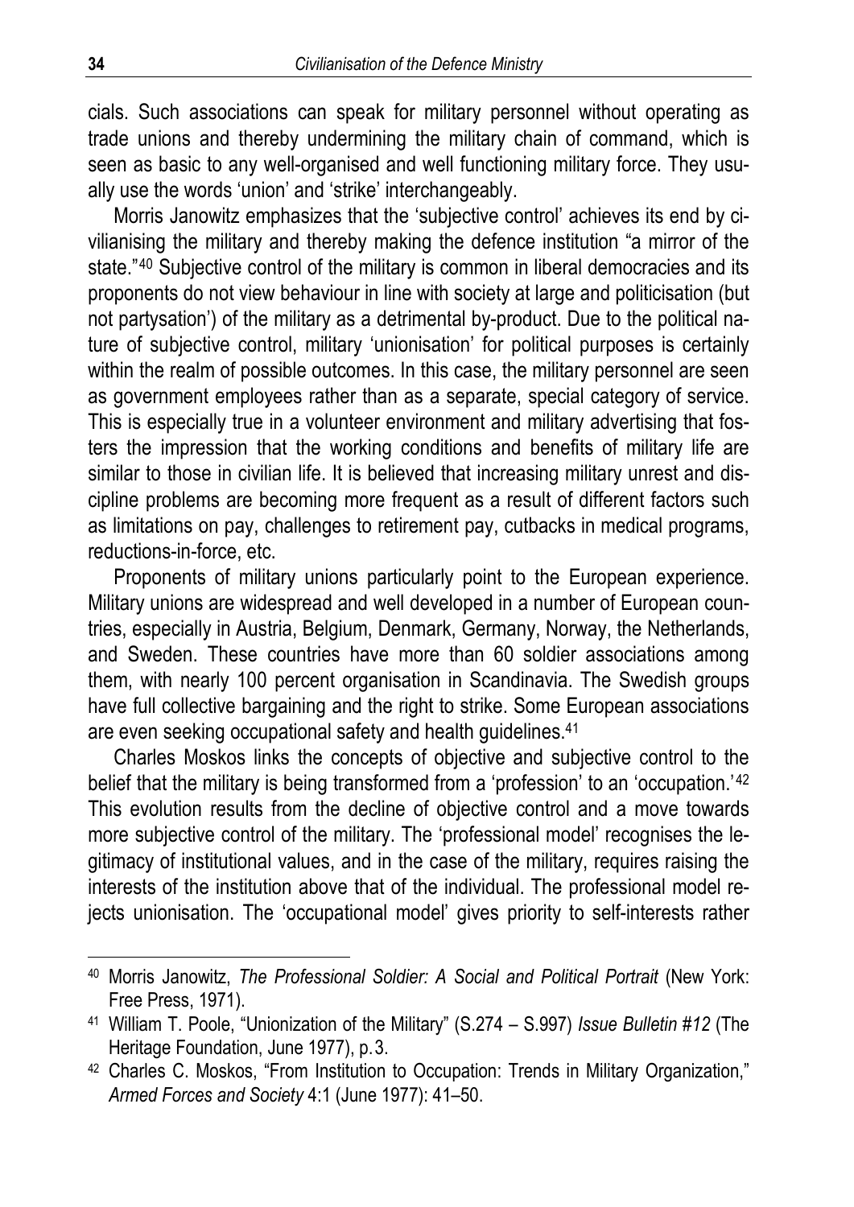cials. Such associations can speak for military personnel without operating as trade unions and thereby undermining the military chain of command, which is seen as basic to any well-organised and well functioning military force. They usually use the words 'union' and 'strike' interchangeably.

Morris Janowitz emphasizes that the 'subjective control' achieves its end by civilianising the military and thereby making the defence institution "a mirror of the state."[40] Subjective control of the military is common in liberal democracies and its proponents do not view behaviour in line with society at large and politicisation (but not partysation') of the military as a detrimental by-product. Due to the political nature of subjective control, military 'unionisation' for political purposes is certainly within the realm of possible outcomes. In this case, the military personnel are seen as government employees rather than as a separate, special category of service. This is especially true in a volunteer environment and military advertising that fosters the impression that the working conditions and benefits of military life are similar to those in civilian life. It is believed that increasing military unrest and discipline problems are becoming more frequent as a result of different factors such as limitations on pay, challenges to retirement pay, cutbacks in medical programs, reductions-in-force, etc.

Proponents of military unions particularly point to the European experience. Military unions are widespread and well developed in a number of European countries, especially in Austria, Belgium, Denmark, Germany, Norway, the Netherlands, and Sweden. These countries have more than 60 soldier associations among them, with nearly 100 percent organisation in Scandinavia. The Swedish groups have full collective bargaining and the right to strike. Some European associations are even seeking occupational safety and health guidelines.[41]

Charles Moskos links the concepts of objective and subjective control to the belief that the military is being transformed from a 'profession' to an 'occupation.'[42] This evolution results from the decline of objective control and a move towards more subjective control of the military. The 'professional model' recognises the legitimacy of institutional values, and in the case of the military, requires raising the interests of the institution above that of the individual. The professional model rejects unionisation. The 'occupational model' gives priority to self-interests rather

---

[40] Morris Janowitz, *The Professional Soldier: A Social and Political Portrait* (New York: Free Press, 1971).

[41] William T. Poole, "Unionization of the Military" (S.274 – S.997) *Issue Bulletin #12* (The Heritage Foundation, June 1977), p. 3.

[42] Charles C. Moskos, "From Institution to Occupation: Trends in Military Organization," *Armed Forces and Society* 4:1 (June 1977): 41–50.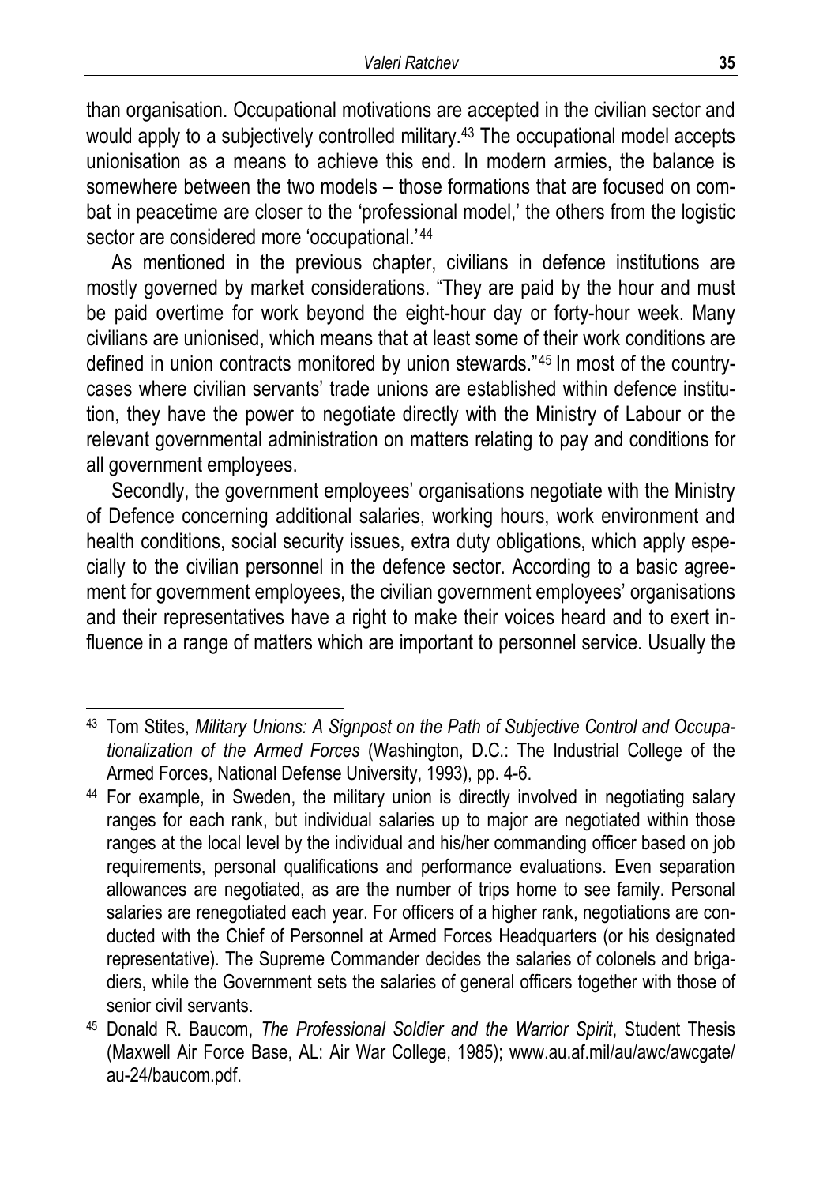than organisation. Occupational motivations are accepted in the civilian sector and would apply to a subjectively controlled military.[43] The occupational model accepts unionisation as a means to achieve this end. In modern armies, the balance is somewhere between the two models – those formations that are focused on combat in peacetime are closer to the 'professional model,' the others from the logistic sector are considered more 'occupational.'[44]

As mentioned in the previous chapter, civilians in defence institutions are mostly governed by market considerations. "They are paid by the hour and must be paid overtime for work beyond the eight-hour day or forty-hour week. Many civilians are unionised, which means that at least some of their work conditions are defined in union contracts monitored by union stewards."[45] In most of the country-cases where civilian servants' trade unions are established within defence institution, they have the power to negotiate directly with the Ministry of Labour or the relevant governmental administration on matters relating to pay and conditions for all government employees.

Secondly, the government employees' organisations negotiate with the Ministry of Defence concerning additional salaries, working hours, work environment and health conditions, social security issues, extra duty obligations, which apply especially to the civilian personnel in the defence sector. According to a basic agreement for government employees, the civilian government employees' organisations and their representatives have a right to make their voices heard and to exert influence in a range of matters which are important to personnel service. Usually the

---

[43] Tom Stites, *Military Unions: A Signpost on the Path of Subjective Control and Occupationalization of the Armed Forces* (Washington, D.C.: The Industrial College of the Armed Forces, National Defense University, 1993), pp. 4-6.

[44] For example, in Sweden, the military union is directly involved in negotiating salary ranges for each rank, but individual salaries up to major are negotiated within those ranges at the local level by the individual and his/her commanding officer based on job requirements, personal qualifications and performance evaluations. Even separation allowances are negotiated, as are the number of trips home to see family. Personal salaries are renegotiated each year. For officers of a higher rank, negotiations are conducted with the Chief of Personnel at Armed Forces Headquarters (or his designated representative). The Supreme Commander decides the salaries of colonels and brigadiers, while the Government sets the salaries of general officers together with those of senior civil servants.

[45] Donald R. Baucom, *The Professional Soldier and the Warrior Spirit*, Student Thesis (Maxwell Air Force Base, AL: Air War College, 1985); www.au.af.mil/au/awc/awcgate/au-24/baucom.pdf.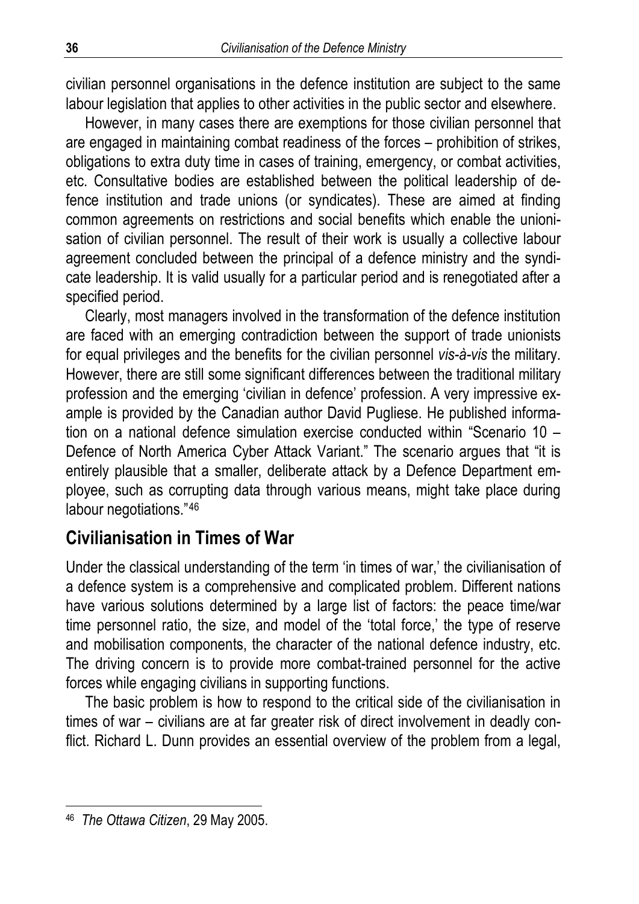civilian personnel organisations in the defence institution are subject to the same labour legislation that applies to other activities in the public sector and elsewhere.

However, in many cases there are exemptions for those civilian personnel that are engaged in maintaining combat readiness of the forces – prohibition of strikes, obligations to extra duty time in cases of training, emergency, or combat activities, etc. Consultative bodies are established between the political leadership of defence institution and trade unions (or syndicates). These are aimed at finding common agreements on restrictions and social benefits which enable the unionisation of civilian personnel. The result of their work is usually a collective labour agreement concluded between the principal of a defence ministry and the syndicate leadership. It is valid usually for a particular period and is renegotiated after a specified period.

Clearly, most managers involved in the transformation of the defence institution are faced with an emerging contradiction between the support of trade unionists for equal privileges and the benefits for the civilian personnel *vis-à-vis* the military. However, there are still some significant differences between the traditional military profession and the emerging 'civilian in defence' profession. A very impressive example is provided by the Canadian author David Pugliese. He published information on a national defence simulation exercise conducted within "Scenario 10 – Defence of North America Cyber Attack Variant." The scenario argues that "it is entirely plausible that a smaller, deliberate attack by a Defence Department employee, such as corrupting data through various means, might take place during labour negotiations."[46]

## Civilianisation in Times of War

Under the classical understanding of the term 'in times of war,' the civilianisation of a defence system is a comprehensive and complicated problem. Different nations have various solutions determined by a large list of factors: the peace time/war time personnel ratio, the size, and model of the 'total force,' the type of reserve and mobilisation components, the character of the national defence industry, etc. The driving concern is to provide more combat-trained personnel for the active forces while engaging civilians in supporting functions.

The basic problem is how to respond to the critical side of the civilianisation in times of war – civilians are at far greater risk of direct involvement in deadly conflict. Richard L. Dunn provides an essential overview of the problem from a legal,

---

[46] *The Ottawa Citizen*, 29 May 2005.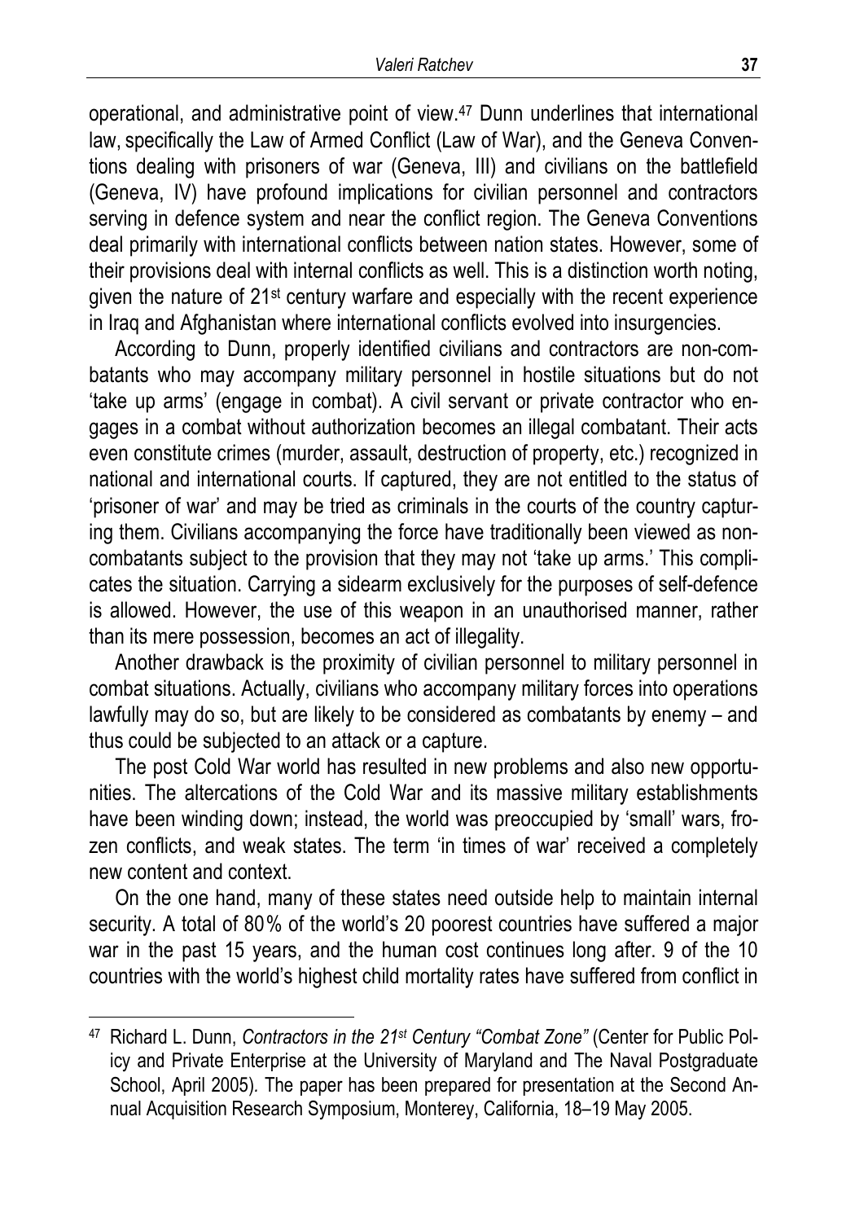operational, and administrative point of view.[47] Dunn underlines that international law, specifically the Law of Armed Conflict (Law of War), and the Geneva Conventions dealing with prisoners of war (Geneva, III) and civilians on the battlefield (Geneva, IV) have profound implications for civilian personnel and contractors serving in defence system and near the conflict region. The Geneva Conventions deal primarily with international conflicts between nation states. However, some of their provisions deal with internal conflicts as well. This is a distinction worth noting, given the nature of 21st century warfare and especially with the recent experience in Iraq and Afghanistan where international conflicts evolved into insurgencies.

According to Dunn, properly identified civilians and contractors are non-combatants who may accompany military personnel in hostile situations but do not 'take up arms' (engage in combat). A civil servant or private contractor who engages in a combat without authorization becomes an illegal combatant. Their acts even constitute crimes (murder, assault, destruction of property, etc.) recognized in national and international courts. If captured, they are not entitled to the status of 'prisoner of war' and may be tried as criminals in the courts of the country capturing them. Civilians accompanying the force have traditionally been viewed as non-combatants subject to the provision that they may not 'take up arms.' This complicates the situation. Carrying a sidearm exclusively for the purposes of self-defence is allowed. However, the use of this weapon in an unauthorised manner, rather than its mere possession, becomes an act of illegality.

Another drawback is the proximity of civilian personnel to military personnel in combat situations. Actually, civilians who accompany military forces into operations lawfully may do so, but are likely to be considered as combatants by enemy – and thus could be subjected to an attack or a capture.

The post Cold War world has resulted in new problems and also new opportunities. The altercations of the Cold War and its massive military establishments have been winding down; instead, the world was preoccupied by 'small' wars, frozen conflicts, and weak states. The term 'in times of war' received a completely new content and context.

On the one hand, many of these states need outside help to maintain internal security. A total of 80% of the world's 20 poorest countries have suffered a major war in the past 15 years, and the human cost continues long after. 9 of the 10 countries with the world's highest child mortality rates have suffered from conflict in

---

[47] Richard L. Dunn, *Contractors in the 21st Century "Combat Zone"* (Center for Public Policy and Private Enterprise at the University of Maryland and The Naval Postgraduate School, April 2005). The paper has been prepared for presentation at the Second Annual Acquisition Research Symposium, Monterey, California, 18–19 May 2005.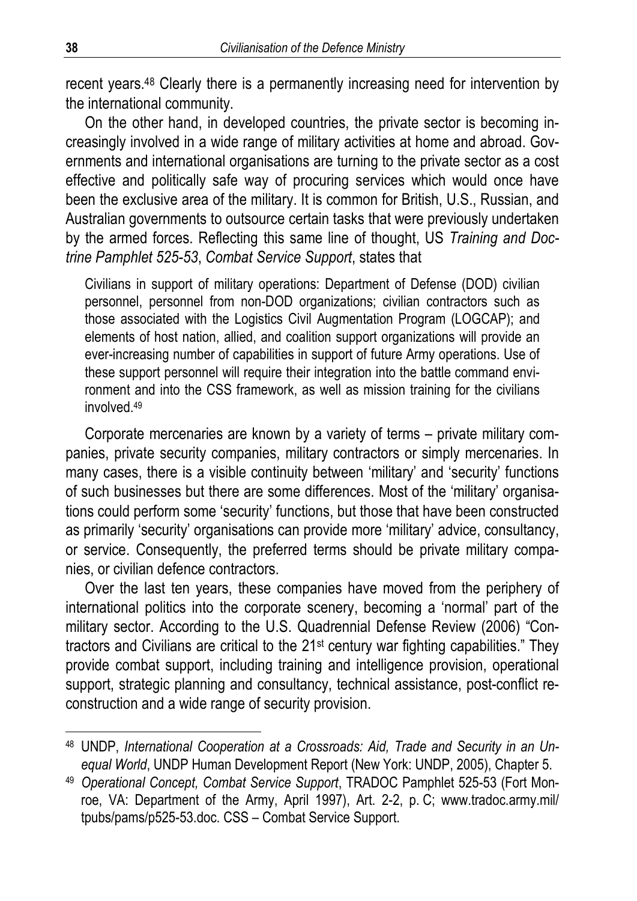recent years.[48] Clearly there is a permanently increasing need for intervention by the international community.

On the other hand, in developed countries, the private sector is becoming increasingly involved in a wide range of military activities at home and abroad. Governments and international organisations are turning to the private sector as a cost effective and politically safe way of procuring services which would once have been the exclusive area of the military. It is common for British, U.S., Russian, and Australian governments to outsource certain tasks that were previously undertaken by the armed forces. Reflecting this same line of thought, US *Training and Doctrine Pamphlet 525-53*, *Combat Service Support*, states that

> Civilians in support of military operations: Department of Defense (DOD) civilian personnel, personnel from non-DOD organizations; civilian contractors such as those associated with the Logistics Civil Augmentation Program (LOGCAP); and elements of host nation, allied, and coalition support organizations will provide an ever-increasing number of capabilities in support of future Army operations. Use of these support personnel will require their integration into the battle command environment and into the CSS framework, as well as mission training for the civilians involved.[49]

Corporate mercenaries are known by a variety of terms – private military companies, private security companies, military contractors or simply mercenaries. In many cases, there is a visible continuity between 'military' and 'security' functions of such businesses but there are some differences. Most of the 'military' organisations could perform some 'security' functions, but those that have been constructed as primarily 'security' organisations can provide more 'military' advice, consultancy, or service. Consequently, the preferred terms should be private military companies, or civilian defence contractors.

Over the last ten years, these companies have moved from the periphery of international politics into the corporate scenery, becoming a 'normal' part of the military sector. According to the U.S. Quadrennial Defense Review (2006) "Contractors and Civilians are critical to the 21st century war fighting capabilities." They provide combat support, including training and intelligence provision, operational support, strategic planning and consultancy, technical assistance, post-conflict reconstruction and a wide range of security provision.

---

[48] UNDP, *International Cooperation at a Crossroads: Aid, Trade and Security in an Unequal World*, UNDP Human Development Report (New York: UNDP, 2005), Chapter 5.

[49] *Operational Concept, Combat Service Support*, TRADOC Pamphlet 525-53 (Fort Monroe, VA: Department of the Army, April 1997), Art. 2-2, p. C; www.tradoc.army.mil/tpubs/pams/p525-53.doc. CSS – Combat Service Support.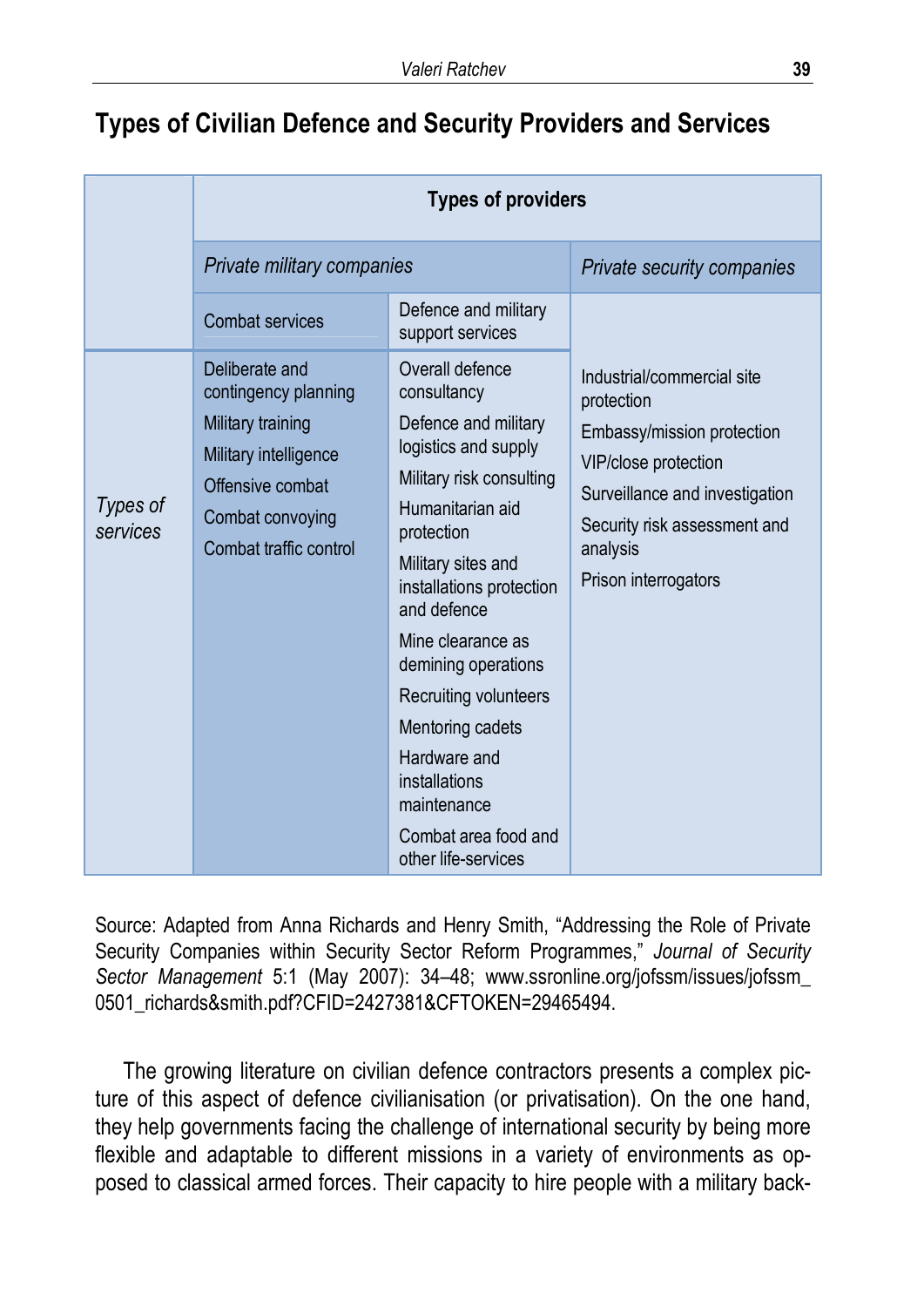## Types of Civilian Defence and Security Providers and Services

| | **Types of providers** | | |
|---|---|---|---|
| | *Private military companies* | | *Private security companies* |
| | Combat services | Defence and military support services | |
| *Types of services* | Deliberate and contingency planning<br>Military training<br>Military intelligence<br>Offensive combat<br>Combat convoying<br>Combat traffic control | Overall defence consultancy<br>Defence and military logistics and supply<br>Military risk consulting<br>Humanitarian aid protection<br>Military sites and installations protection and defence<br>Mine clearance as demining operations<br>Recruiting volunteers<br>Mentoring cadets<br>Hardware and installations maintenance<br>Combat area food and other life-services | Industrial/commercial site protection<br>Embassy/mission protection<br>VIP/close protection<br>Surveillance and investigation<br>Security risk assessment and analysis<br>Prison interrogators |

Source: Adapted from Anna Richards and Henry Smith, "Addressing the Role of Private Security Companies within Security Sector Reform Programmes," *Journal of Security Sector Management* 5:1 (May 2007): 34–48; www.ssronline.org/jofssm/issues/jofssm_0501_richards&smith.pdf?CFID=2427381&CFTOKEN=29465494.

The growing literature on civilian defence contractors presents a complex picture of this aspect of defence civilianisation (or privatisation). On the one hand, they help governments facing the challenge of international security by being more flexible and adaptable to different missions in a variety of environments as opposed to classical armed forces. Their capacity to hire people with a military back-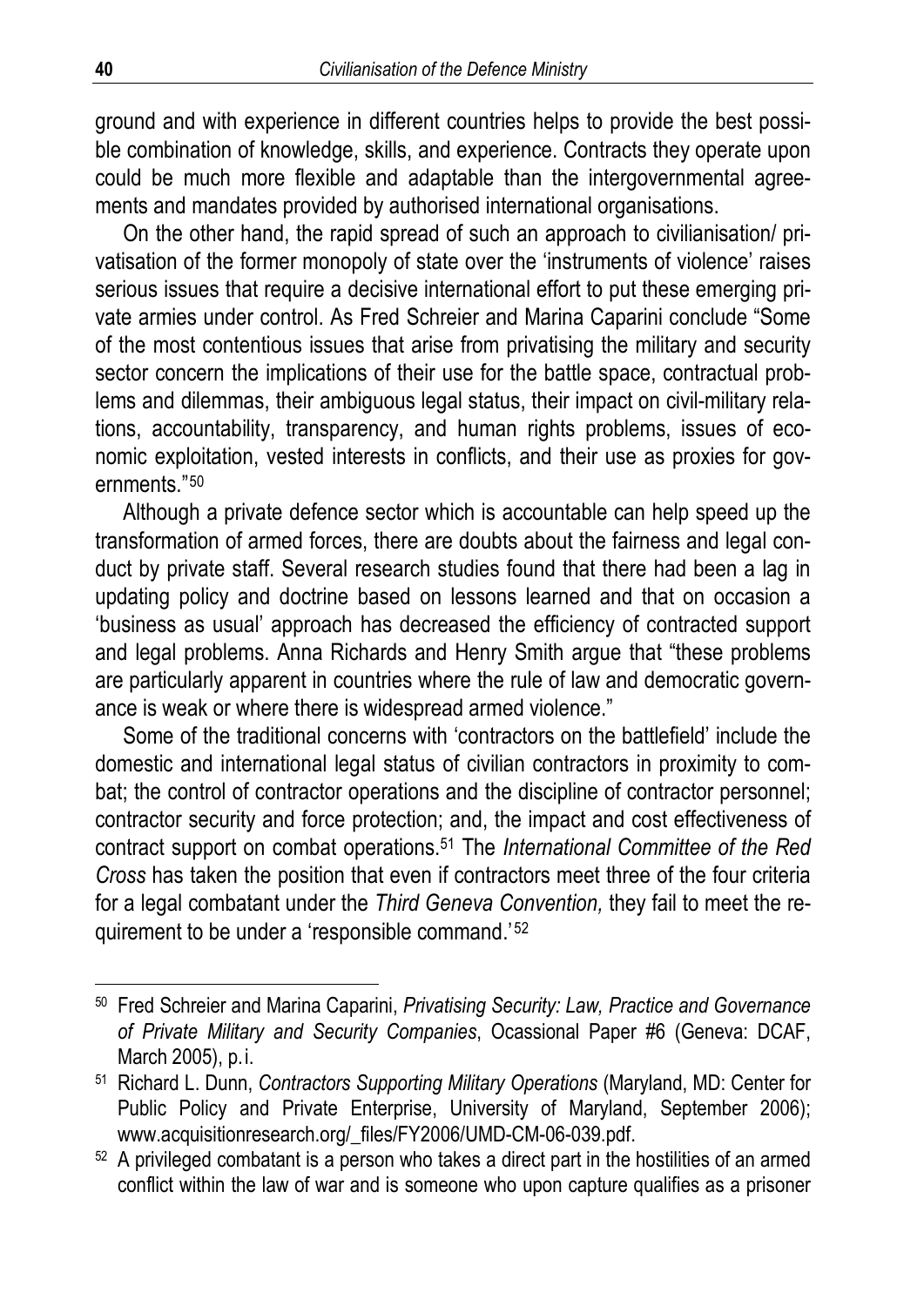ground and with experience in different countries helps to provide the best possible combination of knowledge, skills, and experience. Contracts they operate upon could be much more flexible and adaptable than the intergovernmental agreements and mandates provided by authorised international organisations.

On the other hand, the rapid spread of such an approach to civilianisation/ privatisation of the former monopoly of state over the 'instruments of violence' raises serious issues that require a decisive international effort to put these emerging private armies under control. As Fred Schreier and Marina Caparini conclude "Some of the most contentious issues that arise from privatising the military and security sector concern the implications of their use for the battle space, contractual problems and dilemmas, their ambiguous legal status, their impact on civil-military relations, accountability, transparency, and human rights problems, issues of economic exploitation, vested interests in conflicts, and their use as proxies for governments."[50]

Although a private defence sector which is accountable can help speed up the transformation of armed forces, there are doubts about the fairness and legal conduct by private staff. Several research studies found that there had been a lag in updating policy and doctrine based on lessons learned and that on occasion a 'business as usual' approach has decreased the efficiency of contracted support and legal problems. Anna Richards and Henry Smith argue that "these problems are particularly apparent in countries where the rule of law and democratic governance is weak or where there is widespread armed violence."

Some of the traditional concerns with 'contractors on the battlefield' include the domestic and international legal status of civilian contractors in proximity to combat; the control of contractor operations and the discipline of contractor personnel; contractor security and force protection; and, the impact and cost effectiveness of contract support on combat operations.[51] The *International Committee of the Red Cross* has taken the position that even if contractors meet three of the four criteria for a legal combatant under the *Third Geneva Convention,* they fail to meet the requirement to be under a 'responsible command.'[52]

---

[50] Fred Schreier and Marina Caparini, *Privatising Security: Law, Practice and Governance of Private Military and Security Companies*, Ocassional Paper #6 (Geneva: DCAF, March 2005), p. i.

[51] Richard L. Dunn, *Contractors Supporting Military Operations* (Maryland, MD: Center for Public Policy and Private Enterprise, University of Maryland, September 2006); www.acquisitionresearch.org/_files/FY2006/UMD-CM-06-039.pdf.

[52] A privileged combatant is a person who takes a direct part in the hostilities of an armed conflict within the law of war and is someone who upon capture qualifies as a prisoner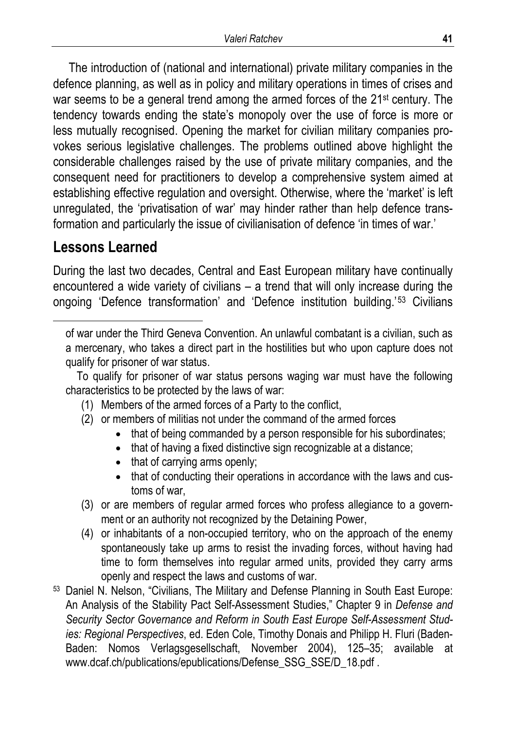The introduction of (national and international) private military companies in the defence planning, as well as in policy and military operations in times of crises and war seems to be a general trend among the armed forces of the 21st century. The tendency towards ending the state's monopoly over the use of force is more or less mutually recognised. Opening the market for civilian military companies provokes serious legislative challenges. The problems outlined above highlight the considerable challenges raised by the use of private military companies, and the consequent need for practitioners to develop a comprehensive system aimed at establishing effective regulation and oversight. Otherwise, where the 'market' is left unregulated, the 'privatisation of war' may hinder rather than help defence transformation and particularly the issue of civilianisation of defence 'in times of war.'

## Lessons Learned

During the last two decades, Central and East European military have continually encountered a wide variety of civilians – a trend that will only increase during the ongoing 'Defence transformation' and 'Defence institution building.'[53] Civilians

---

of war under the Third Geneva Convention. An unlawful combatant is a civilian, such as a mercenary, who takes a direct part in the hostilities but who upon capture does not qualify for prisoner of war status.

To qualify for prisoner of war status persons waging war must have the following characteristics to be protected by the laws of war:

(1) Members of the armed forces of a Party to the conflict,
(2) or members of militias not under the command of the armed forces
    - that of being commanded by a person responsible for his subordinates;
    - that of having a fixed distinctive sign recognizable at a distance;
    - that of carrying arms openly;
    - that of conducting their operations in accordance with the laws and customs of war,
(3) or are members of regular armed forces who profess allegiance to a government or an authority not recognized by the Detaining Power,
(4) or inhabitants of a non-occupied territory, who on the approach of the enemy spontaneously take up arms to resist the invading forces, without having had time to form themselves into regular armed units, provided they carry arms openly and respect the laws and customs of war.

[53] Daniel N. Nelson, "Civilians, The Military and Defense Planning in South East Europe: An Analysis of the Stability Pact Self-Assessment Studies," Chapter 9 in *Defense and Security Sector Governance and Reform in South East Europe Self-Assessment Studies: Regional Perspectives*, ed. Eden Cole, Timothy Donais and Philipp H. Fluri (Baden-Baden: Nomos Verlagsgesellschaft, November 2004), 125–35; available at www.dcaf.ch/publications/epublications/Defense_SSG_SSE/D_18.pdf .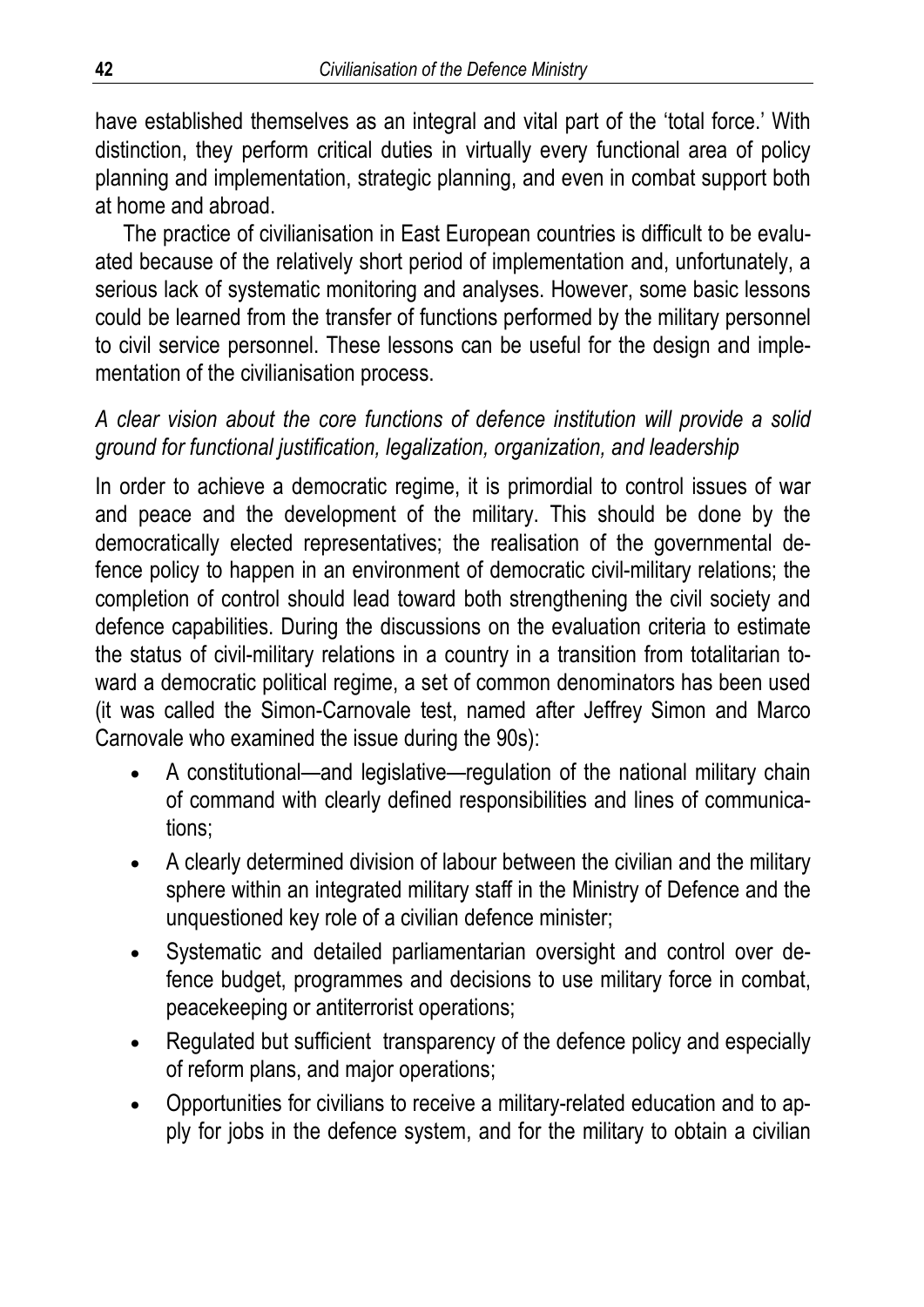have established themselves as an integral and vital part of the 'total force.' With distinction, they perform critical duties in virtually every functional area of policy planning and implementation, strategic planning, and even in combat support both at home and abroad.

The practice of civilianisation in East European countries is difficult to be evaluated because of the relatively short period of implementation and, unfortunately, a serious lack of systematic monitoring and analyses. However, some basic lessons could be learned from the transfer of functions performed by the military personnel to civil service personnel. These lessons can be useful for the design and implementation of the civilianisation process.

*A clear vision about the core functions of defence institution will provide a solid ground for functional justification, legalization, organization, and leadership*

In order to achieve a democratic regime, it is primordial to control issues of war and peace and the development of the military. This should be done by the democratically elected representatives; the realisation of the governmental defence policy to happen in an environment of democratic civil-military relations; the completion of control should lead toward both strengthening the civil society and defence capabilities. During the discussions on the evaluation criteria to estimate the status of civil-military relations in a country in a transition from totalitarian toward a democratic political regime, a set of common denominators has been used (it was called the Simon-Carnovale test, named after Jeffrey Simon and Marco Carnovale who examined the issue during the 90s):

- A constitutional—and legislative—regulation of the national military chain of command with clearly defined responsibilities and lines of communications;
- A clearly determined division of labour between the civilian and the military sphere within an integrated military staff in the Ministry of Defence and the unquestioned key role of a civilian defence minister;
- Systematic and detailed parliamentarian oversight and control over defence budget, programmes and decisions to use military force in combat, peacekeeping or antiterrorist operations;
- Regulated but sufficient transparency of the defence policy and especially of reform plans, and major operations;
- Opportunities for civilians to receive a military-related education and to apply for jobs in the defence system, and for the military to obtain a civilian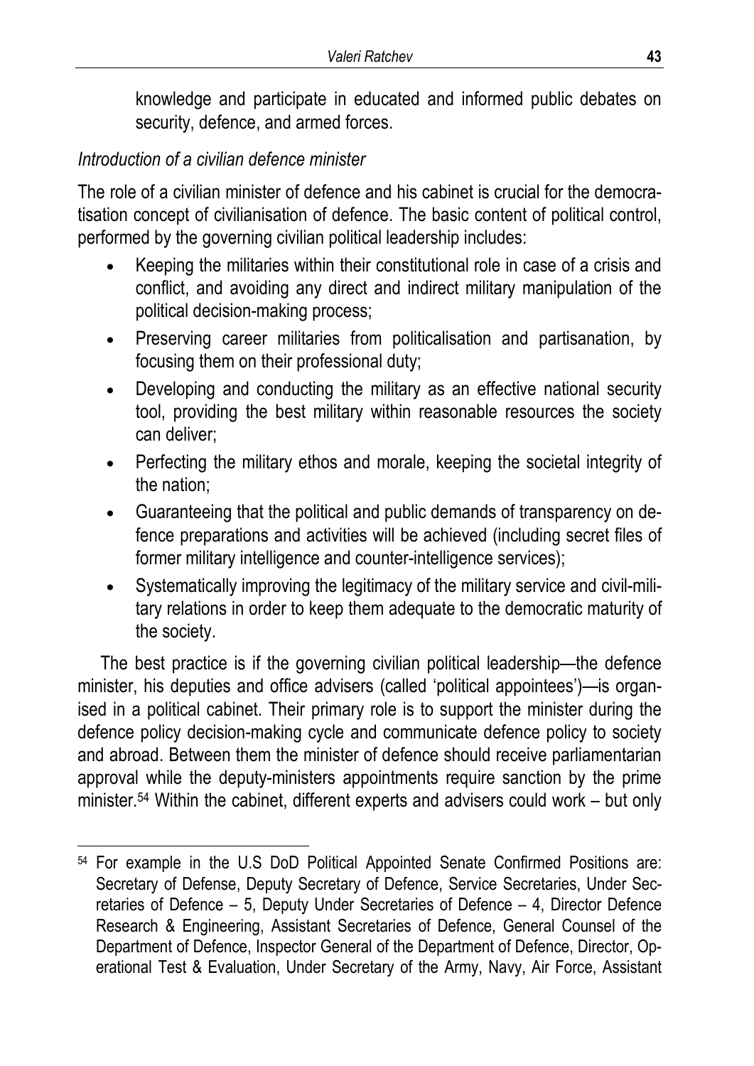knowledge and participate in educated and informed public debates on security, defence, and armed forces.

*Introduction of a civilian defence minister*

The role of a civilian minister of defence and his cabinet is crucial for the democratisation concept of civilianisation of defence. The basic content of political control, performed by the governing civilian political leadership includes:

- Keeping the militaries within their constitutional role in case of a crisis and conflict, and avoiding any direct and indirect military manipulation of the political decision-making process;
- Preserving career militaries from politicalisation and partisanation, by focusing them on their professional duty;
- Developing and conducting the military as an effective national security tool, providing the best military within reasonable resources the society can deliver;
- Perfecting the military ethos and morale, keeping the societal integrity of the nation;
- Guaranteeing that the political and public demands of transparency on defence preparations and activities will be achieved (including secret files of former military intelligence and counter-intelligence services);
- Systematically improving the legitimacy of the military service and civil-military relations in order to keep them adequate to the democratic maturity of the society.

The best practice is if the governing civilian political leadership—the defence minister, his deputies and office advisers (called 'political appointees')—is organised in a political cabinet. Their primary role is to support the minister during the defence policy decision-making cycle and communicate defence policy to society and abroad. Between them the minister of defence should receive parliamentarian approval while the deputy-ministers appointments require sanction by the prime minister.[54] Within the cabinet, different experts and advisers could work – but only

[54] For example in the U.S DoD Political Appointed Senate Confirmed Positions are: Secretary of Defense, Deputy Secretary of Defence, Service Secretaries, Under Secretaries of Defence – 5, Deputy Under Secretaries of Defence – 4, Director Defence Research & Engineering, Assistant Secretaries of Defence, General Counsel of the Department of Defence, Inspector General of the Department of Defence, Director, Operational Test & Evaluation, Under Secretary of the Army, Navy, Air Force, Assistant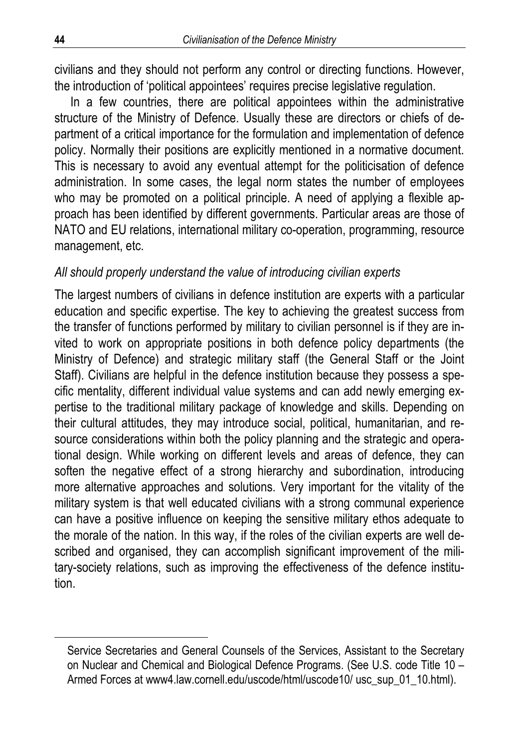civilians and they should not perform any control or directing functions. However, the introduction of 'political appointees' requires precise legislative regulation.

In a few countries, there are political appointees within the administrative structure of the Ministry of Defence. Usually these are directors or chiefs of department of a critical importance for the formulation and implementation of defence policy. Normally their positions are explicitly mentioned in a normative document. This is necessary to avoid any eventual attempt for the politicisation of defence administration. In some cases, the legal norm states the number of employees who may be promoted on a political principle. A need of applying a flexible approach has been identified by different governments. Particular areas are those of NATO and EU relations, international military co-operation, programming, resource management, etc.

*All should properly understand the value of introducing civilian experts*

The largest numbers of civilians in defence institution are experts with a particular education and specific expertise. The key to achieving the greatest success from the transfer of functions performed by military to civilian personnel is if they are invited to work on appropriate positions in both defence policy departments (the Ministry of Defence) and strategic military staff (the General Staff or the Joint Staff). Civilians are helpful in the defence institution because they possess a specific mentality, different individual value systems and can add newly emerging expertise to the traditional military package of knowledge and skills. Depending on their cultural attitudes, they may introduce social, political, humanitarian, and resource considerations within both the policy planning and the strategic and operational design. While working on different levels and areas of defence, they can soften the negative effect of a strong hierarchy and subordination, introducing more alternative approaches and solutions. Very important for the vitality of the military system is that well educated civilians with a strong communal experience can have a positive influence on keeping the sensitive military ethos adequate to the morale of the nation. In this way, if the roles of the civilian experts are well described and organised, they can accomplish significant improvement of the military-society relations, such as improving the effectiveness of the defence institution.

---

Service Secretaries and General Counsels of the Services, Assistant to the Secretary on Nuclear and Chemical and Biological Defence Programs. (See U.S. code Title 10 – Armed Forces at www4.law.cornell.edu/uscode/html/uscode10/ usc_sup_01_10.html).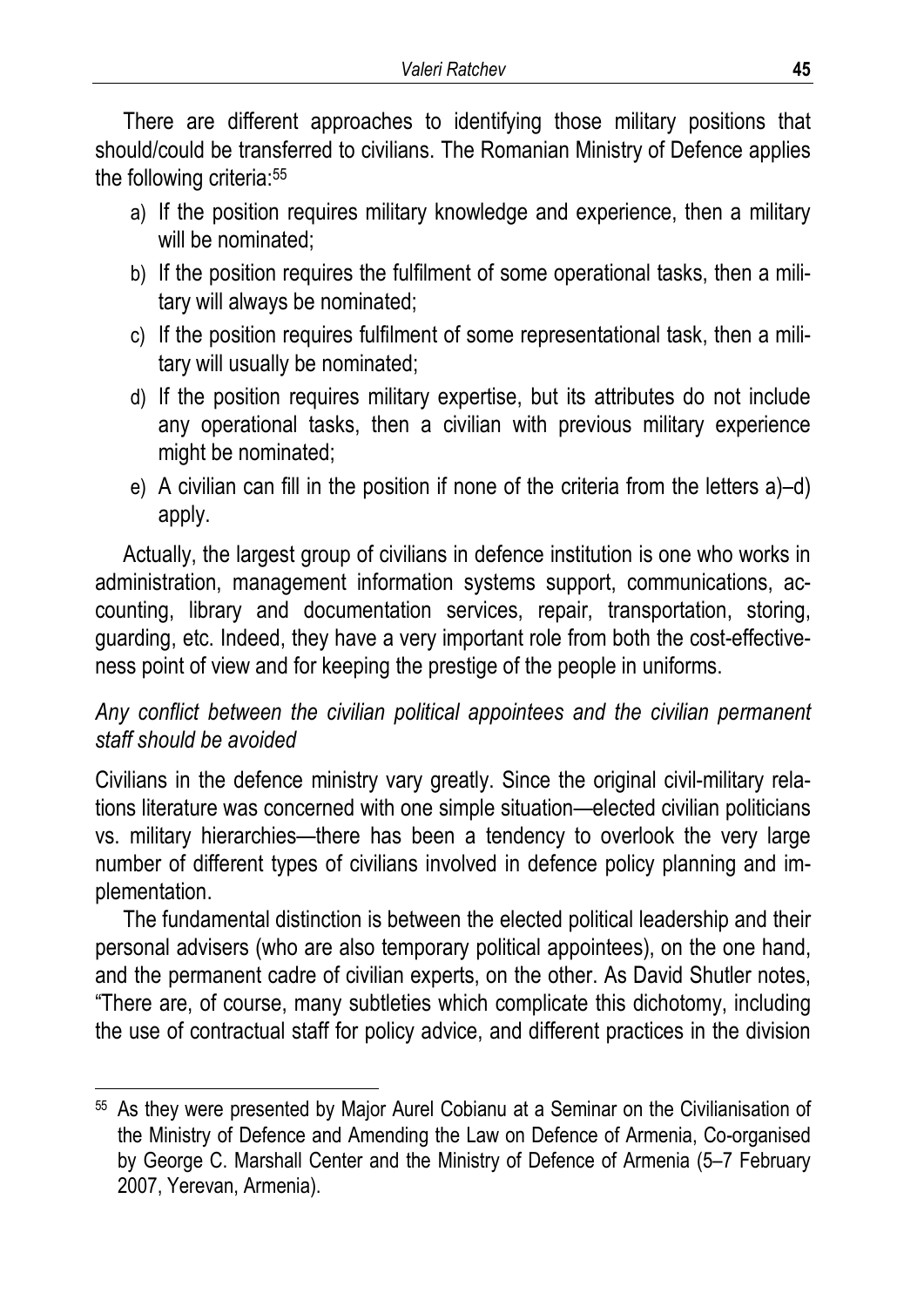There are different approaches to identifying those military positions that should/could be transferred to civilians. The Romanian Ministry of Defence applies the following criteria:[55]

a) If the position requires military knowledge and experience, then a military will be nominated;
b) If the position requires the fulfilment of some operational tasks, then a military will always be nominated;
c) If the position requires fulfilment of some representational task, then a military will usually be nominated;
d) If the position requires military expertise, but its attributes do not include any operational tasks, then a civilian with previous military experience might be nominated;
e) A civilian can fill in the position if none of the criteria from the letters a)–d) apply.

Actually, the largest group of civilians in defence institution is one who works in administration, management information systems support, communications, accounting, library and documentation services, repair, transportation, storing, guarding, etc. Indeed, they have a very important role from both the cost-effectiveness point of view and for keeping the prestige of the people in uniforms.

*Any conflict between the civilian political appointees and the civilian permanent staff should be avoided*

Civilians in the defence ministry vary greatly. Since the original civil-military relations literature was concerned with one simple situation—elected civilian politicians vs. military hierarchies—there has been a tendency to overlook the very large number of different types of civilians involved in defence policy planning and implementation.

The fundamental distinction is between the elected political leadership and their personal advisers (who are also temporary political appointees), on the one hand, and the permanent cadre of civilian experts, on the other. As David Shutler notes, "There are, of course, many subtleties which complicate this dichotomy, including the use of contractual staff for policy advice, and different practices in the division

[55] As they were presented by Major Aurel Cobianu at a Seminar on the Civilianisation of the Ministry of Defence and Amending the Law on Defence of Armenia, Co-organised by George C. Marshall Center and the Ministry of Defence of Armenia (5–7 February 2007, Yerevan, Armenia).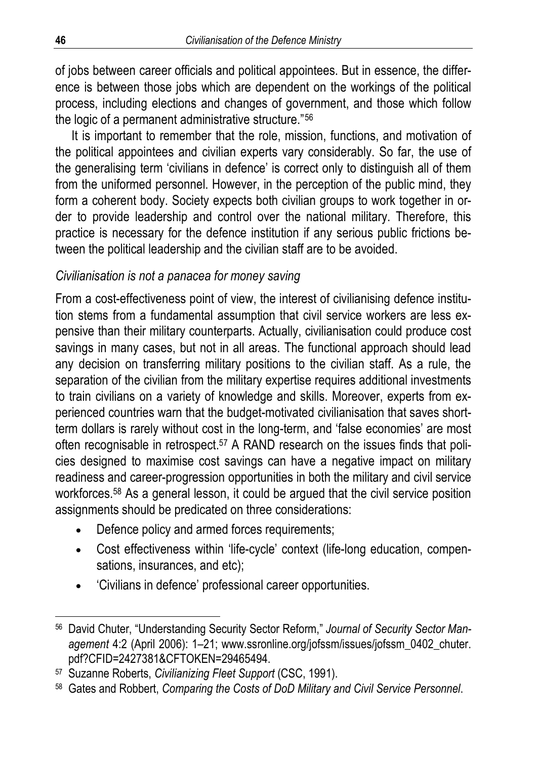of jobs between career officials and political appointees. But in essence, the difference is between those jobs which are dependent on the workings of the political process, including elections and changes of government, and those which follow the logic of a permanent administrative structure."[56]

It is important to remember that the role, mission, functions, and motivation of the political appointees and civilian experts vary considerably. So far, the use of the generalising term 'civilians in defence' is correct only to distinguish all of them from the uniformed personnel. However, in the perception of the public mind, they form a coherent body. Society expects both civilian groups to work together in order to provide leadership and control over the national military. Therefore, this practice is necessary for the defence institution if any serious public frictions between the political leadership and the civilian staff are to be avoided.

*Civilianisation is not a panacea for money saving*

From a cost-effectiveness point of view, the interest of civilianising defence institution stems from a fundamental assumption that civil service workers are less expensive than their military counterparts. Actually, civilianisation could produce cost savings in many cases, but not in all areas. The functional approach should lead any decision on transferring military positions to the civilian staff. As a rule, the separation of the civilian from the military expertise requires additional investments to train civilians on a variety of knowledge and skills. Moreover, experts from experienced countries warn that the budget-motivated civilianisation that saves short-term dollars is rarely without cost in the long-term, and 'false economies' are most often recognisable in retrospect.[57] A RAND research on the issues finds that policies designed to maximise cost savings can have a negative impact on military readiness and career-progression opportunities in both the military and civil service workforces.[58] As a general lesson, it could be argued that the civil service position assignments should be predicated on three considerations:

- Defence policy and armed forces requirements;
- Cost effectiveness within 'life-cycle' context (life-long education, compensations, insurances, and etc);
- 'Civilians in defence' professional career opportunities.

---

[56] David Chuter, "Understanding Security Sector Reform," *Journal of Security Sector Management* 4:2 (April 2006): 1–21; www.ssronline.org/jofssm/issues/jofssm_0402_chuter.pdf?CFID=2427381&CFTOKEN=29465494.

[57] Suzanne Roberts, *Civilianizing Fleet Support* (CSC, 1991).

[58] Gates and Robbert, *Comparing the Costs of DoD Military and Civil Service Personnel*.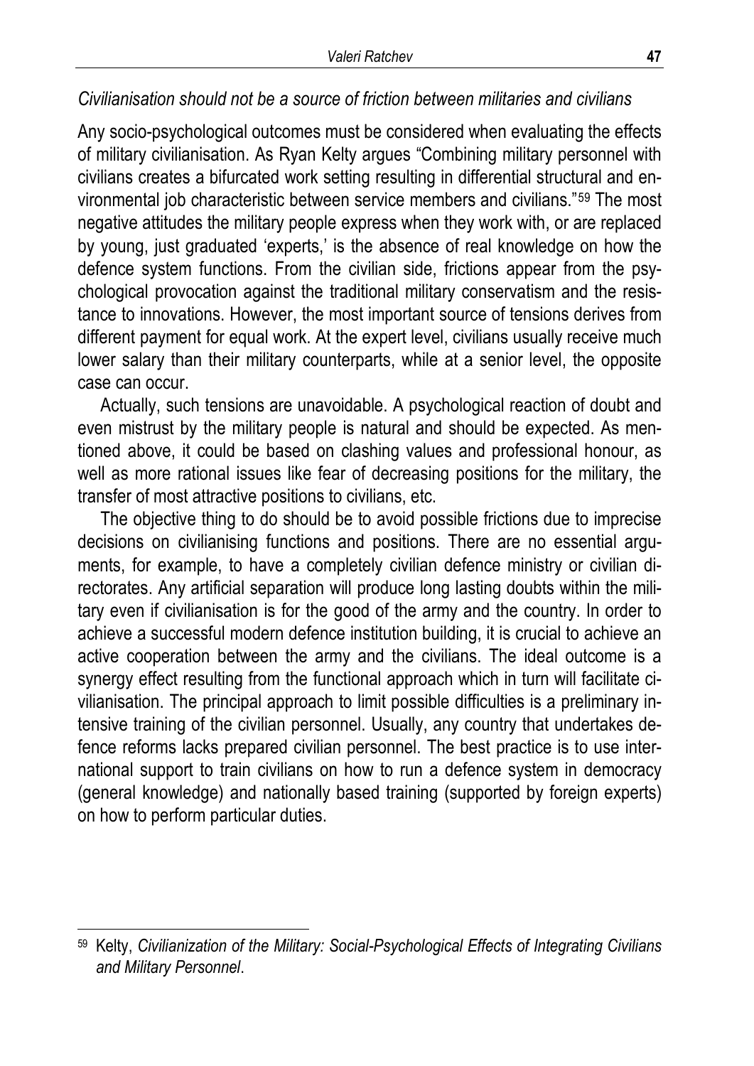*Civilianisation should not be a source of friction between militaries and civilians*

Any socio-psychological outcomes must be considered when evaluating the effects of military civilianisation. As Ryan Kelty argues "Combining military personnel with civilians creates a bifurcated work setting resulting in differential structural and environmental job characteristic between service members and civilians."[59] The most negative attitudes the military people express when they work with, or are replaced by young, just graduated 'experts,' is the absence of real knowledge on how the defence system functions. From the civilian side, frictions appear from the psychological provocation against the traditional military conservatism and the resistance to innovations. However, the most important source of tensions derives from different payment for equal work. At the expert level, civilians usually receive much lower salary than their military counterparts, while at a senior level, the opposite case can occur.

Actually, such tensions are unavoidable. A psychological reaction of doubt and even mistrust by the military people is natural and should be expected. As mentioned above, it could be based on clashing values and professional honour, as well as more rational issues like fear of decreasing positions for the military, the transfer of most attractive positions to civilians, etc.

The objective thing to do should be to avoid possible frictions due to imprecise decisions on civilianising functions and positions. There are no essential arguments, for example, to have a completely civilian defence ministry or civilian directorates. Any artificial separation will produce long lasting doubts within the military even if civilianisation is for the good of the army and the country. In order to achieve a successful modern defence institution building, it is crucial to achieve an active cooperation between the army and the civilians. The ideal outcome is a synergy effect resulting from the functional approach which in turn will facilitate civilianisation. The principal approach to limit possible difficulties is a preliminary intensive training of the civilian personnel. Usually, any country that undertakes defence reforms lacks prepared civilian personnel. The best practice is to use international support to train civilians on how to run a defence system in democracy (general knowledge) and nationally based training (supported by foreign experts) on how to perform particular duties.

---

[59] Kelty, *Civilianization of the Military: Social-Psychological Effects of Integrating Civilians and Military Personnel*.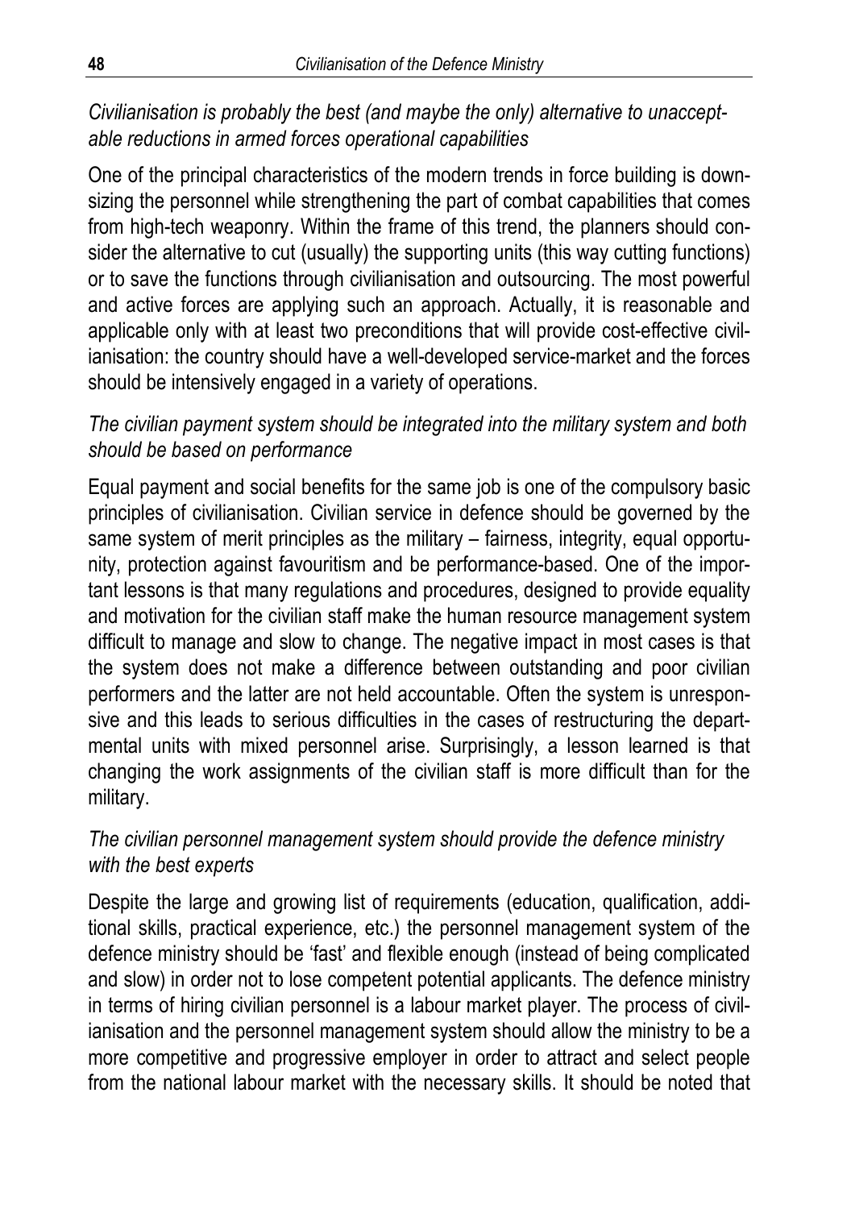*Civilianisation is probably the best (and maybe the only) alternative to unacceptable reductions in armed forces operational capabilities*

One of the principal characteristics of the modern trends in force building is downsizing the personnel while strengthening the part of combat capabilities that comes from high-tech weaponry. Within the frame of this trend, the planners should consider the alternative to cut (usually) the supporting units (this way cutting functions) or to save the functions through civilianisation and outsourcing. The most powerful and active forces are applying such an approach. Actually, it is reasonable and applicable only with at least two preconditions that will provide cost-effective civilianisation: the country should have a well-developed service-market and the forces should be intensively engaged in a variety of operations.

*The civilian payment system should be integrated into the military system and both should be based on performance*

Equal payment and social benefits for the same job is one of the compulsory basic principles of civilianisation. Civilian service in defence should be governed by the same system of merit principles as the military – fairness, integrity, equal opportunity, protection against favouritism and be performance-based. One of the important lessons is that many regulations and procedures, designed to provide equality and motivation for the civilian staff make the human resource management system difficult to manage and slow to change. The negative impact in most cases is that the system does not make a difference between outstanding and poor civilian performers and the latter are not held accountable. Often the system is unresponsive and this leads to serious difficulties in the cases of restructuring the departmental units with mixed personnel arise. Surprisingly, a lesson learned is that changing the work assignments of the civilian staff is more difficult than for the military.

*The civilian personnel management system should provide the defence ministry with the best experts*

Despite the large and growing list of requirements (education, qualification, additional skills, practical experience, etc.) the personnel management system of the defence ministry should be 'fast' and flexible enough (instead of being complicated and slow) in order not to lose competent potential applicants. The defence ministry in terms of hiring civilian personnel is a labour market player. The process of civilianisation and the personnel management system should allow the ministry to be a more competitive and progressive employer in order to attract and select people from the national labour market with the necessary skills. It should be noted that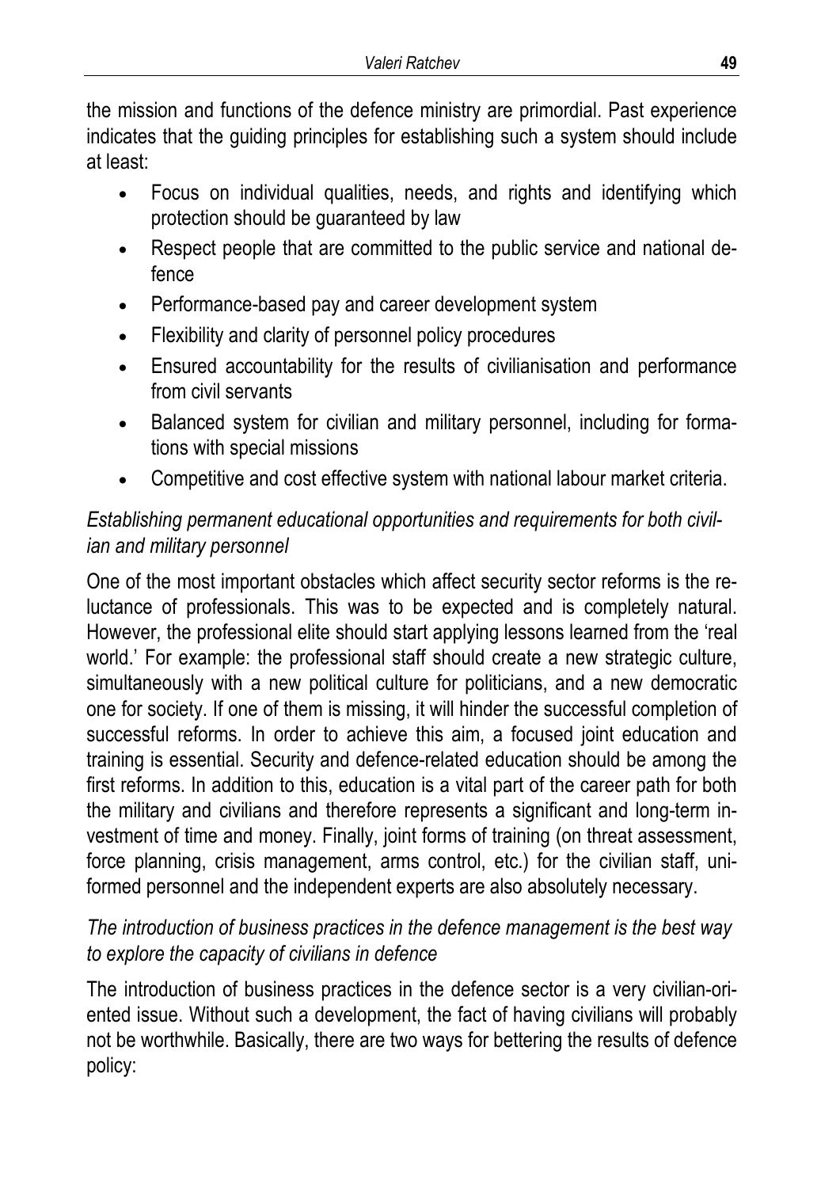the mission and functions of the defence ministry are primordial. Past experience indicates that the guiding principles for establishing such a system should include at least:

- Focus on individual qualities, needs, and rights and identifying which protection should be guaranteed by law
- Respect people that are committed to the public service and national defence
- Performance-based pay and career development system
- Flexibility and clarity of personnel policy procedures
- Ensured accountability for the results of civilianisation and performance from civil servants
- Balanced system for civilian and military personnel, including for formations with special missions
- Competitive and cost effective system with national labour market criteria.

*Establishing permanent educational opportunities and requirements for both civilian and military personnel*

One of the most important obstacles which affect security sector reforms is the reluctance of professionals. This was to be expected and is completely natural. However, the professional elite should start applying lessons learned from the 'real world.' For example: the professional staff should create a new strategic culture, simultaneously with a new political culture for politicians, and a new democratic one for society. If one of them is missing, it will hinder the successful completion of successful reforms. In order to achieve this aim, a focused joint education and training is essential. Security and defence-related education should be among the first reforms. In addition to this, education is a vital part of the career path for both the military and civilians and therefore represents a significant and long-term investment of time and money. Finally, joint forms of training (on threat assessment, force planning, crisis management, arms control, etc.) for the civilian staff, uniformed personnel and the independent experts are also absolutely necessary.

*The introduction of business practices in the defence management is the best way to explore the capacity of civilians in defence*

The introduction of business practices in the defence sector is a very civilian-oriented issue. Without such a development, the fact of having civilians will probably not be worthwhile. Basically, there are two ways for bettering the results of defence policy: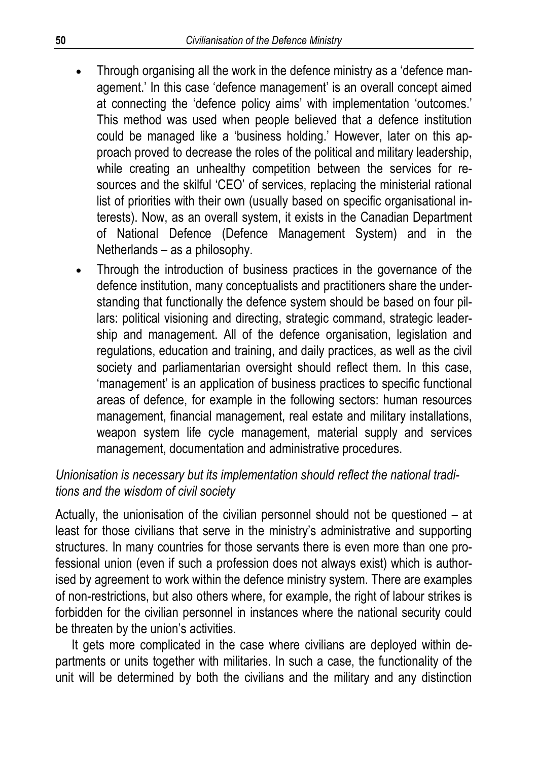- Through organising all the work in the defence ministry as a 'defence management.' In this case 'defence management' is an overall concept aimed at connecting the 'defence policy aims' with implementation 'outcomes.' This method was used when people believed that a defence institution could be managed like a 'business holding.' However, later on this approach proved to decrease the roles of the political and military leadership, while creating an unhealthy competition between the services for resources and the skilful 'CEO' of services, replacing the ministerial rational list of priorities with their own (usually based on specific organisational interests). Now, as an overall system, it exists in the Canadian Department of National Defence (Defence Management System) and in the Netherlands – as a philosophy.
- Through the introduction of business practices in the governance of the defence institution, many conceptualists and practitioners share the understanding that functionally the defence system should be based on four pillars: political visioning and directing, strategic command, strategic leadership and management. All of the defence organisation, legislation and regulations, education and training, and daily practices, as well as the civil society and parliamentarian oversight should reflect them. In this case, 'management' is an application of business practices to specific functional areas of defence, for example in the following sectors: human resources management, financial management, real estate and military installations, weapon system life cycle management, material supply and services management, documentation and administrative procedures.

*Unionisation is necessary but its implementation should reflect the national traditions and the wisdom of civil society*

Actually, the unionisation of the civilian personnel should not be questioned – at least for those civilians that serve in the ministry's administrative and supporting structures. In many countries for those servants there is even more than one professional union (even if such a profession does not always exist) which is authorised by agreement to work within the defence ministry system. There are examples of non-restrictions, but also others where, for example, the right of labour strikes is forbidden for the civilian personnel in instances where the national security could be threaten by the union's activities.

It gets more complicated in the case where civilians are deployed within departments or units together with militaries. In such a case, the functionality of the unit will be determined by both the civilians and the military and any distinction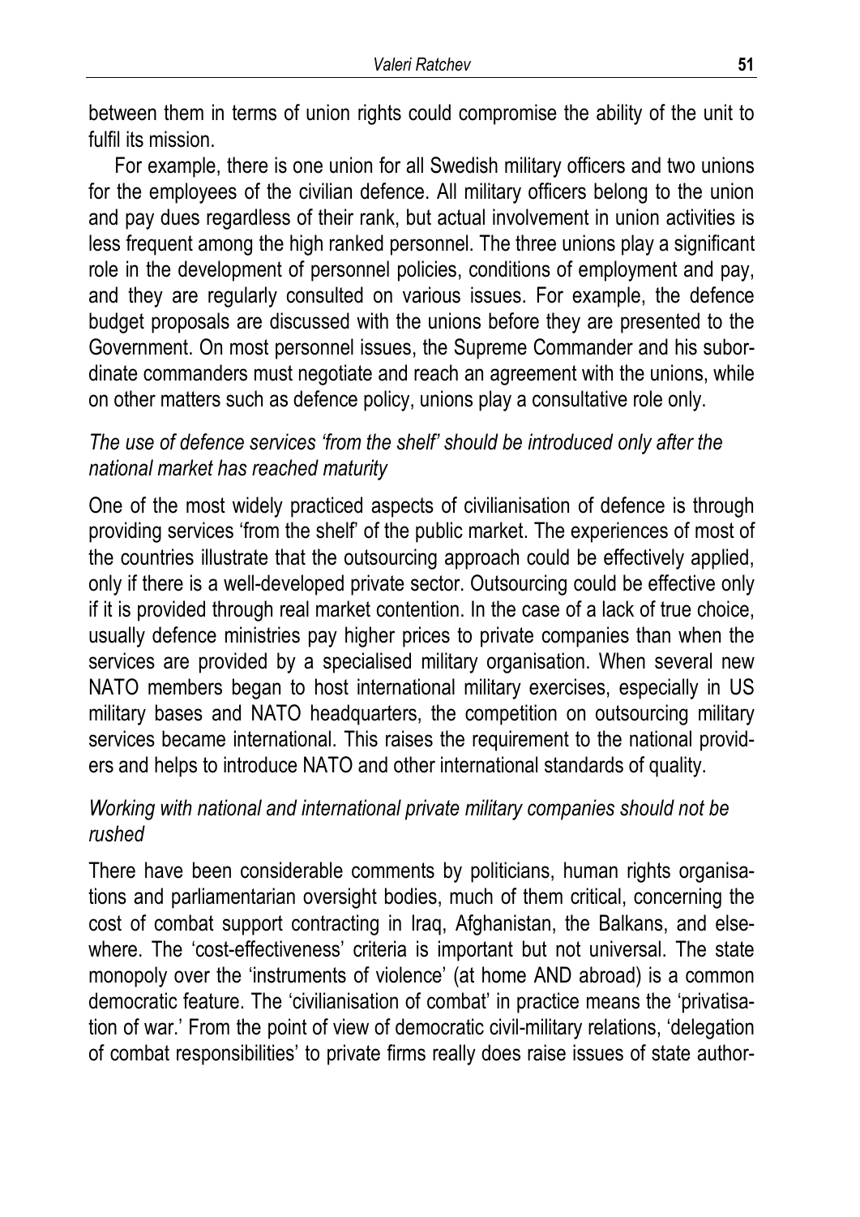between them in terms of union rights could compromise the ability of the unit to fulfil its mission.

For example, there is one union for all Swedish military officers and two unions for the employees of the civilian defence. All military officers belong to the union and pay dues regardless of their rank, but actual involvement in union activities is less frequent among the high ranked personnel. The three unions play a significant role in the development of personnel policies, conditions of employment and pay, and they are regularly consulted on various issues. For example, the defence budget proposals are discussed with the unions before they are presented to the Government. On most personnel issues, the Supreme Commander and his subordinate commanders must negotiate and reach an agreement with the unions, while on other matters such as defence policy, unions play a consultative role only.

*The use of defence services 'from the shelf' should be introduced only after the national market has reached maturity*

One of the most widely practiced aspects of civilianisation of defence is through providing services 'from the shelf' of the public market. The experiences of most of the countries illustrate that the outsourcing approach could be effectively applied, only if there is a well-developed private sector. Outsourcing could be effective only if it is provided through real market contention. In the case of a lack of true choice, usually defence ministries pay higher prices to private companies than when the services are provided by a specialised military organisation. When several new NATO members began to host international military exercises, especially in US military bases and NATO headquarters, the competition on outsourcing military services became international. This raises the requirement to the national providers and helps to introduce NATO and other international standards of quality.

*Working with national and international private military companies should not be rushed*

There have been considerable comments by politicians, human rights organisations and parliamentarian oversight bodies, much of them critical, concerning the cost of combat support contracting in Iraq, Afghanistan, the Balkans, and elsewhere. The 'cost-effectiveness' criteria is important but not universal. The state monopoly over the 'instruments of violence' (at home AND abroad) is a common democratic feature. The 'civilianisation of combat' in practice means the 'privatisation of war.' From the point of view of democratic civil-military relations, 'delegation of combat responsibilities' to private firms really does raise issues of state author-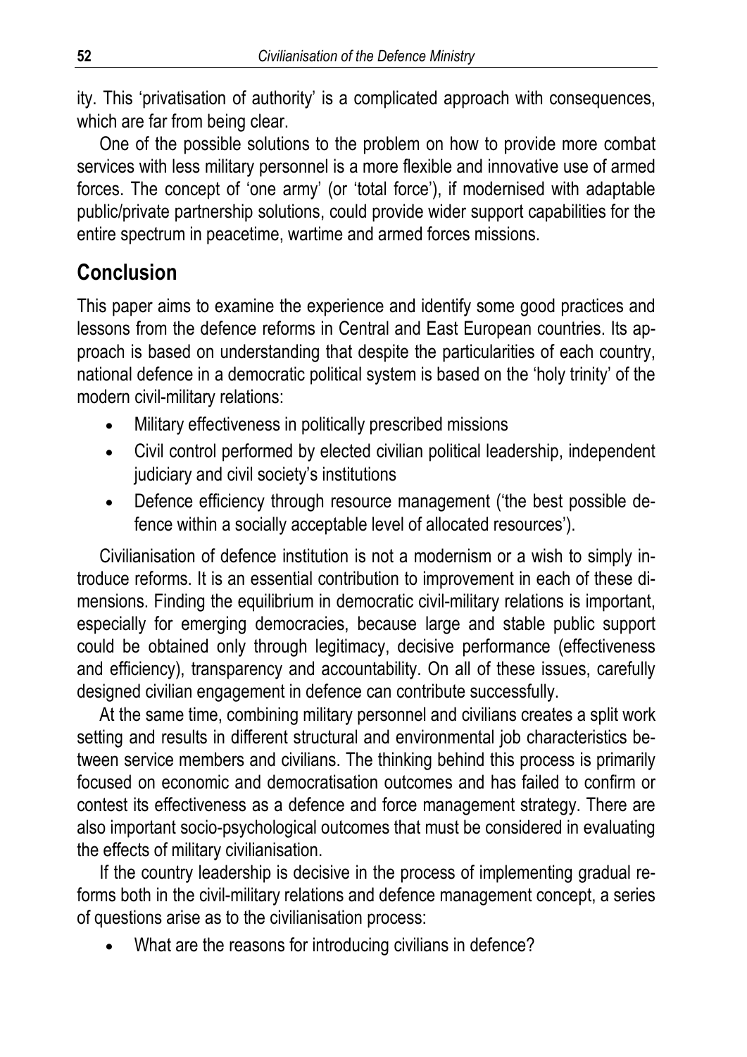ity. This 'privatisation of authority' is a complicated approach with consequences, which are far from being clear.

One of the possible solutions to the problem on how to provide more combat services with less military personnel is a more flexible and innovative use of armed forces. The concept of 'one army' (or 'total force'), if modernised with adaptable public/private partnership solutions, could provide wider support capabilities for the entire spectrum in peacetime, wartime and armed forces missions.

## Conclusion

This paper aims to examine the experience and identify some good practices and lessons from the defence reforms in Central and East European countries. Its approach is based on understanding that despite the particularities of each country, national defence in a democratic political system is based on the 'holy trinity' of the modern civil-military relations:

- Military effectiveness in politically prescribed missions
- Civil control performed by elected civilian political leadership, independent judiciary and civil society's institutions
- Defence efficiency through resource management ('the best possible defence within a socially acceptable level of allocated resources').

Civilianisation of defence institution is not a modernism or a wish to simply introduce reforms. It is an essential contribution to improvement in each of these dimensions. Finding the equilibrium in democratic civil-military relations is important, especially for emerging democracies, because large and stable public support could be obtained only through legitimacy, decisive performance (effectiveness and efficiency), transparency and accountability. On all of these issues, carefully designed civilian engagement in defence can contribute successfully.

At the same time, combining military personnel and civilians creates a split work setting and results in different structural and environmental job characteristics between service members and civilians. The thinking behind this process is primarily focused on economic and democratisation outcomes and has failed to confirm or contest its effectiveness as a defence and force management strategy. There are also important socio-psychological outcomes that must be considered in evaluating the effects of military civilianisation.

If the country leadership is decisive in the process of implementing gradual reforms both in the civil-military relations and defence management concept, a series of questions arise as to the civilianisation process:

- What are the reasons for introducing civilians in defence?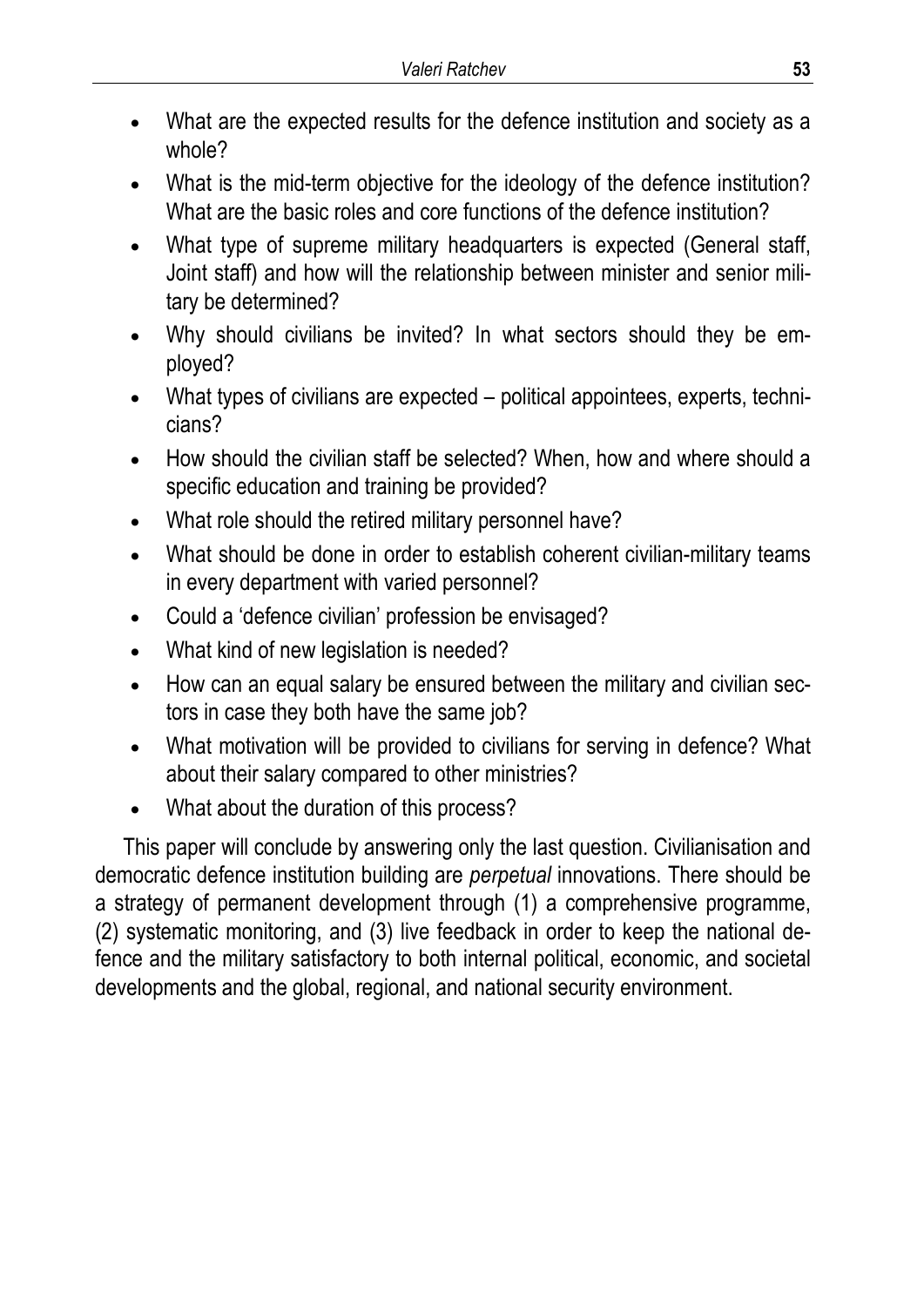- What are the expected results for the defence institution and society as a whole?
- What is the mid-term objective for the ideology of the defence institution? What are the basic roles and core functions of the defence institution?
- What type of supreme military headquarters is expected (General staff, Joint staff) and how will the relationship between minister and senior military be determined?
- Why should civilians be invited? In what sectors should they be employed?
- What types of civilians are expected – political appointees, experts, technicians?
- How should the civilian staff be selected? When, how and where should a specific education and training be provided?
- What role should the retired military personnel have?
- What should be done in order to establish coherent civilian-military teams in every department with varied personnel?
- Could a 'defence civilian' profession be envisaged?
- What kind of new legislation is needed?
- How can an equal salary be ensured between the military and civilian sectors in case they both have the same job?
- What motivation will be provided to civilians for serving in defence? What about their salary compared to other ministries?
- What about the duration of this process?

This paper will conclude by answering only the last question. Civilianisation and democratic defence institution building are *perpetual* innovations. There should be a strategy of permanent development through (1) a comprehensive programme, (2) systematic monitoring, and (3) live feedback in order to keep the national defence and the military satisfactory to both internal political, economic, and societal developments and the global, regional, and national security environment.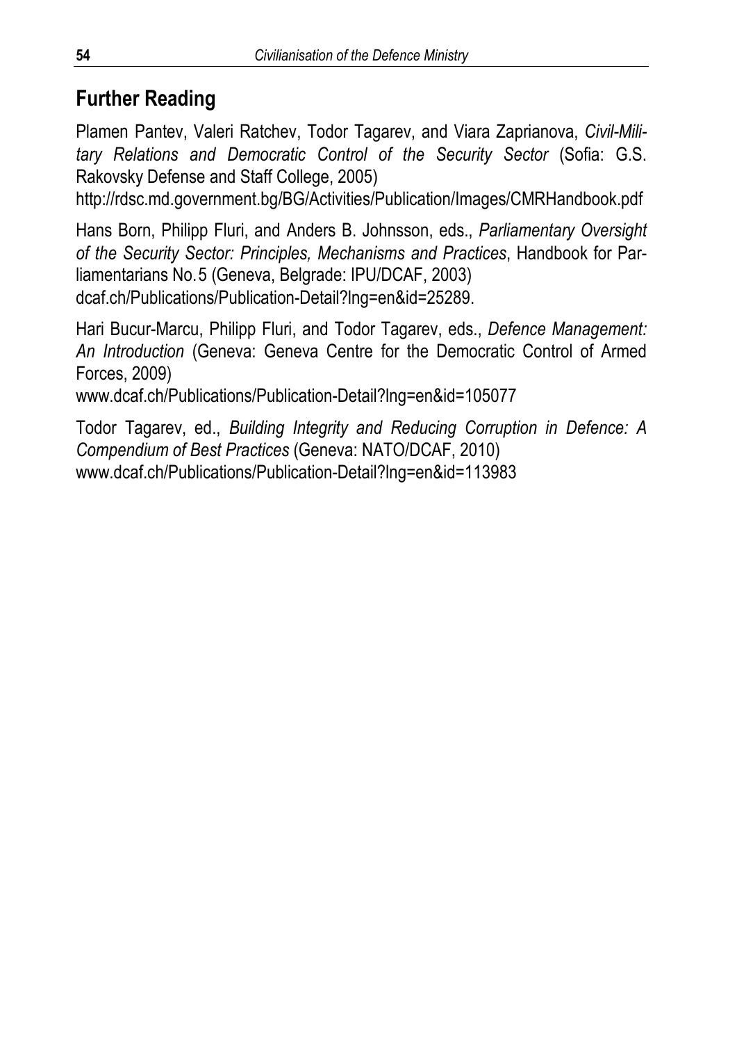## Further Reading

Plamen Pantev, Valeri Ratchev, Todor Tagarev, and Viara Zaprianova, *Civil-Military Relations and Democratic Control of the Security Sector* (Sofia: G.S. Rakovsky Defense and Staff College, 2005)
http://rdsc.md.government.bg/BG/Activities/Publication/Images/CMRHandbook.pdf

Hans Born, Philipp Fluri, and Anders B. Johnsson, eds., *Parliamentary Oversight of the Security Sector: Principles, Mechanisms and Practices*, Handbook for Parliamentarians No. 5 (Geneva, Belgrade: IPU/DCAF, 2003)
dcaf.ch/Publications/Publication-Detail?lng=en&id=25289.

Hari Bucur-Marcu, Philipp Fluri, and Todor Tagarev, eds., *Defence Management: An Introduction* (Geneva: Geneva Centre for the Democratic Control of Armed Forces, 2009)
www.dcaf.ch/Publications/Publication-Detail?lng=en&id=105077

Todor Tagarev, ed., *Building Integrity and Reducing Corruption in Defence: A Compendium of Best Practices* (Geneva: NATO/DCAF, 2010)
www.dcaf.ch/Publications/Publication-Detail?lng=en&id=113983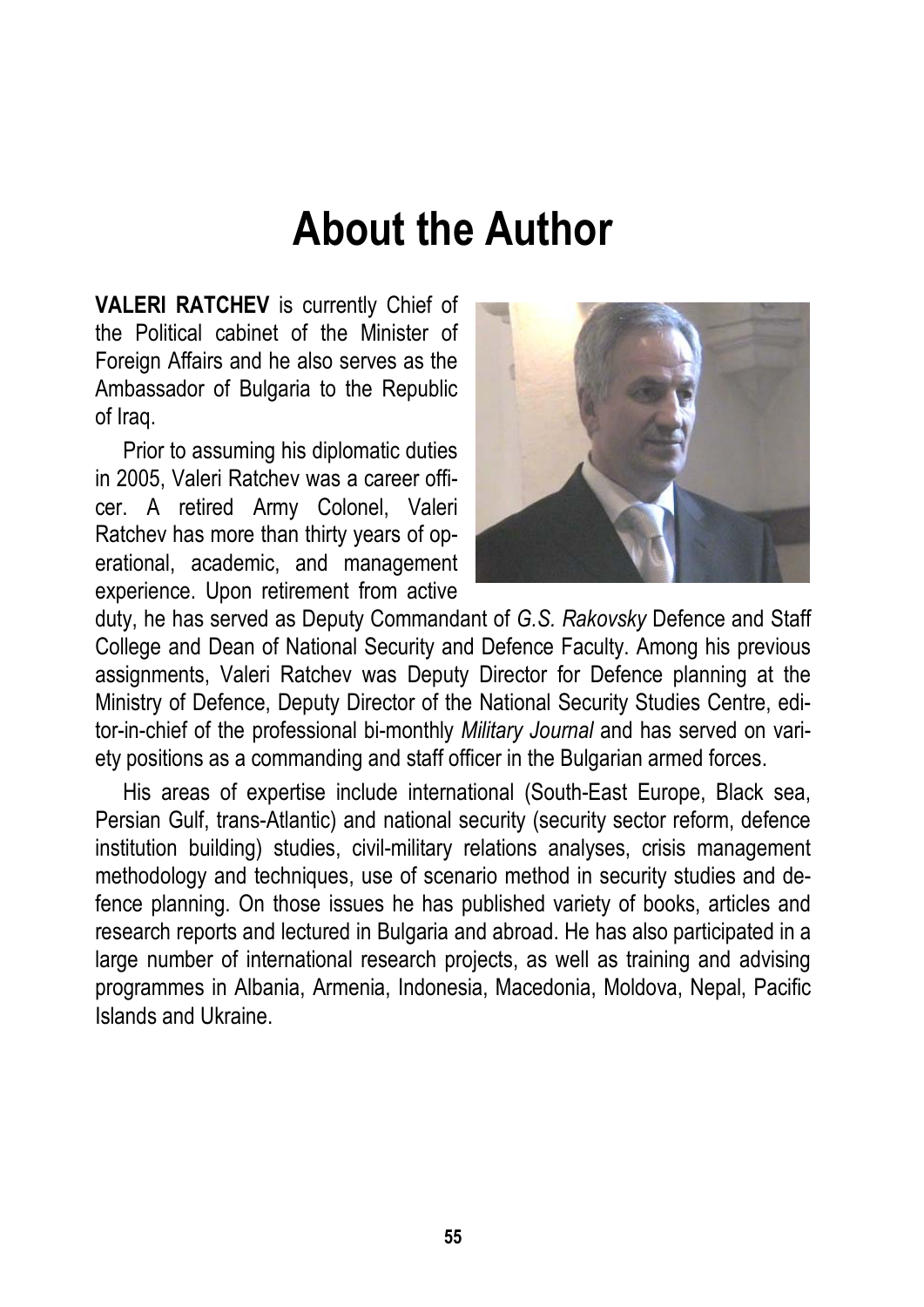# About the Author

**VALERI RATCHEV** is currently Chief of the Political cabinet of the Minister of Foreign Affairs and he also serves as the Ambassador of Bulgaria to the Republic of Iraq.

Prior to assuming his diplomatic duties in 2005, Valeri Ratchev was a career officer. A retired Army Colonel, Valeri Ratchev has more than thirty years of operational, academic, and management experience. Upon retirement from active duty, he has served as Deputy Commandant of *G.S. Rakovsky* Defence and Staff College and Dean of National Security and Defence Faculty. Among his previous assignments, Valeri Ratchev was Deputy Director for Defence planning at the Ministry of Defence, Deputy Director of the National Security Studies Centre, editor-in-chief of the professional bi-monthly *Military Journal* and has served on variety positions as a commanding and staff officer in the Bulgarian armed forces.

His areas of expertise include international (South-East Europe, Black sea, Persian Gulf, trans-Atlantic) and national security (security sector reform, defence institution building) studies, civil-military relations analyses, crisis management methodology and techniques, use of scenario method in security studies and defence planning. On those issues he has published variety of books, articles and research reports and lectured in Bulgaria and abroad. He has also participated in a large number of international research projects, as well as training and advising programmes in Albania, Armenia, Indonesia, Macedonia, Moldova, Nepal, Pacific Islands and Ukraine.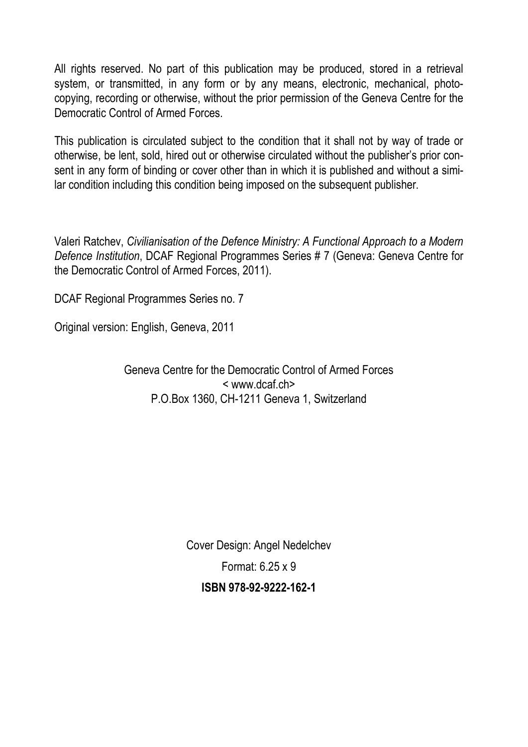All rights reserved. No part of this publication may be produced, stored in a retrieval system, or transmitted, in any form or by any means, electronic, mechanical, photocopying, recording or otherwise, without the prior permission of the Geneva Centre for the Democratic Control of Armed Forces.

This publication is circulated subject to the condition that it shall not by way of trade or otherwise, be lent, sold, hired out or otherwise circulated without the publisher's prior consent in any form of binding or cover other than in which it is published and without a similar condition including this condition being imposed on the subsequent publisher.

Valeri Ratchev, *Civilianisation of the Defence Ministry: A Functional Approach to a Modern Defence Institution*, DCAF Regional Programmes Series # 7 (Geneva: Geneva Centre for the Democratic Control of Armed Forces, 2011).

DCAF Regional Programmes Series no. 7

Original version: English, Geneva, 2011

Geneva Centre for the Democratic Control of Armed Forces
< www.dcaf.ch>
P.O.Box 1360, CH-1211 Geneva 1, Switzerland

Cover Design: Angel Nedelchev

Format: 6.25 x 9

**ISBN 978-92-9222-162-1**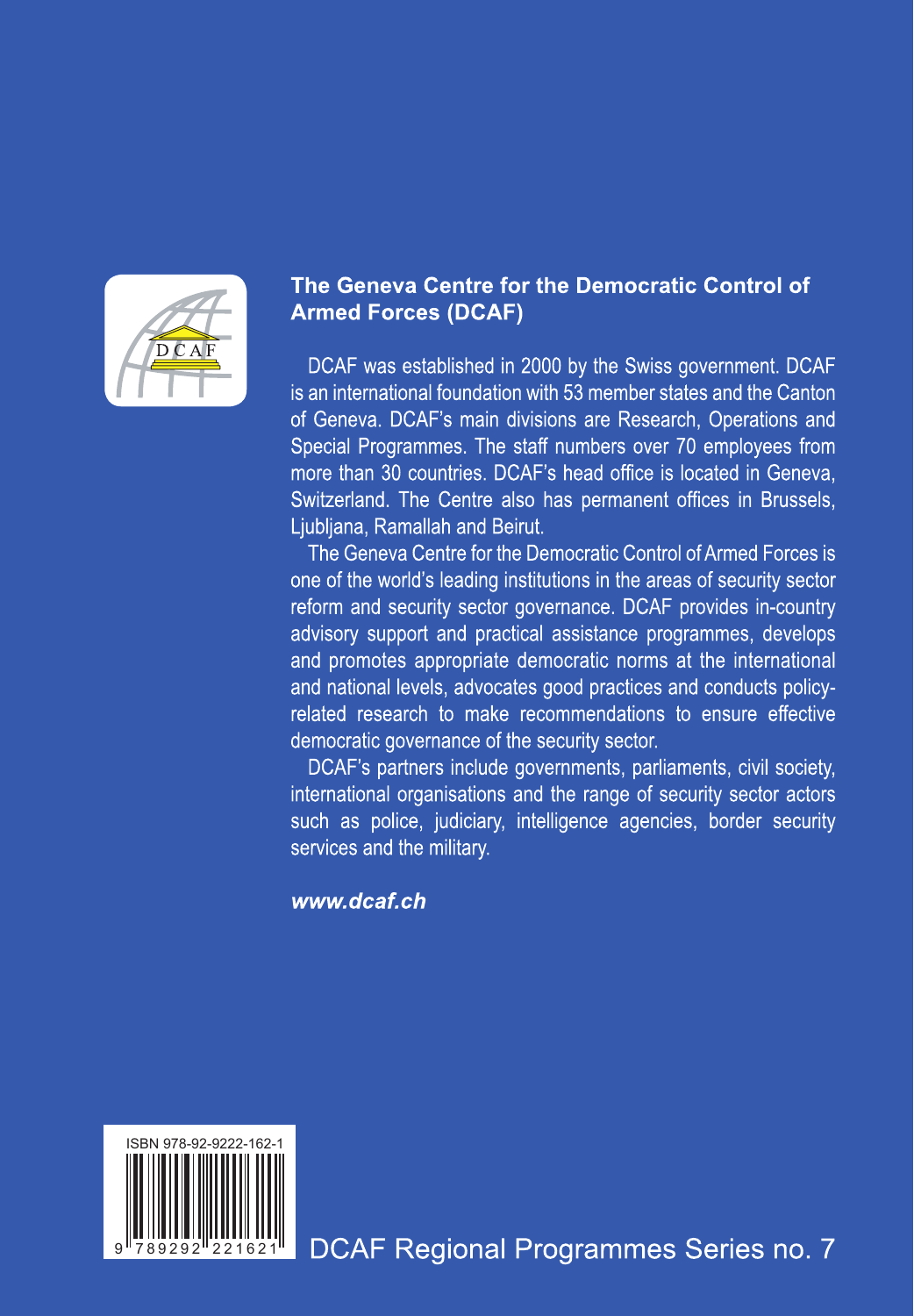## The Geneva Centre for the Democratic Control of Armed Forces (DCAF)

DCAF was established in 2000 by the Swiss government. DCAF is an international foundation with 53 member states and the Canton of Geneva. DCAF's main divisions are Research, Operations and Special Programmes. The staff numbers over 70 employees from more than 30 countries. DCAF's head office is located in Geneva, Switzerland. The Centre also has permanent offices in Brussels, Ljubljana, Ramallah and Beirut.

The Geneva Centre for the Democratic Control of Armed Forces is one of the world's leading institutions in the areas of security sector reform and security sector governance. DCAF provides in-country advisory support and practical assistance programmes, develops and promotes appropriate democratic norms at the international and national levels, advocates good practices and conducts policy-related research to make recommendations to ensure effective democratic governance of the security sector.

DCAF's partners include governments, parliaments, civil society, international organisations and the range of security sector actors such as police, judiciary, intelligence agencies, border security services and the military.

***www.dcaf.ch***

ISBN 978-92-9222-162-1

DCAF Regional Programmes Series no. 7